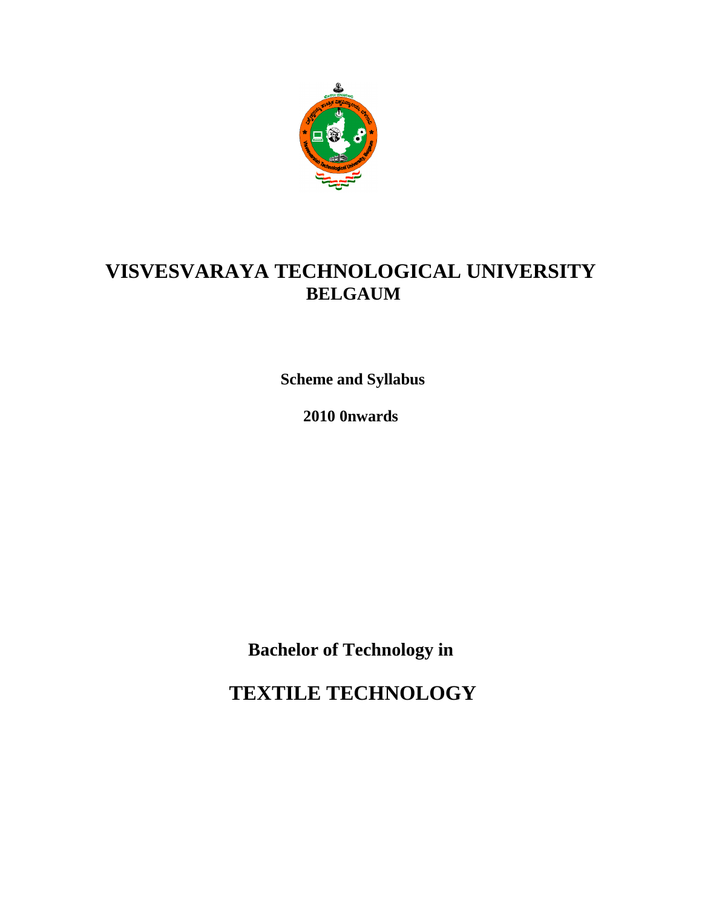# VISVESVARAYA TECHNOLOGICAL UNIVERSITY
## BELGAUM

**Scheme and Syllabus**

**2010 0nwards**

**Bachelor of Technology in**

# TEXTILE TECHNOLOGY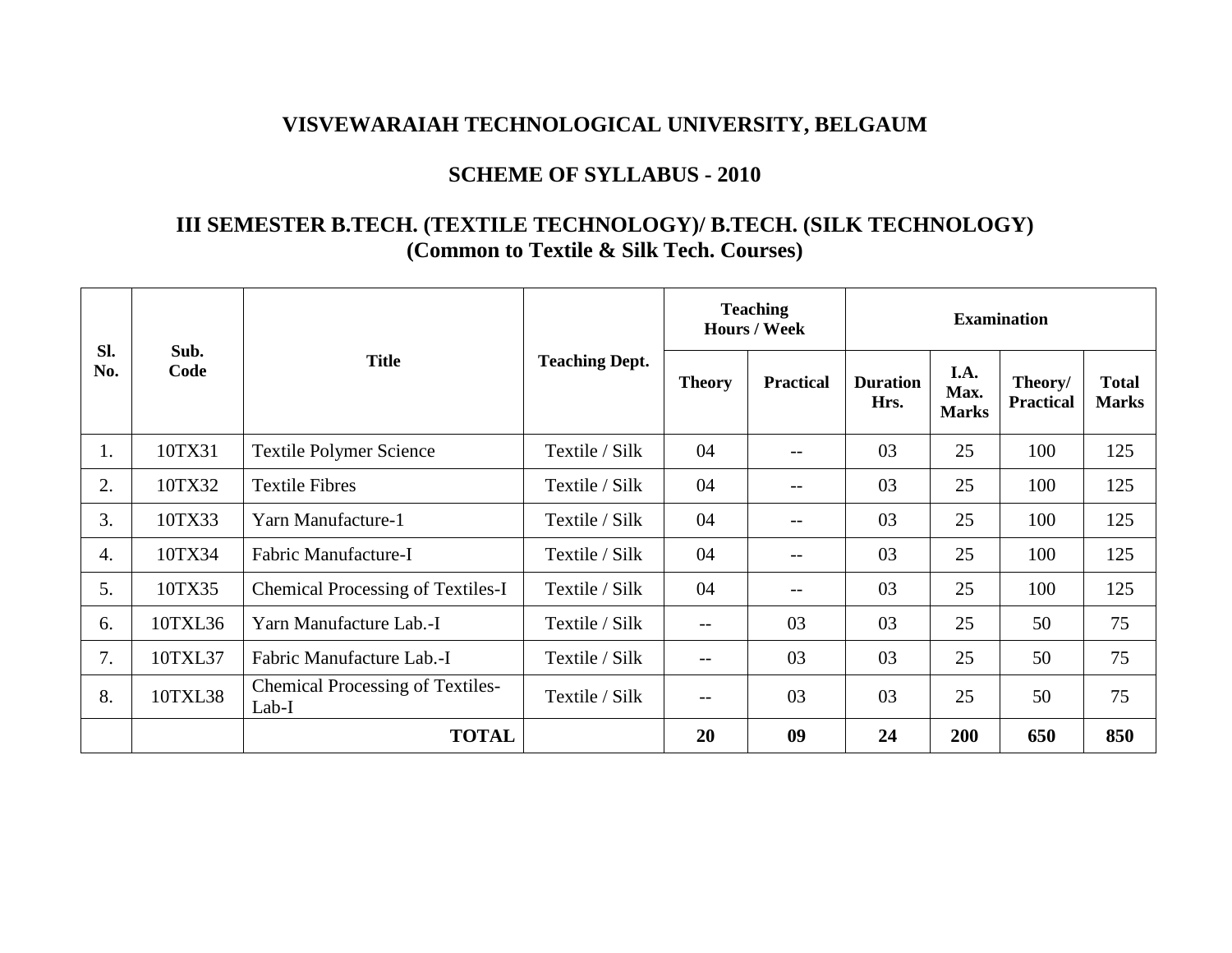# VISVEWARAIAH TECHNOLOGICAL UNIVERSITY, BELGAUM

## SCHEME OF SYLLABUS - 2010

## III SEMESTER B.TECH. (TEXTILE TECHNOLOGY)/ B.TECH. (SILK TECHNOLOGY) (Common to Textile & Silk Tech. Courses)

| Sl. No. | Sub. Code | Title | Teaching Dept. | Teaching Hours / Week | | Examination | | | |
|---|---|---|---|---|---|---|---|---|---|
| | | | | Theory | Practical | Duration Hrs. | I.A. Max. Marks | Theory/ Practical | Total Marks |
| 1. | 10TX31 | Textile Polymer Science | Textile / Silk | 04 | -- | 03 | 25 | 100 | 125 |
| 2. | 10TX32 | Textile Fibres | Textile / Silk | 04 | -- | 03 | 25 | 100 | 125 |
| 3. | 10TX33 | Yarn Manufacture-1 | Textile / Silk | 04 | -- | 03 | 25 | 100 | 125 |
| 4. | 10TX34 | Fabric Manufacture-I | Textile / Silk | 04 | -- | 03 | 25 | 100 | 125 |
| 5. | 10TX35 | Chemical Processing of Textiles-I | Textile / Silk | 04 | -- | 03 | 25 | 100 | 125 |
| 6. | 10TXL36 | Yarn Manufacture Lab.-I | Textile / Silk | -- | 03 | 03 | 25 | 50 | 75 |
| 7. | 10TXL37 | Fabric Manufacture Lab.-I | Textile / Silk | -- | 03 | 03 | 25 | 50 | 75 |
| 8. | 10TXL38 | Chemical Processing of Textiles-Lab-I | Textile / Silk | -- | 03 | 03 | 25 | 50 | 75 |
| | | **TOTAL** | | **20** | **09** | **24** | **200** | **650** | **850** |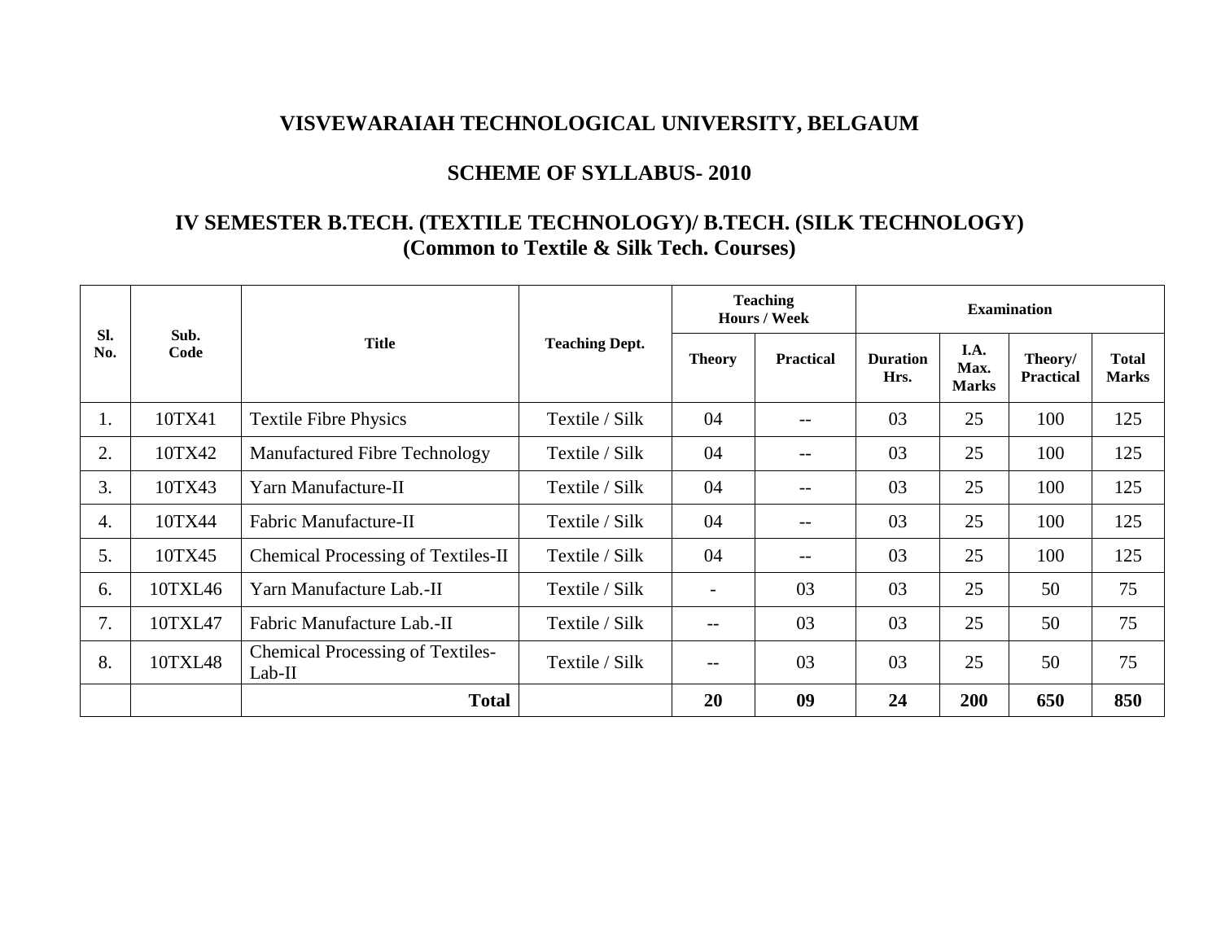# VISVEWARAIAH TECHNOLOGICAL UNIVERSITY, BELGAUM

## SCHEME OF SYLLABUS- 2010

## IV SEMESTER B.TECH. (TEXTILE TECHNOLOGY)/ B.TECH. (SILK TECHNOLOGY)
## (Common to Textile & Silk Tech. Courses)

| Sl. No. | Sub. Code | Title | Teaching Dept. | Teaching Hours / Week | | Examination | | | |
|---|---|---|---|---|---|---|---|---|---|
| | | | | Theory | Practical | Duration Hrs. | I.A. Max. Marks | Theory/ Practical | Total Marks |
| 1. | 10TX41 | Textile Fibre Physics | Textile / Silk | 04 | -- | 03 | 25 | 100 | 125 |
| 2. | 10TX42 | Manufactured Fibre Technology | Textile / Silk | 04 | -- | 03 | 25 | 100 | 125 |
| 3. | 10TX43 | Yarn Manufacture-II | Textile / Silk | 04 | -- | 03 | 25 | 100 | 125 |
| 4. | 10TX44 | Fabric Manufacture-II | Textile / Silk | 04 | -- | 03 | 25 | 100 | 125 |
| 5. | 10TX45 | Chemical Processing of Textiles-II | Textile / Silk | 04 | -- | 03 | 25 | 100 | 125 |
| 6. | 10TXL46 | Yarn Manufacture Lab.-II | Textile / Silk | - | 03 | 03 | 25 | 50 | 75 |
| 7. | 10TXL47 | Fabric Manufacture Lab.-II | Textile / Silk | -- | 03 | 03 | 25 | 50 | 75 |
| 8. | 10TXL48 | Chemical Processing of Textiles-Lab-II | Textile / Silk | -- | 03 | 03 | 25 | 50 | 75 |
| | | **Total** | | **20** | **09** | **24** | **200** | **650** | **850** |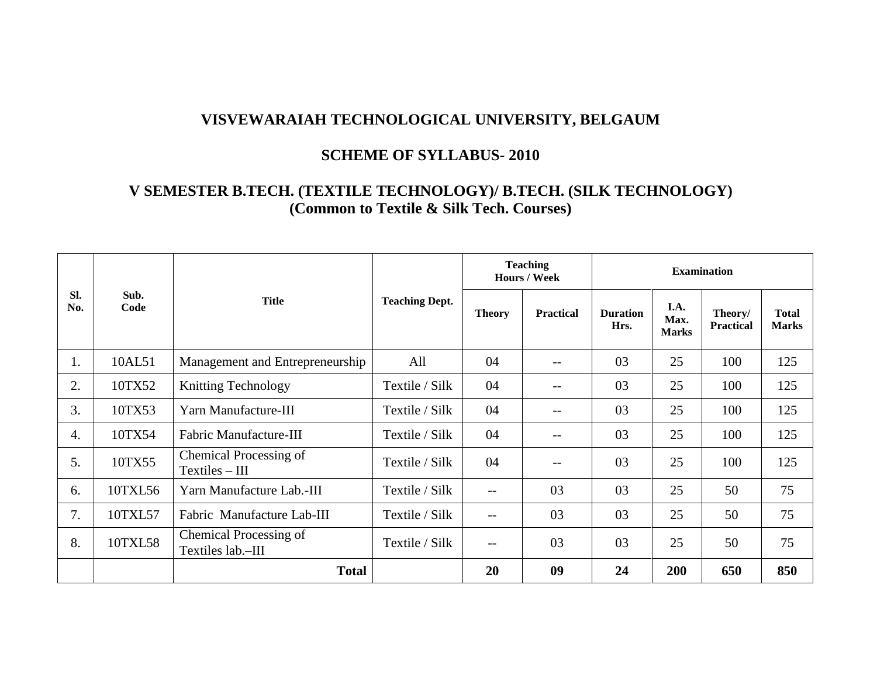# VISVEWARAIAH TECHNOLOGICAL UNIVERSITY, BELGAUM

## SCHEME OF SYLLABUS- 2010

## V SEMESTER B.TECH. (TEXTILE TECHNOLOGY)/ B.TECH. (SILK TECHNOLOGY) (Common to Textile & Silk Tech. Courses)

| Sl. No. | Sub. Code | Title | Teaching Dept. | Teaching Hours / Week | | Examination | | | |
|---|---|---|---|---|---|---|---|---|---|
| | | | | Theory | Practical | Duration Hrs. | I.A. Max. Marks | Theory/ Practical | Total Marks |
| 1. | 10AL51 | Management and Entrepreneurship | All | 04 | -- | 03 | 25 | 100 | 125 |
| 2. | 10TX52 | Knitting Technology | Textile / Silk | 04 | -- | 03 | 25 | 100 | 125 |
| 3. | 10TX53 | Yarn Manufacture-III | Textile / Silk | 04 | -- | 03 | 25 | 100 | 125 |
| 4. | 10TX54 | Fabric Manufacture-III | Textile / Silk | 04 | -- | 03 | 25 | 100 | 125 |
| 5. | 10TX55 | Chemical Processing of Textiles – III | Textile / Silk | 04 | -- | 03 | 25 | 100 | 125 |
| 6. | 10TXL56 | Yarn Manufacture Lab.-III | Textile / Silk | -- | 03 | 03 | 25 | 50 | 75 |
| 7. | 10TXL57 | Fabric Manufacture Lab-III | Textile / Silk | -- | 03 | 03 | 25 | 50 | 75 |
| 8. | 10TXL58 | Chemical Processing of Textiles lab.–III | Textile / Silk | -- | 03 | 03 | 25 | 50 | 75 |
| | | **Total** | | **20** | **09** | **24** | **200** | **650** | **850** |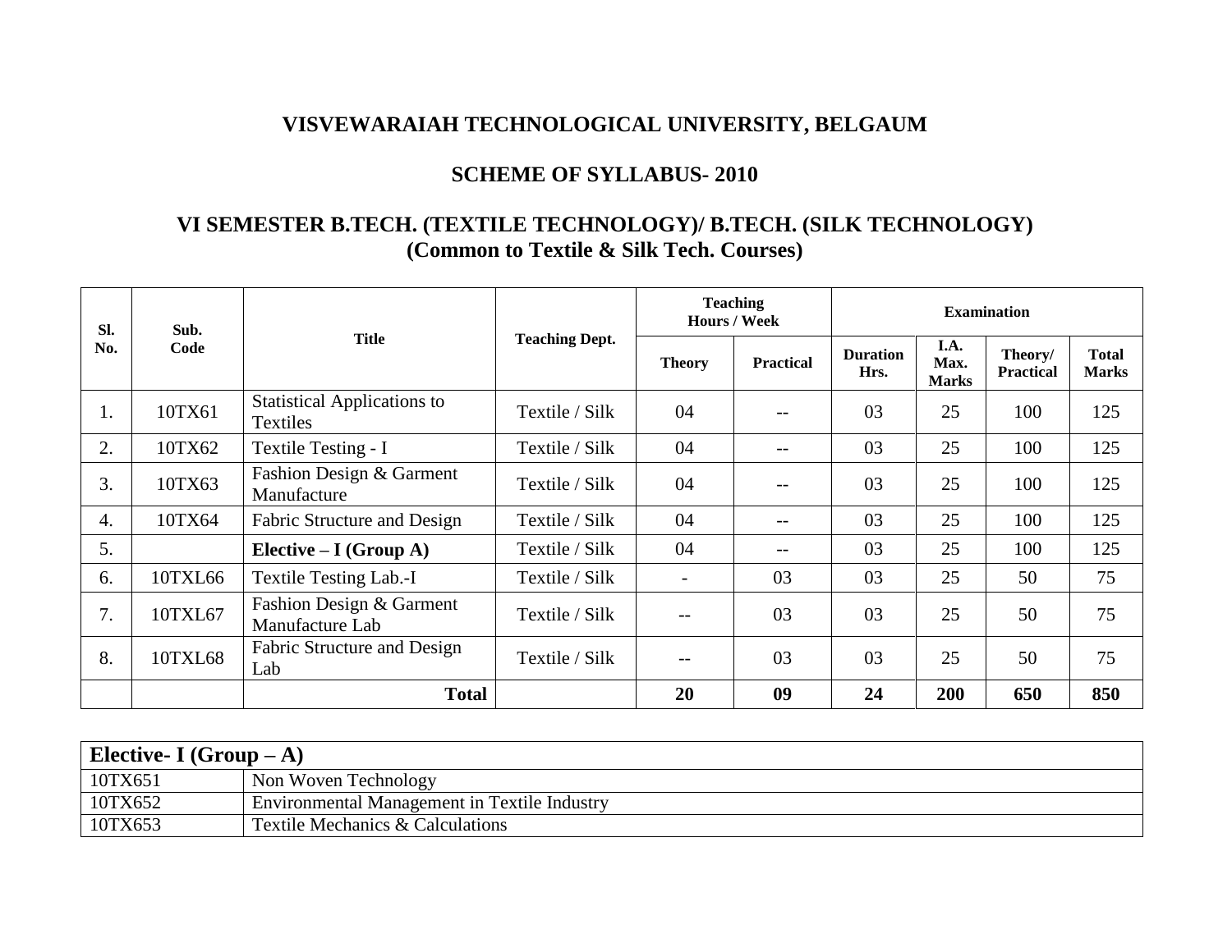# VISVEWARAIAH TECHNOLOGICAL UNIVERSITY, BELGAUM

## SCHEME OF SYLLABUS- 2010

## VI SEMESTER B.TECH. (TEXTILE TECHNOLOGY)/ B.TECH. (SILK TECHNOLOGY)
## (Common to Textile & Silk Tech. Courses)

| Sl. No. | Sub. Code | Title | Teaching Dept. | Teaching Hours / Week | | Examination | | | |
|---|---|---|---|---|---|---|---|---|---|
| | | | | Theory | Practical | Duration Hrs. | I.A. Max. Marks | Theory/ Practical | Total Marks |
| 1. | 10TX61 | Statistical Applications to Textiles | Textile / Silk | 04 | -- | 03 | 25 | 100 | 125 |
| 2. | 10TX62 | Textile Testing - I | Textile / Silk | 04 | -- | 03 | 25 | 100 | 125 |
| 3. | 10TX63 | Fashion Design & Garment Manufacture | Textile / Silk | 04 | -- | 03 | 25 | 100 | 125 |
| 4. | 10TX64 | Fabric Structure and Design | Textile / Silk | 04 | -- | 03 | 25 | 100 | 125 |
| 5. | | **Elective – I (Group A)** | Textile / Silk | 04 | -- | 03 | 25 | 100 | 125 |
| 6. | 10TXL66 | Textile Testing Lab.-I | Textile / Silk | - | 03 | 03 | 25 | 50 | 75 |
| 7. | 10TXL67 | Fashion Design & Garment Manufacture Lab | Textile / Silk | -- | 03 | 03 | 25 | 50 | 75 |
| 8. | 10TXL68 | Fabric Structure and Design Lab | Textile / Silk | -- | 03 | 03 | 25 | 50 | 75 |
| | | **Total** | | **20** | **09** | **24** | **200** | **650** | **850** |

| **Elective- I (Group – A)** | |
|---|---|
| 10TX651 | Non Woven Technology |
| 10TX652 | Environmental Management in Textile Industry |
| 10TX653 | Textile Mechanics & Calculations |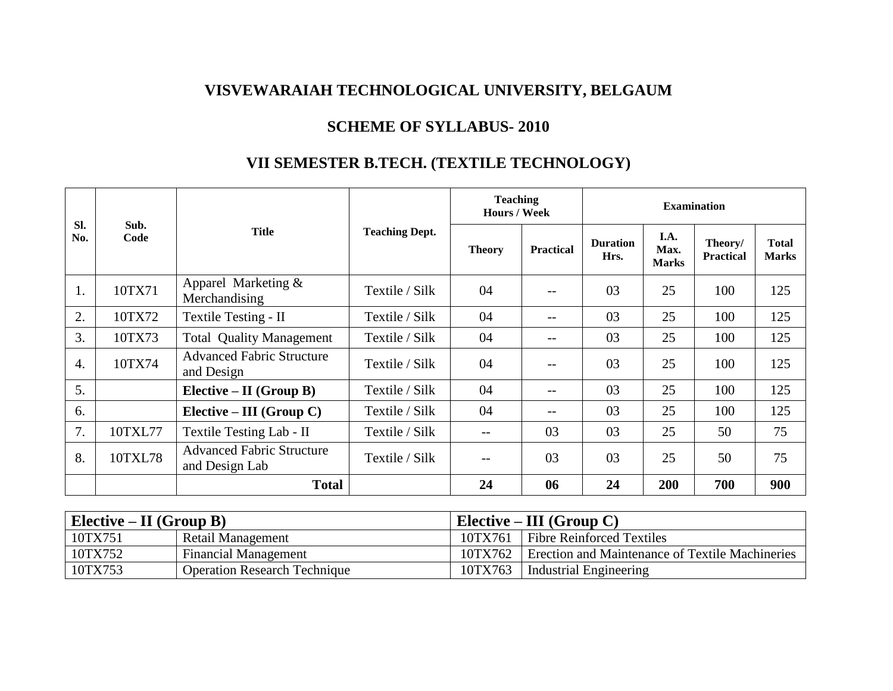# VISVEWARAIAH TECHNOLOGICAL UNIVERSITY, BELGAUM

## SCHEME OF SYLLABUS- 2010

## VII SEMESTER B.TECH. (TEXTILE TECHNOLOGY)

| Sl. No. | Sub. Code | Title | Teaching Dept. | Teaching Hours / Week | | Examination | | | |
|---|---|---|---|---|---|---|---|---|---|
| | | | | Theory | Practical | Duration Hrs. | I.A. Max. Marks | Theory/ Practical | Total Marks |
| 1. | 10TX71 | Apparel Marketing & Merchandising | Textile / Silk | 04 | -- | 03 | 25 | 100 | 125 |
| 2. | 10TX72 | Textile Testing - II | Textile / Silk | 04 | -- | 03 | 25 | 100 | 125 |
| 3. | 10TX73 | Total Quality Management | Textile / Silk | 04 | -- | 03 | 25 | 100 | 125 |
| 4. | 10TX74 | Advanced Fabric Structure and Design | Textile / Silk | 04 | -- | 03 | 25 | 100 | 125 |
| 5. | | **Elective – II (Group B)** | Textile / Silk | 04 | -- | 03 | 25 | 100 | 125 |
| 6. | | **Elective – III (Group C)** | Textile / Silk | 04 | -- | 03 | 25 | 100 | 125 |
| 7. | 10TXL77 | Textile Testing Lab - II | Textile / Silk | -- | 03 | 03 | 25 | 50 | 75 |
| 8. | 10TXL78 | Advanced Fabric Structure and Design Lab | Textile / Silk | -- | 03 | 03 | 25 | 50 | 75 |
| | | **Total** | | **24** | **06** | **24** | **200** | **700** | **900** |

| **Elective – II (Group B)** | | **Elective – III (Group C)** | |
|---|---|---|---|
| 10TX751 | Retail Management | 10TX761 | Fibre Reinforced Textiles |
| 10TX752 | Financial Management | 10TX762 | Erection and Maintenance of Textile Machineries |
| 10TX753 | Operation Research Technique | 10TX763 | Industrial Engineering |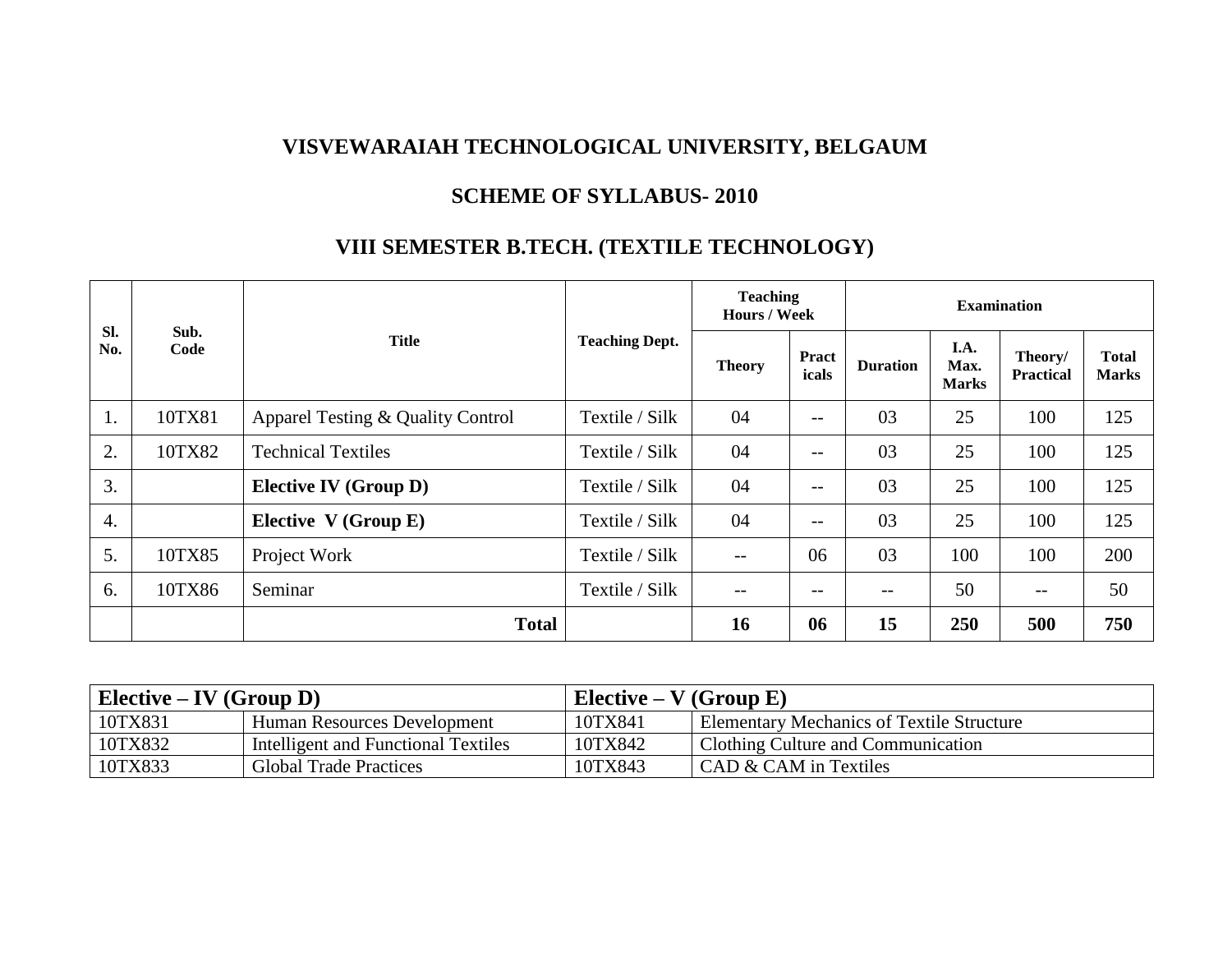# VISVEWARAIAH TECHNOLOGICAL UNIVERSITY, BELGAUM

## SCHEME OF SYLLABUS- 2010

## VIII SEMESTER B.TECH. (TEXTILE TECHNOLOGY)

| Sl. No. | Sub. Code | Title | Teaching Dept. | Teaching Hours / Week | | Examination | | | |
|---|---|---|---|---|---|---|---|---|---|
| | | | | Theory | Practicals | Duration | I.A. Max. Marks | Theory/ Practical | Total Marks |
| 1. | 10TX81 | Apparel Testing & Quality Control | Textile / Silk | 04 | -- | 03 | 25 | 100 | 125 |
| 2. | 10TX82 | Technical Textiles | Textile / Silk | 04 | -- | 03 | 25 | 100 | 125 |
| 3. | | **Elective IV (Group D)** | Textile / Silk | 04 | -- | 03 | 25 | 100 | 125 |
| 4. | | **Elective V (Group E)** | Textile / Silk | 04 | -- | 03 | 25 | 100 | 125 |
| 5. | 10TX85 | Project Work | Textile / Silk | -- | 06 | 03 | 100 | 100 | 200 |
| 6. | 10TX86 | Seminar | Textile / Silk | -- | -- | -- | 50 | -- | 50 |
| | | **Total** | | **16** | **06** | **15** | **250** | **500** | **750** |

| **Elective – IV (Group D)** | | **Elective – V (Group E)** | |
|---|---|---|---|
| 10TX831 | Human Resources Development | 10TX841 | Elementary Mechanics of Textile Structure |
| 10TX832 | Intelligent and Functional Textiles | 10TX842 | Clothing Culture and Communication |
| 10TX833 | Global Trade Practices | 10TX843 | CAD & CAM in Textiles |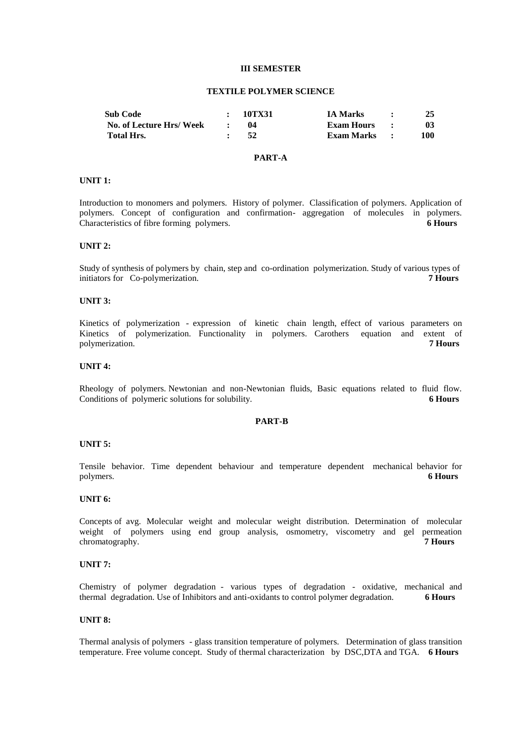### III SEMESTER

### TEXTILE POLYMER SCIENCE

| Sub Code | : | 10TX31 | IA Marks | : | 25 |
|---|---|---|---|---|---|
| No. of Lecture Hrs/ Week | : | 04 | Exam Hours | : | 03 |
| Total Hrs. | : | 52 | Exam Marks | : | 100 |

### PART-A

**UNIT 1:**

Introduction to monomers and polymers. History of polymer. Classification of polymers. Application of polymers. Concept of configuration and confirmation- aggregation of molecules in polymers. Characteristics of fibre forming polymers. **6 Hours**

**UNIT 2:**

Study of synthesis of polymers by chain, step and co-ordination polymerization. Study of various types of initiators for Co-polymerization. **7 Hours**

**UNIT 3:**

Kinetics of polymerization - expression of kinetic chain length, effect of various parameters on Kinetics of polymerization. Functionality in polymers. Carothers equation and extent of polymerization. **7 Hours**

**UNIT 4:**

Rheology of polymers. Newtonian and non-Newtonian fluids, Basic equations related to fluid flow. Conditions of polymeric solutions for solubility. **6 Hours**

### PART-B

**UNIT 5:**

Tensile behavior. Time dependent behaviour and temperature dependent mechanical behavior for polymers. **6 Hours**

**UNIT 6:**

Concepts of avg. Molecular weight and molecular weight distribution. Determination of molecular weight of polymers using end group analysis, osmometry, viscometry and gel permeation chromatography. **7 Hours**

**UNIT 7:**

Chemistry of polymer degradation - various types of degradation - oxidative, mechanical and thermal degradation. Use of Inhibitors and anti-oxidants to control polymer degradation. **6 Hours**

**UNIT 8:**

Thermal analysis of polymers - glass transition temperature of polymers. Determination of glass transition temperature. Free volume concept. Study of thermal characterization by DSC,DTA and TGA. **6 Hours**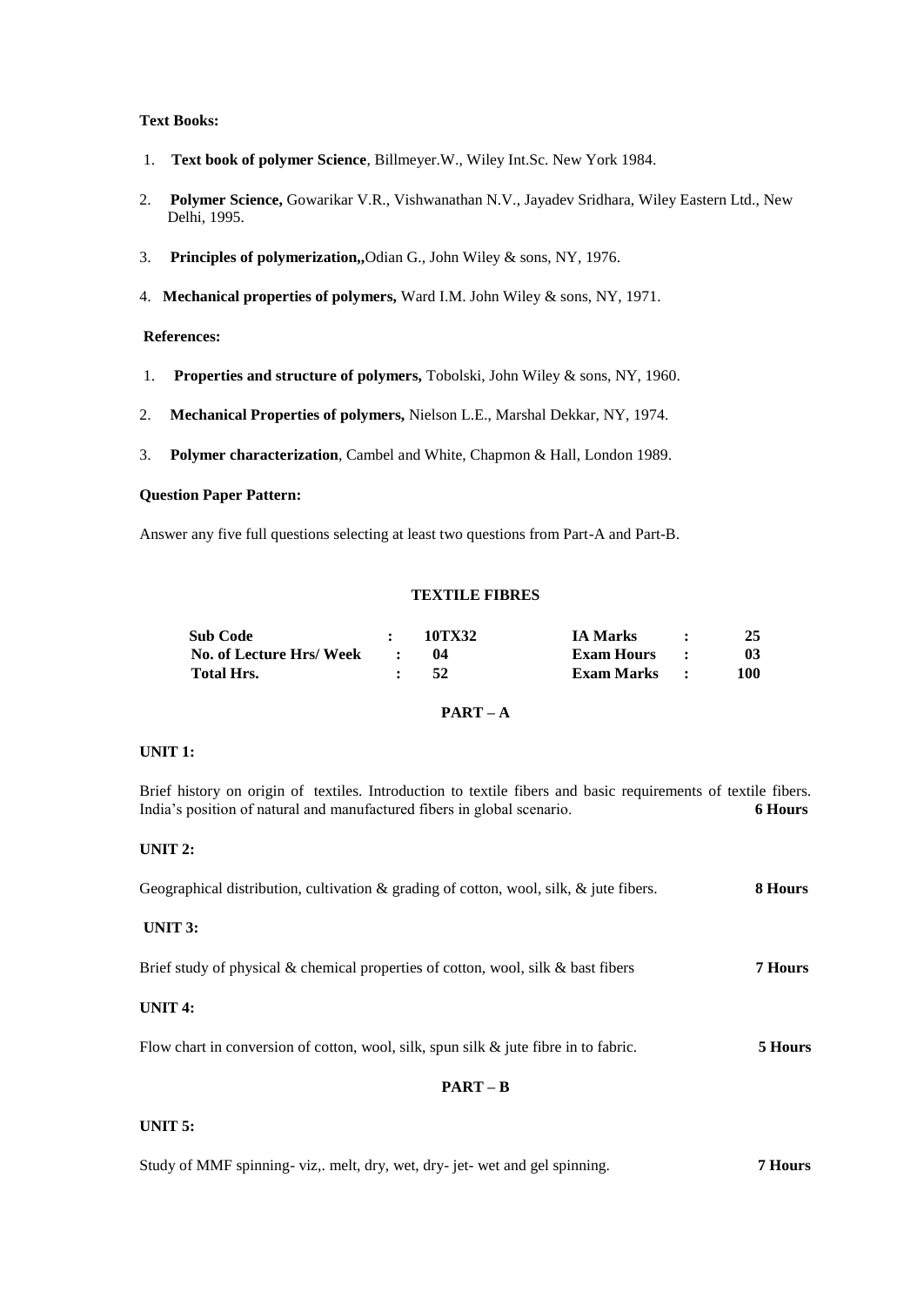**Text Books:**

1. **Text book of polymer Science**, Billmeyer.W., Wiley Int.Sc. New York 1984.

2. **Polymer Science,** Gowarikar V.R., Vishwanathan N.V., Jayadev Sridhara, Wiley Eastern Ltd., New Delhi, 1995.

3. **Principles of polymerization,,**Odian G., John Wiley & sons, NY, 1976.

4. **Mechanical properties of polymers,** Ward I.M. John Wiley & sons, NY, 1971.

**References:**

1. **Properties and structure of polymers,** Tobolski, John Wiley & sons, NY, 1960.

2. **Mechanical Properties of polymers,** Nielson L.E., Marshal Dekkar, NY, 1974.

3. **Polymer characterization**, Cambel and White, Chapmon & Hall, London 1989.

**Question Paper Pattern:**

Answer any five full questions selecting at least two questions from Part-A and Part-B.

## TEXTILE FIBRES

| | | | | | |
|---|---|---|---|---|---|
| **Sub Code** | : **10TX32** | | **IA Marks** | : | **25** |
| **No. of Lecture Hrs/ Week** | : **04** | | **Exam Hours** | : | **03** |
| **Total Hrs.** | : **52** | | **Exam Marks** | : | **100** |

### PART – A

**UNIT 1:**

Brief history on origin of textiles. Introduction to textile fibers and basic requirements of textile fibers. India's position of natural and manufactured fibers in global scenario. **6 Hours**

**UNIT 2:**

Geographical distribution, cultivation & grading of cotton, wool, silk, & jute fibers. **8 Hours**

**UNIT 3:**

Brief study of physical & chemical properties of cotton, wool, silk & bast fibers **7 Hours**

**UNIT 4:**

Flow chart in conversion of cotton, wool, silk, spun silk & jute fibre in to fabric. **5 Hours**

### PART – B

**UNIT 5:**

Study of MMF spinning- viz,. melt, dry, wet, dry- jet- wet and gel spinning. **7 Hours**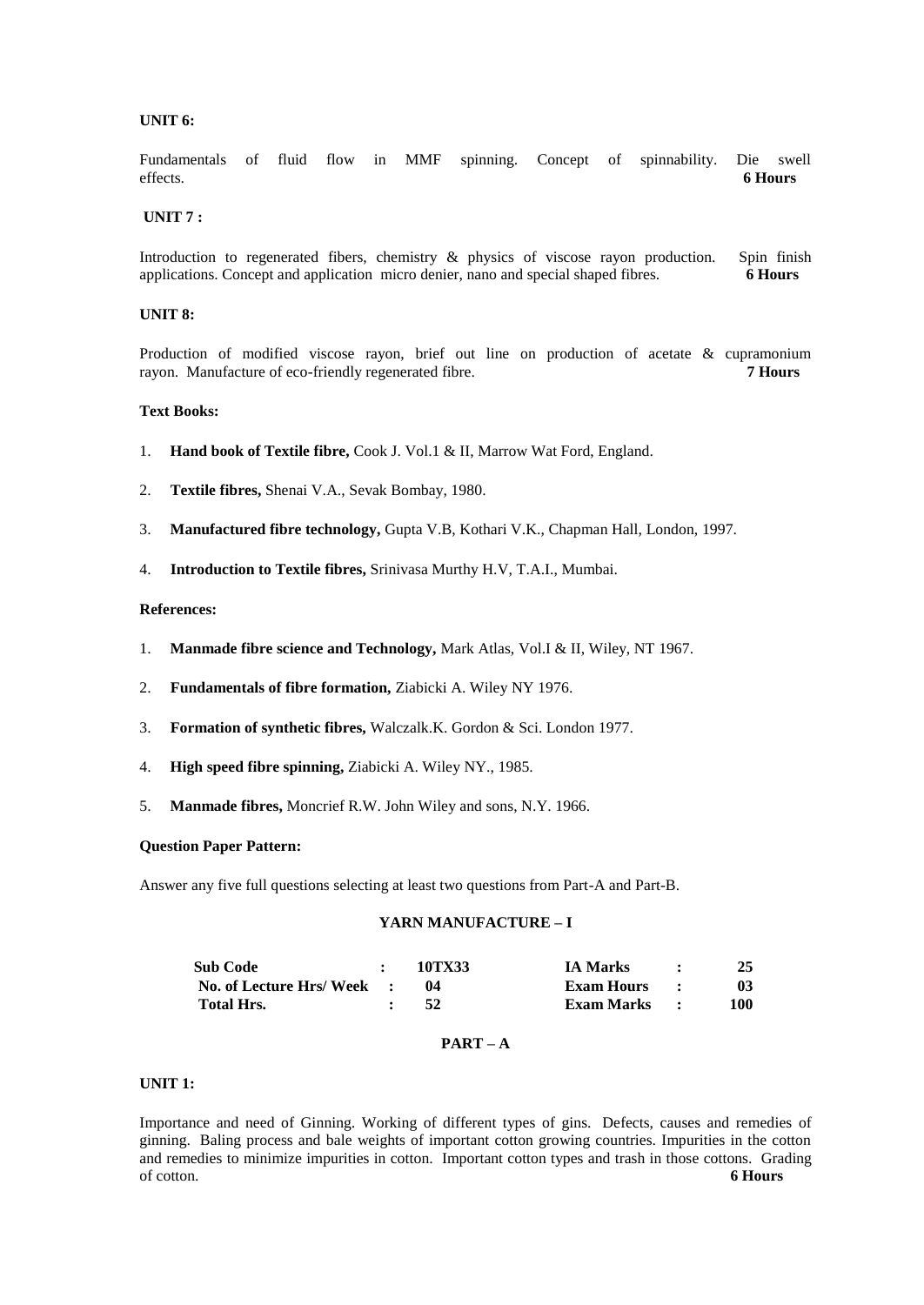**UNIT 6:**

Fundamentals of fluid flow in MMF spinning. Concept of spinnability. Die swell effects. **6 Hours**

**UNIT 7 :**

Introduction to regenerated fibers, chemistry & physics of viscose rayon production. Spin finish applications. Concept and application micro denier, nano and special shaped fibres. **6 Hours**

**UNIT 8:**

Production of modified viscose rayon, brief out line on production of acetate & cupramonium rayon. Manufacture of eco-friendly regenerated fibre. **7 Hours**

**Text Books:**

1. **Hand book of Textile fibre,** Cook J. Vol.1 & II, Marrow Wat Ford, England.
2. **Textile fibres,** Shenai V.A., Sevak Bombay, 1980.
3. **Manufactured fibre technology,** Gupta V.B, Kothari V.K., Chapman Hall, London, 1997.
4. **Introduction to Textile fibres,** Srinivasa Murthy H.V, T.A.I., Mumbai.

**References:**

1. **Manmade fibre science and Technology,** Mark Atlas, Vol.I & II, Wiley, NT 1967.
2. **Fundamentals of fibre formation,** Ziabicki A. Wiley NY 1976.
3. **Formation of synthetic fibres,** Walczalk.K. Gordon & Sci. London 1977.
4. **High speed fibre spinning,** Ziabicki A. Wiley NY., 1985.
5. **Manmade fibres,** Moncrief R.W. John Wiley and sons, N.Y. 1966.

**Question Paper Pattern:**

Answer any five full questions selecting at least two questions from Part-A and Part-B.

## YARN MANUFACTURE – I

| | | | | | |
|---|---|---|---|---|---|
| **Sub Code** | **:** | **10TX33** | **IA Marks** | **:** | **25** |
| **No. of Lecture Hrs/ Week** | **:** | **04** | **Exam Hours** | **:** | **03** |
| **Total Hrs.** | **:** | **52** | **Exam Marks** | **:** | **100** |

### PART – A

**UNIT 1:**

Importance and need of Ginning. Working of different types of gins. Defects, causes and remedies of ginning. Baling process and bale weights of important cotton growing countries. Impurities in the cotton and remedies to minimize impurities in cotton. Important cotton types and trash in those cottons. Grading of cotton. **6 Hours**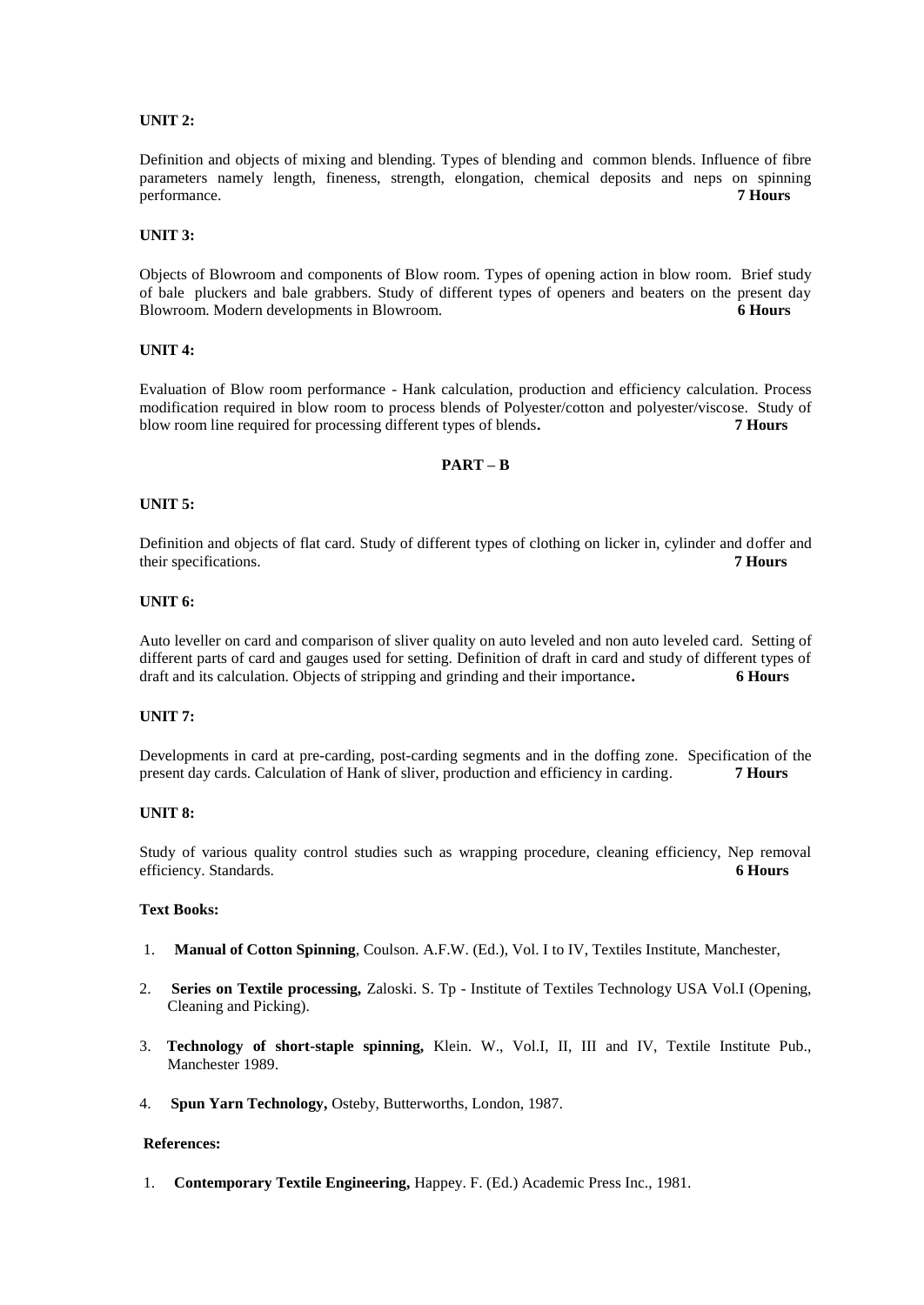**UNIT 2:**

Definition and objects of mixing and blending. Types of blending and common blends. Influence of fibre parameters namely length, fineness, strength, elongation, chemical deposits and neps on spinning performance. **7 Hours**

**UNIT 3:**

Objects of Blowroom and components of Blow room. Types of opening action in blow room. Brief study of bale pluckers and bale grabbers. Study of different types of openers and beaters on the present day Blowroom. Modern developments in Blowroom. **6 Hours**

**UNIT 4:**

Evaluation of Blow room performance - Hank calculation, production and efficiency calculation. Process modification required in blow room to process blends of Polyester/cotton and polyester/viscose. Study of blow room line required for processing different types of blends**.** **7 Hours**

**PART – B**

**UNIT 5:**

Definition and objects of flat card. Study of different types of clothing on licker in, cylinder and doffer and their specifications. **7 Hours**

**UNIT 6:**

Auto leveller on card and comparison of sliver quality on auto leveled and non auto leveled card. Setting of different parts of card and gauges used for setting. Definition of draft in card and study of different types of draft and its calculation. Objects of stripping and grinding and their importance**.** **6 Hours**

**UNIT 7:**

Developments in card at pre-carding, post-carding segments and in the doffing zone. Specification of the present day cards. Calculation of Hank of sliver, production and efficiency in carding. **7 Hours**

**UNIT 8:**

Study of various quality control studies such as wrapping procedure, cleaning efficiency, Nep removal efficiency. Standards. **6 Hours**

**Text Books:**

1. **Manual of Cotton Spinning**, Coulson. A.F.W. (Ed.), Vol. I to IV, Textiles Institute, Manchester,
2. **Series on Textile processing,** Zaloski. S. Tp - Institute of Textiles Technology USA Vol.I (Opening, Cleaning and Picking).
3. **Technology of short-staple spinning,** Klein. W., Vol.I, II, III and IV, Textile Institute Pub., Manchester 1989.
4. **Spun Yarn Technology,** Osteby, Butterworths, London, 1987.

**References:**

1. **Contemporary Textile Engineering,** Happey. F. (Ed.) Academic Press Inc., 1981.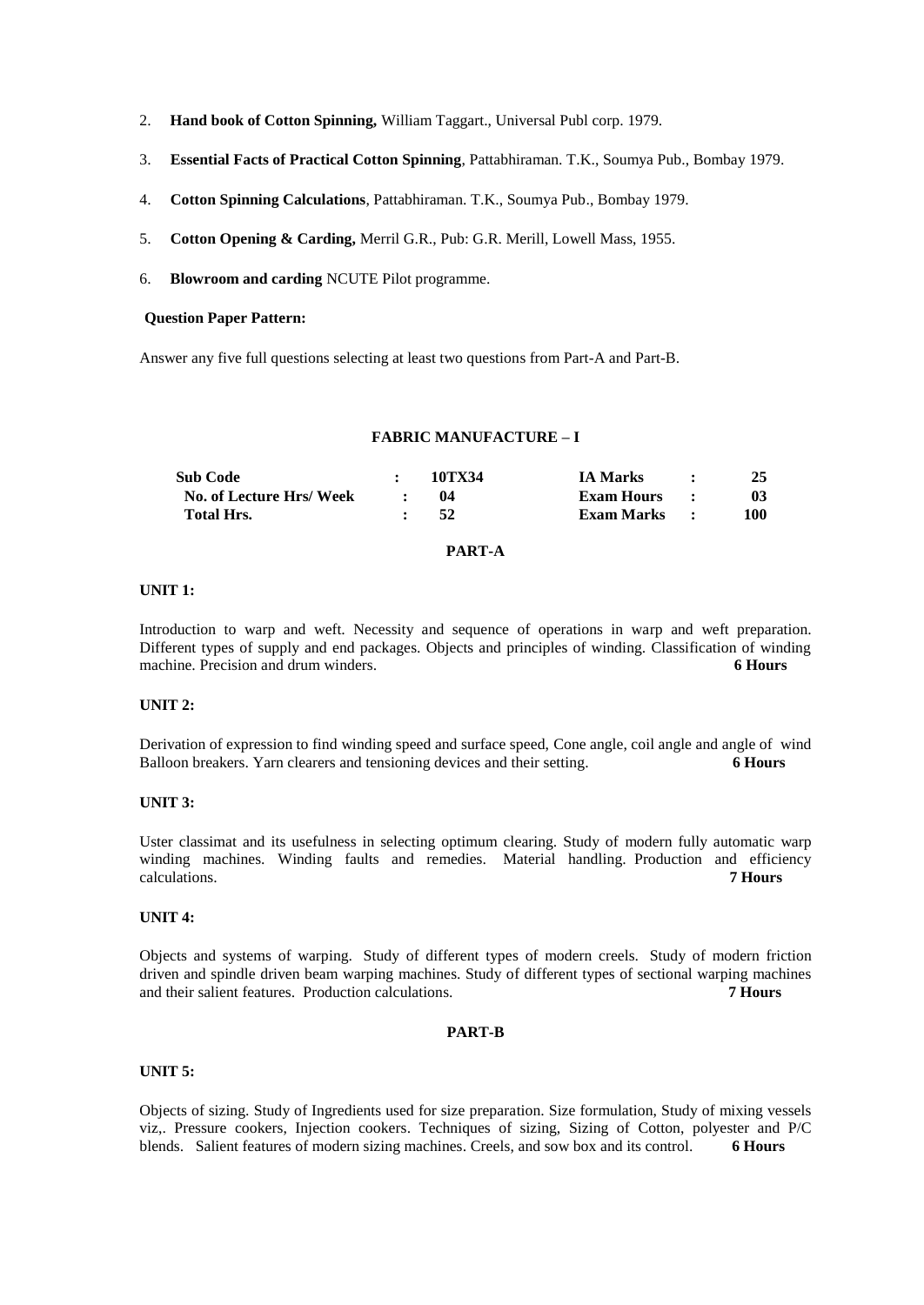2. **Hand book of Cotton Spinning,** William Taggart., Universal Publ corp. 1979.

3. **Essential Facts of Practical Cotton Spinning**, Pattabhiraman. T.K., Soumya Pub., Bombay 1979.

4. **Cotton Spinning Calculations**, Pattabhiraman. T.K., Soumya Pub., Bombay 1979.

5. **Cotton Opening & Carding,** Merril G.R., Pub: G.R. Merill, Lowell Mass, 1955.

6. **Blowroom and carding** NCUTE Pilot programme.

**Question Paper Pattern:**

Answer any five full questions selecting at least two questions from Part-A and Part-B.

## FABRIC MANUFACTURE – I

| | | | | | |
|---|---|---|---|---|---|
| **Sub Code** | : | **10TX34** | **IA Marks** | : | **25** |
| **No. of Lecture Hrs/ Week** | : | **04** | **Exam Hours** | : | **03** |
| **Total Hrs.** | : | **52** | **Exam Marks** | : | **100** |

### PART-A

**UNIT 1:**

Introduction to warp and weft. Necessity and sequence of operations in warp and weft preparation. Different types of supply and end packages. Objects and principles of winding. Classification of winding machine. Precision and drum winders. **6 Hours**

**UNIT 2:**

Derivation of expression to find winding speed and surface speed, Cone angle, coil angle and angle of wind Balloon breakers. Yarn clearers and tensioning devices and their setting. **6 Hours**

**UNIT 3:**

Uster classimat and its usefulness in selecting optimum clearing. Study of modern fully automatic warp winding machines. Winding faults and remedies. Material handling. Production and efficiency calculations. **7 Hours**

**UNIT 4:**

Objects and systems of warping. Study of different types of modern creels. Study of modern friction driven and spindle driven beam warping machines. Study of different types of sectional warping machines and their salient features. Production calculations. **7 Hours**

### PART-B

**UNIT 5:**

Objects of sizing. Study of Ingredients used for size preparation. Size formulation, Study of mixing vessels viz,. Pressure cookers, Injection cookers. Techniques of sizing, Sizing of Cotton, polyester and P/C blends. Salient features of modern sizing machines. Creels, and sow box and its control. **6 Hours**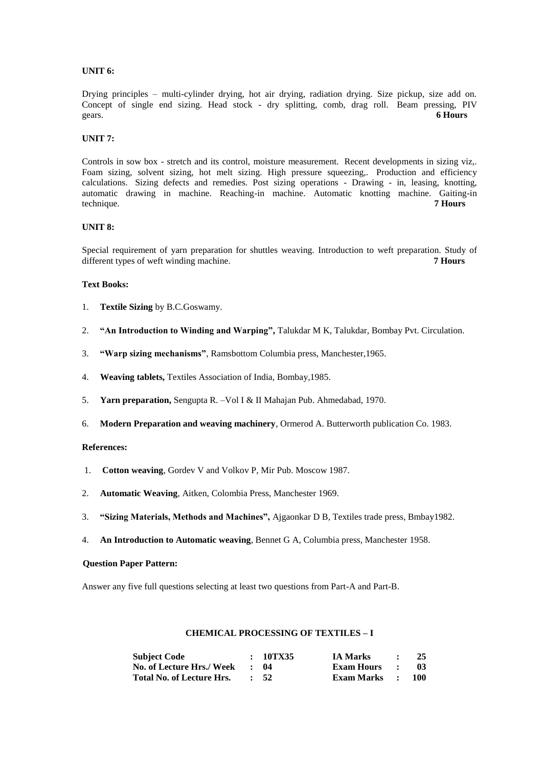**UNIT 6:**

Drying principles – multi-cylinder drying, hot air drying, radiation drying. Size pickup, size add on. Concept of single end sizing. Head stock - dry splitting, comb, drag roll. Beam pressing, PIV gears. **6 Hours**

**UNIT 7:**

Controls in sow box - stretch and its control, moisture measurement. Recent developments in sizing viz,. Foam sizing, solvent sizing, hot melt sizing. High pressure squeezing,. Production and efficiency calculations. Sizing defects and remedies. Post sizing operations - Drawing - in, leasing, knotting, automatic drawing in machine. Reaching-in machine. Automatic knotting machine. Gaiting-in technique. **7 Hours**

**UNIT 8:**

Special requirement of yarn preparation for shuttles weaving. Introduction to weft preparation. Study of different types of weft winding machine. **7 Hours**

**Text Books:**

1. **Textile Sizing** by B.C.Goswamy.
2. **"An Introduction to Winding and Warping",** Talukdar M K, Talukdar, Bombay Pvt. Circulation.
3. **"Warp sizing mechanisms"**, Ramsbottom Columbia press, Manchester,1965.
4. **Weaving tablets,** Textiles Association of India, Bombay,1985.
5. **Yarn preparation,** Sengupta R. –Vol I & II Mahajan Pub. Ahmedabad, 1970.
6. **Modern Preparation and weaving machinery**, Ormerod A. Butterworth publication Co. 1983.

**References:**

1. **Cotton weaving**, Gordev V and Volkov P, Mir Pub. Moscow 1987.
2. **Automatic Weaving**, Aitken, Colombia Press, Manchester 1969.
3. **"Sizing Materials, Methods and Machines",** Ajgaonkar D B, Textiles trade press, Bmbay1982.
4. **An Introduction to Automatic weaving**, Bennet G A, Columbia press, Manchester 1958.

**Question Paper Pattern:**

Answer any five full questions selecting at least two questions from Part-A and Part-B.

## CHEMICAL PROCESSING OF TEXTILES – I

| | | | | | |
|---|---|---|---|---|---|
| **Subject Code** | **: 10TX35** | | **IA Marks** | **:** | **25** |
| **No. of Lecture Hrs./ Week** | **: 04** | | **Exam Hours** | **:** | **03** |
| **Total No. of Lecture Hrs.** | **: 52** | | **Exam Marks** | **:** | **100** |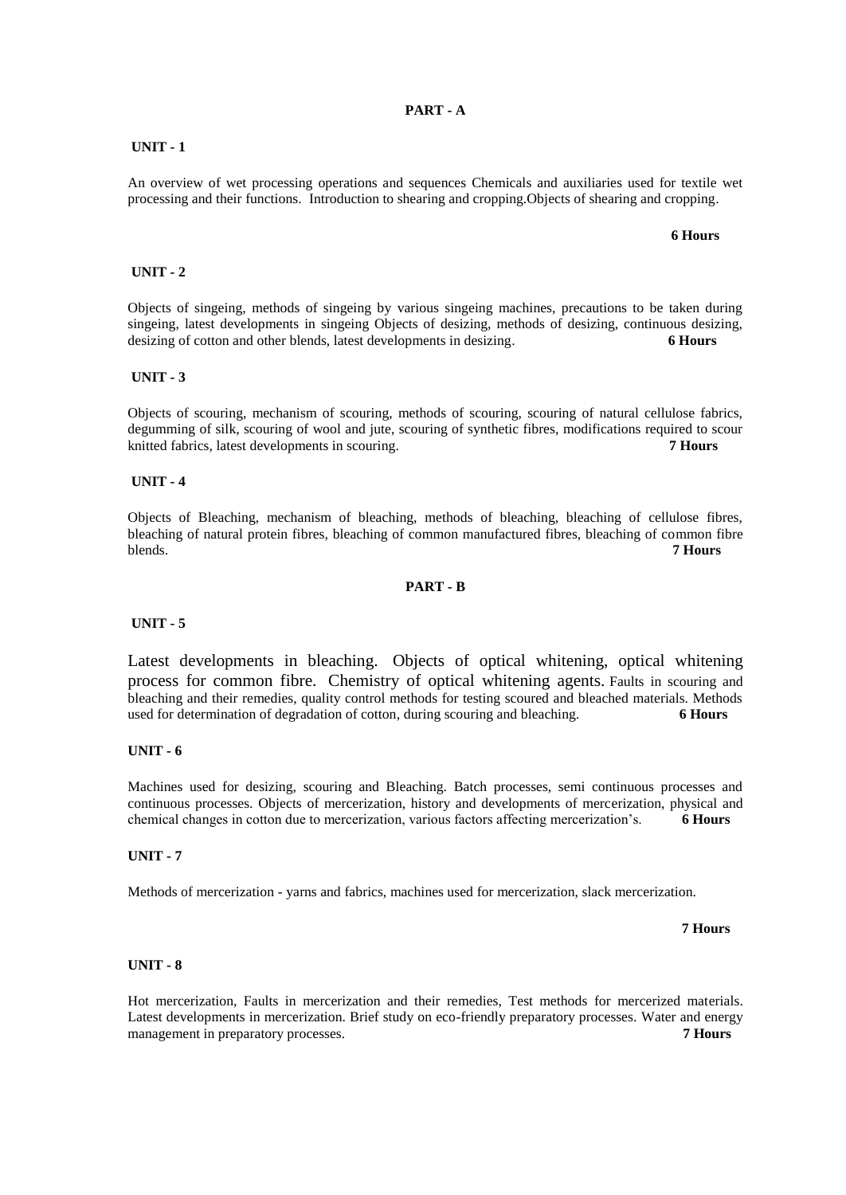## PART - A

### UNIT - 1

An overview of wet processing operations and sequences Chemicals and auxiliaries used for textile wet processing and their functions. Introduction to shearing and cropping.Objects of shearing and cropping.

**6 Hours**

### UNIT - 2

Objects of singeing, methods of singeing by various singeing machines, precautions to be taken during singeing, latest developments in singeing Objects of desizing, methods of desizing, continuous desizing, desizing of cotton and other blends, latest developments in desizing. **6 Hours**

### UNIT - 3

Objects of scouring, mechanism of scouring, methods of scouring, scouring of natural cellulose fabrics, degumming of silk, scouring of wool and jute, scouring of synthetic fibres, modifications required to scour knitted fabrics, latest developments in scouring. **7 Hours**

### UNIT - 4

Objects of Bleaching, mechanism of bleaching, methods of bleaching, bleaching of cellulose fibres, bleaching of natural protein fibres, bleaching of common manufactured fibres, bleaching of common fibre blends. **7 Hours**

## PART - B

### UNIT - 5

Latest developments in bleaching. Objects of optical whitening, optical whitening process for common fibre. Chemistry of optical whitening agents. Faults in scouring and bleaching and their remedies, quality control methods for testing scoured and bleached materials. Methods used for determination of degradation of cotton, during scouring and bleaching. **6 Hours**

### UNIT - 6

Machines used for desizing, scouring and Bleaching. Batch processes, semi continuous processes and continuous processes. Objects of mercerization, history and developments of mercerization, physical and chemical changes in cotton due to mercerization, various factors affecting mercerization's. **6 Hours**

### UNIT - 7

Methods of mercerization - yarns and fabrics, machines used for mercerization, slack mercerization.

**7 Hours**

### UNIT - 8

Hot mercerization, Faults in mercerization and their remedies, Test methods for mercerized materials. Latest developments in mercerization. Brief study on eco-friendly preparatory processes. Water and energy management in preparatory processes. **7 Hours**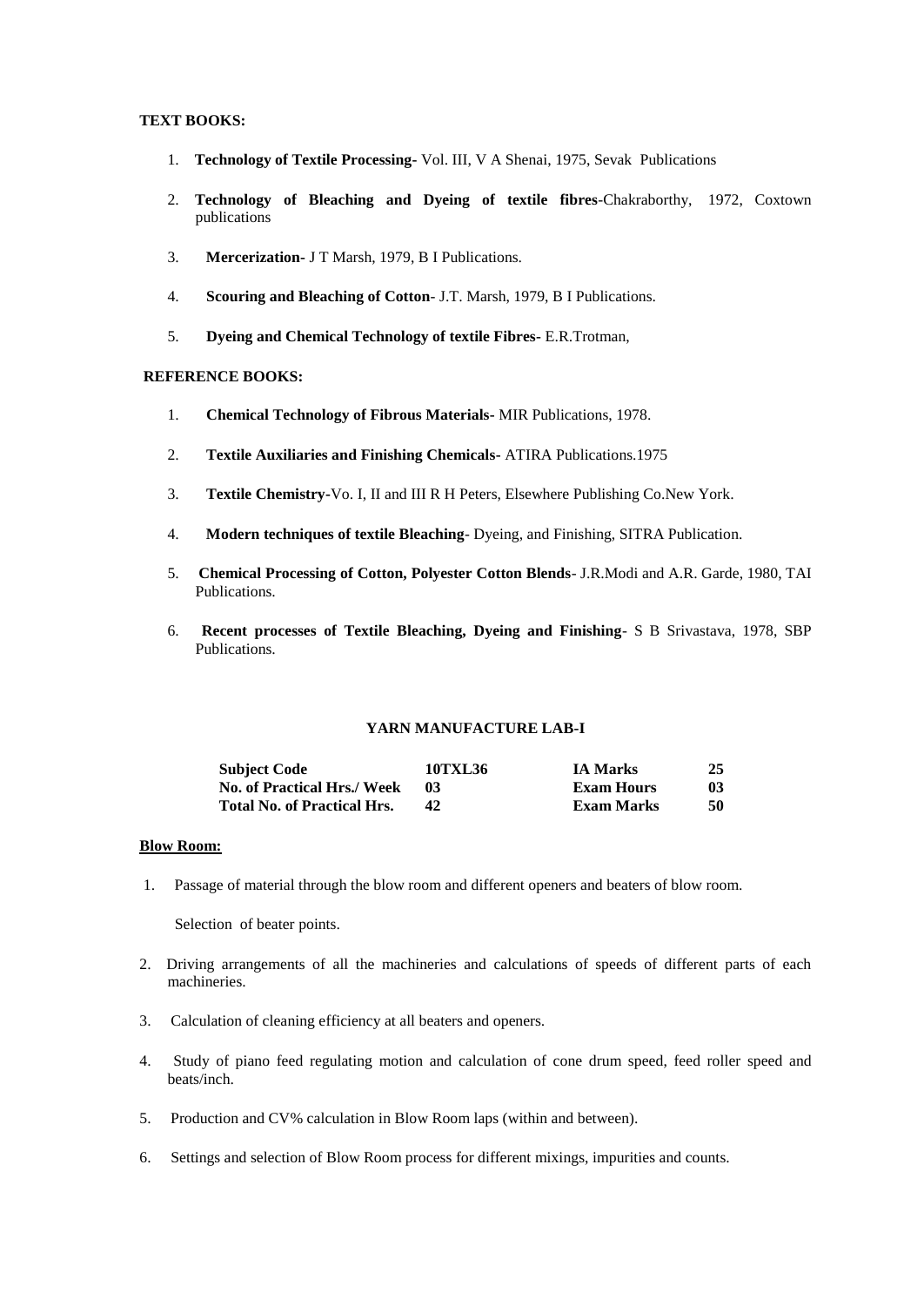**TEXT BOOKS:**

1. **Technology of Textile Processing**- Vol. III, V A Shenai, 1975, Sevak Publications
2. **Technology of Bleaching and Dyeing of textile fibres**-Chakraborthy, 1972, Coxtown publications
3. **Mercerization-** J T Marsh, 1979, B I Publications.
4. **Scouring and Bleaching of Cotton**- J.T. Marsh, 1979, B I Publications.
5. **Dyeing and Chemical Technology of textile Fibres-** E.R.Trotman,

**REFERENCE BOOKS:**

1. **Chemical Technology of Fibrous Materials-** MIR Publications, 1978.
2. **Textile Auxiliaries and Finishing Chemicals-** ATIRA Publications.1975
3. **Textile Chemistry**-Vo. I, II and III R H Peters, Elsewhere Publishing Co.New York.
4. **Modern techniques of textile Bleaching**- Dyeing, and Finishing, SITRA Publication.
5. **Chemical Processing of Cotton, Polyester Cotton Blends**- J.R.Modi and A.R. Garde, 1980, TAI Publications.
6. **Recent processes of Textile Bleaching, Dyeing and Finishing**- S B Srivastava, 1978, SBP Publications.

## YARN MANUFACTURE LAB-I

| **Subject Code** | **10TXL36** | **IA Marks** | **25** |
|---|---|---|---|
| **No. of Practical Hrs./ Week** | **03** | **Exam Hours** | **03** |
| **Total No. of Practical Hrs.** | **42** | **Exam Marks** | **50** |

**Blow Room:**

1. Passage of material through the blow room and different openers and beaters of blow room.

   Selection of beater points.

2. Driving arrangements of all the machineries and calculations of speeds of different parts of each machineries.
3. Calculation of cleaning efficiency at all beaters and openers.
4. Study of piano feed regulating motion and calculation of cone drum speed, feed roller speed and beats/inch.
5. Production and CV% calculation in Blow Room laps (within and between).
6. Settings and selection of Blow Room process for different mixings, impurities and counts.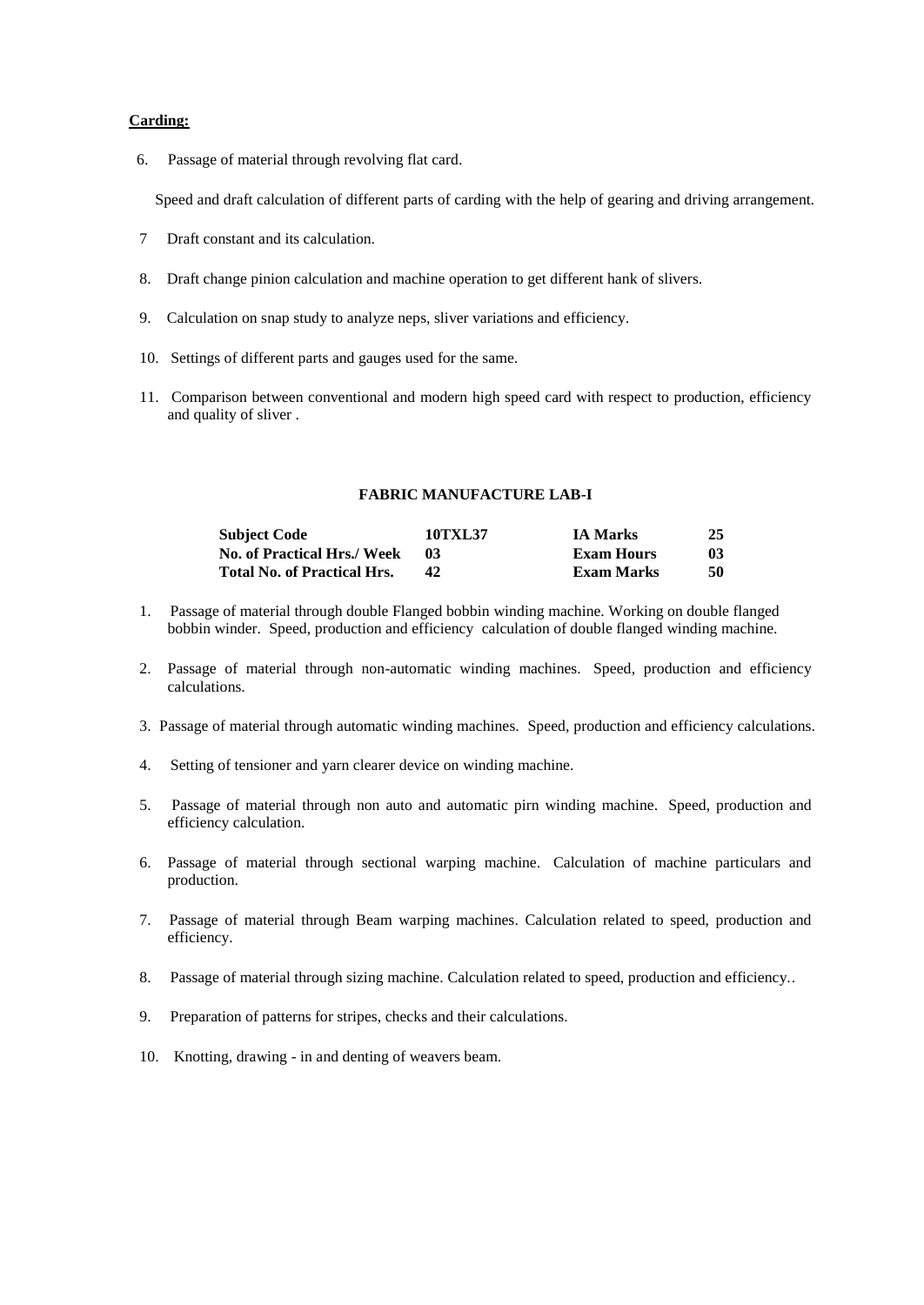**Carding:**

6. Passage of material through revolving flat card.

   Speed and draft calculation of different parts of carding with the help of gearing and driving arrangement.

7. Draft constant and its calculation.

8. Draft change pinion calculation and machine operation to get different hank of slivers.

9. Calculation on snap study to analyze neps, sliver variations and efficiency.

10. Settings of different parts and gauges used for the same.

11. Comparison between conventional and modern high speed card with respect to production, efficiency and quality of sliver .

### FABRIC MANUFACTURE LAB-I

| **Subject Code** | **10TXL37** | **IA Marks** | **25** |
|---|---|---|---|
| **No. of Practical Hrs./ Week** | **03** | **Exam Hours** | **03** |
| **Total No. of Practical Hrs.** | **42** | **Exam Marks** | **50** |

1. Passage of material through double Flanged bobbin winding machine. Working on double flanged bobbin winder. Speed, production and efficiency calculation of double flanged winding machine.

2. Passage of material through non-automatic winding machines. Speed, production and efficiency calculations.

3. Passage of material through automatic winding machines. Speed, production and efficiency calculations.

4. Setting of tensioner and yarn clearer device on winding machine.

5. Passage of material through non auto and automatic pirn winding machine. Speed, production and efficiency calculation.

6. Passage of material through sectional warping machine. Calculation of machine particulars and production.

7. Passage of material through Beam warping machines. Calculation related to speed, production and efficiency.

8. Passage of material through sizing machine. Calculation related to speed, production and efficiency..

9. Preparation of patterns for stripes, checks and their calculations.

10. Knotting, drawing - in and denting of weavers beam.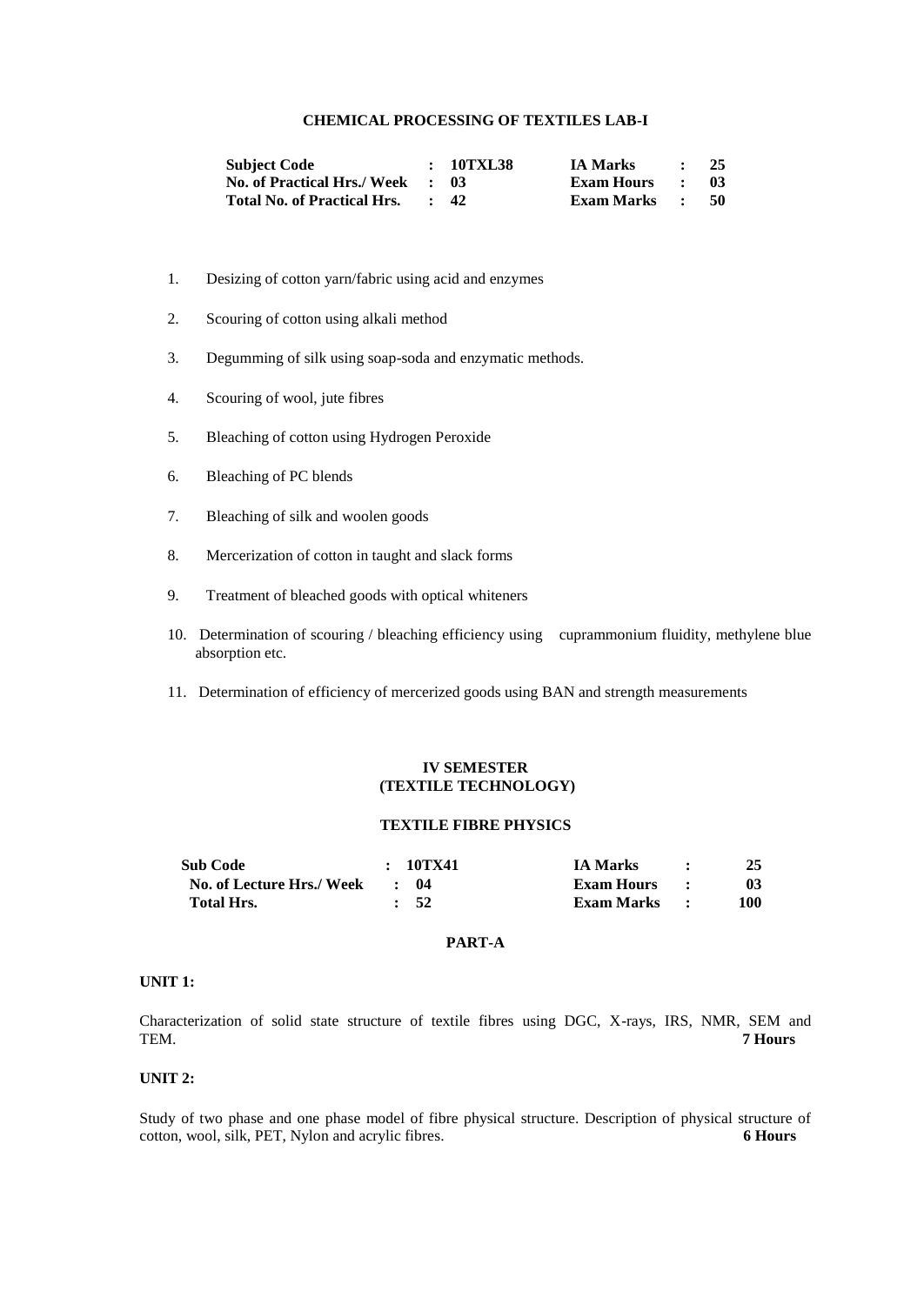## CHEMICAL PROCESSING OF TEXTILES LAB-I

| | | | |
|---|---|---|---|
| **Subject Code** | **: 10TXL38** | **IA Marks** | **: 25** |
| **No. of Practical Hrs./ Week** | **: 03** | **Exam Hours** | **: 03** |
| **Total No. of Practical Hrs.** | **: 42** | **Exam Marks** | **: 50** |

1. Desizing of cotton yarn/fabric using acid and enzymes
2. Scouring of cotton using alkali method
3. Degumming of silk using soap-soda and enzymatic methods.
4. Scouring of wool, jute fibres
5. Bleaching of cotton using Hydrogen Peroxide
6. Bleaching of PC blends
7. Bleaching of silk and woolen goods
8. Mercerization of cotton in taught and slack forms
9. Treatment of bleached goods with optical whiteners
10. Determination of scouring / bleaching efficiency using cuprammonium fluidity, methylene blue absorption etc.
11. Determination of efficiency of mercerized goods using BAN and strength measurements

## IV SEMESTER
## (TEXTILE TECHNOLOGY)

## TEXTILE FIBRE PHYSICS

| | | | |
|---|---|---|---|
| **Sub Code** | **: 10TX41** | **IA Marks** | **: 25** |
| **No. of Lecture Hrs./ Week** | **: 04** | **Exam Hours** | **: 03** |
| **Total Hrs.** | **: 52** | **Exam Marks** | **: 100** |

### PART-A

**UNIT 1:**

Characterization of solid state structure of textile fibres using DGC, X-rays, IRS, NMR, SEM and TEM. **7 Hours**

**UNIT 2:**

Study of two phase and one phase model of fibre physical structure. Description of physical structure of cotton, wool, silk, PET, Nylon and acrylic fibres. **6 Hours**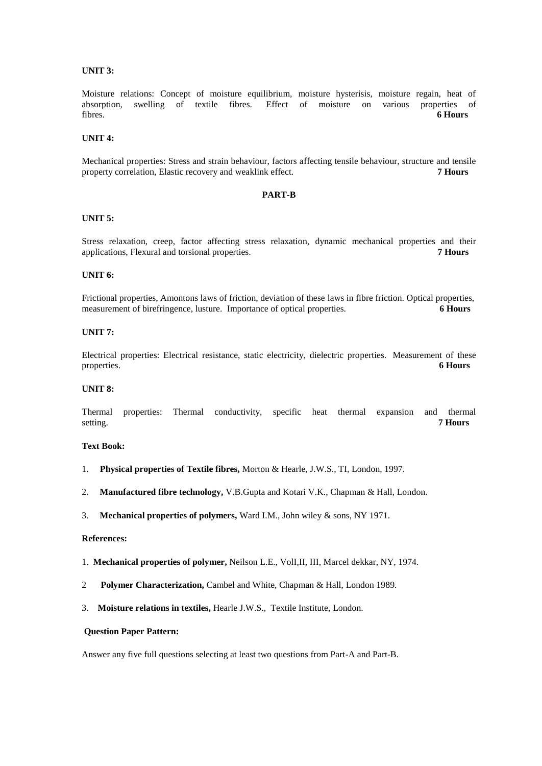**UNIT 3:**

Moisture relations: Concept of moisture equilibrium, moisture hysterisis, moisture regain, heat of absorption, swelling of textile fibres. Effect of moisture on various properties of fibres. **6 Hours**

**UNIT 4:**

Mechanical properties: Stress and strain behaviour, factors affecting tensile behaviour, structure and tensile property correlation, Elastic recovery and weaklink effect. **7 Hours**

**PART-B**

**UNIT 5:**

Stress relaxation, creep, factor affecting stress relaxation, dynamic mechanical properties and their applications, Flexural and torsional properties. **7 Hours**

**UNIT 6:**

Frictional properties, Amontons laws of friction, deviation of these laws in fibre friction. Optical properties, measurement of birefringence, lusture. Importance of optical properties. **6 Hours**

**UNIT 7:**

Electrical properties: Electrical resistance, static electricity, dielectric properties. Measurement of these properties. **6 Hours**

**UNIT 8:**

Thermal properties: Thermal conductivity, specific heat thermal expansion and thermal setting. **7 Hours**

**Text Book:**

1. **Physical properties of Textile fibres,** Morton & Hearle, J.W.S., TI, London, 1997.
2. **Manufactured fibre technology,** V.B.Gupta and Kotari V.K., Chapman & Hall, London.
3. **Mechanical properties of polymers,** Ward I.M., John wiley & sons, NY 1971.

**References:**

1. **Mechanical properties of polymer,** Neilson L.E., VolI,II, III, Marcel dekkar, NY, 1974.
2. **Polymer Characterization,** Cambel and White, Chapman & Hall, London 1989.
3. **Moisture relations in textiles,** Hearle J.W.S., Textile Institute, London.

**Question Paper Pattern:**

Answer any five full questions selecting at least two questions from Part-A and Part-B.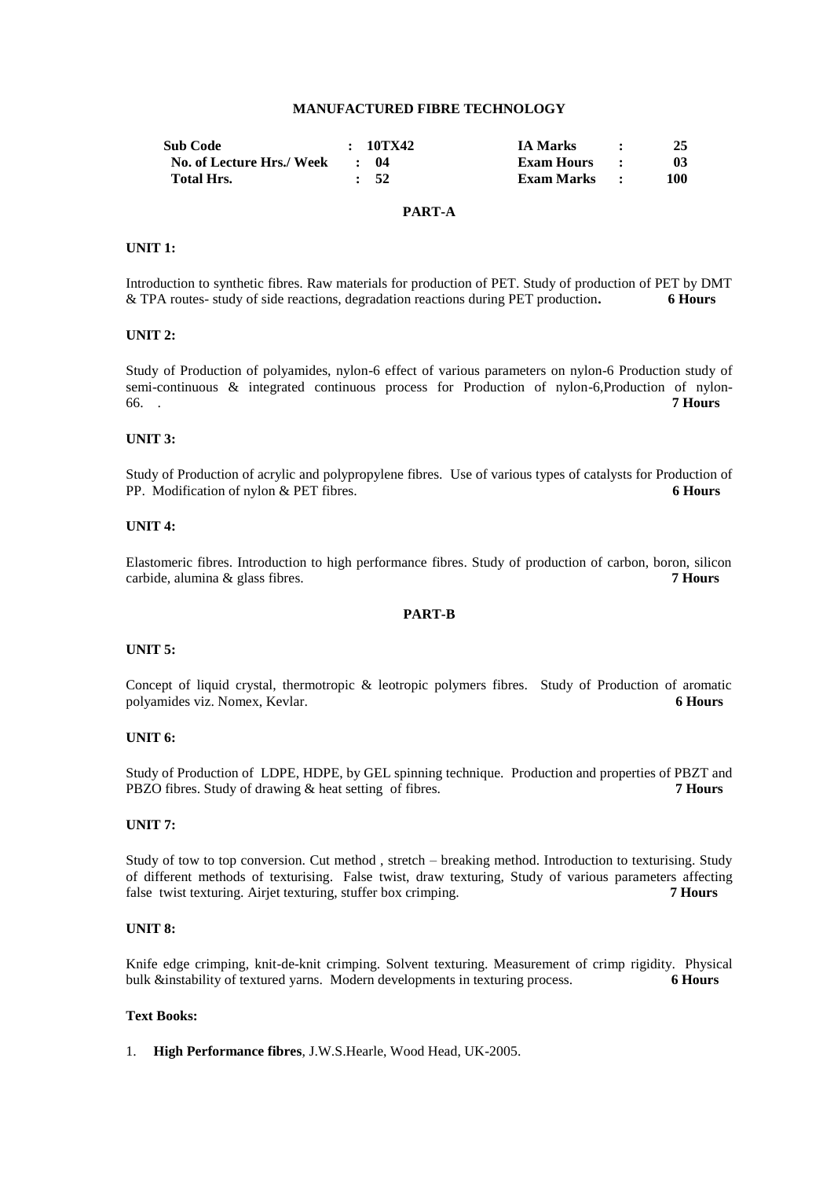## MANUFACTURED FIBRE TECHNOLOGY

| Sub Code | : 10TX42 | IA Marks | : | 25 |
|---|---|---|---|---|
| No. of Lecture Hrs./ Week | : 04 | Exam Hours | : | 03 |
| Total Hrs. | : 52 | Exam Marks | : | 100 |

### PART-A

**UNIT 1:**

Introduction to synthetic fibres. Raw materials for production of PET. Study of production of PET by DMT & TPA routes- study of side reactions, degradation reactions during PET production. **6 Hours**

**UNIT 2:**

Study of Production of polyamides, nylon-6 effect of various parameters on nylon-6 Production study of semi-continuous & integrated continuous process for Production of nylon-6,Production of nylon-66. . **7 Hours**

**UNIT 3:**

Study of Production of acrylic and polypropylene fibres. Use of various types of catalysts for Production of PP. Modification of nylon & PET fibres. **6 Hours**

**UNIT 4:**

Elastomeric fibres. Introduction to high performance fibres. Study of production of carbon, boron, silicon carbide, alumina & glass fibres. **7 Hours**

### PART-B

**UNIT 5:**

Concept of liquid crystal, thermotropic & leotropic polymers fibres. Study of Production of aromatic polyamides viz. Nomex, Kevlar. **6 Hours**

**UNIT 6:**

Study of Production of LDPE, HDPE, by GEL spinning technique. Production and properties of PBZT and PBZO fibres. Study of drawing & heat setting of fibres. **7 Hours**

**UNIT 7:**

Study of tow to top conversion. Cut method , stretch – breaking method. Introduction to texturising. Study of different methods of texturising. False twist, draw texturing, Study of various parameters affecting false twist texturing. Airjet texturing, stuffer box crimping. **7 Hours**

**UNIT 8:**

Knife edge crimping, knit-de-knit crimping. Solvent texturing. Measurement of crimp rigidity. Physical bulk &instability of textured yarns. Modern developments in texturing process. **6 Hours**

**Text Books:**

1. **High Performance fibres**, J.W.S.Hearle, Wood Head, UK-2005.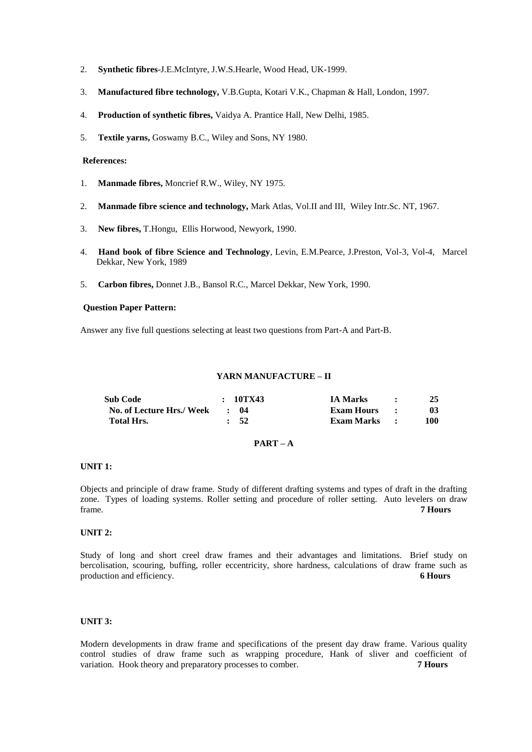2. **Synthetic fibres**-J.E.McIntyre, J.W.S.Hearle, Wood Head, UK-1999.
3. **Manufactured fibre technology,** V.B.Gupta, Kotari V.K., Chapman & Hall, London, 1997.
4. **Production of synthetic fibres,** Vaidya A. Prantice Hall, New Delhi, 1985.
5. **Textile yarns,** Goswamy B.C., Wiley and Sons, NY 1980.

**References:**

1. **Manmade fibres,** Moncrief R.W., Wiley, NY 1975.
2. **Manmade fibre science and technology,** Mark Atlas, Vol.II and III, Wiley Intr.Sc. NT, 1967.
3. **New fibres,** T.Hongu, Ellis Horwood, Newyork, 1990.
4. **Hand book of fibre Science and Technology**, Levin, E.M.Pearce, J.Preston, Vol-3, Vol-4, Marcel Dekkar, New York, 1989
5. **Carbon fibres,** Donnet J.B., Bansol R.C., Marcel Dekkar, New York, 1990.

**Question Paper Pattern:**

Answer any five full questions selecting at least two questions from Part-A and Part-B.

## YARN MANUFACTURE – II

| | | | | | |
|---|---|---|---|---|---|
| **Sub Code** | : | **10TX43** | **IA Marks** | : | **25** |
| **No. of Lecture Hrs./ Week** | : | **04** | **Exam Hours** | : | **03** |
| **Total Hrs.** | : | **52** | **Exam Marks** | : | **100** |

### PART – A

**UNIT 1:**

Objects and principle of draw frame. Study of different drafting systems and types of draft in the drafting zone. Types of loading systems. Roller setting and procedure of roller setting. Auto levelers on draw frame. **7 Hours**

**UNIT 2:**

Study of long and short creel draw frames and their advantages and limitations. Brief study on bercolisation, scouring, buffing, roller eccentricity, shore hardness, calculations of draw frame such as production and efficiency. **6 Hours**

**UNIT 3:**

Modern developments in draw frame and specifications of the present day draw frame. Various quality control studies of draw frame such as wrapping procedure, Hank of sliver and coefficient of variation. Hook theory and preparatory processes to comber. **7 Hours**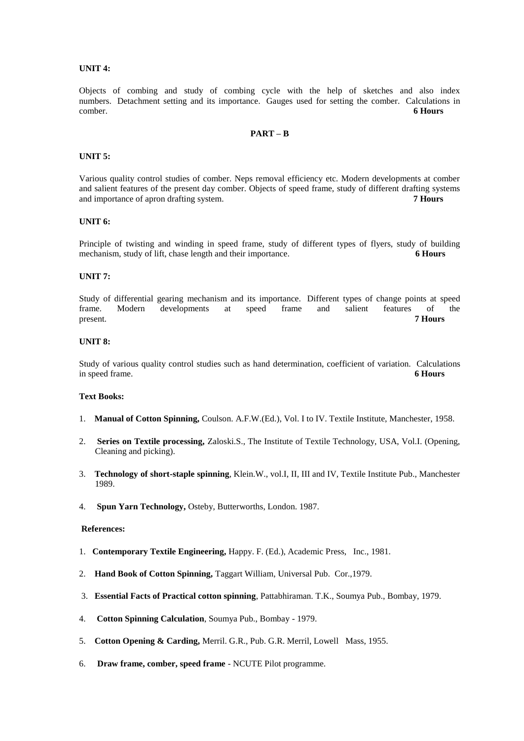**UNIT 4:**

Objects of combing and study of combing cycle with the help of sketches and also index numbers. Detachment setting and its importance. Gauges used for setting the comber. Calculations in comber. **6 Hours**

**PART – B**

**UNIT 5:**

Various quality control studies of comber. Neps removal efficiency etc. Modern developments at comber and salient features of the present day comber. Objects of speed frame, study of different drafting systems and importance of apron drafting system. **7 Hours**

**UNIT 6:**

Principle of twisting and winding in speed frame, study of different types of flyers, study of building mechanism, study of lift, chase length and their importance. **6 Hours**

**UNIT 7:**

Study of differential gearing mechanism and its importance. Different types of change points at speed frame. Modern developments at speed frame and salient features of the present. **7 Hours**

**UNIT 8:**

Study of various quality control studies such as hand determination, coefficient of variation. Calculations in speed frame. **6 Hours**

**Text Books:**

1. **Manual of Cotton Spinning,** Coulson. A.F.W.(Ed.), Vol. I to IV. Textile Institute, Manchester, 1958.
2. **Series on Textile processing,** Zaloski.S., The Institute of Textile Technology, USA, Vol.I. (Opening, Cleaning and picking).
3. **Technology of short-staple spinning**, Klein.W., vol.I, II, III and IV, Textile Institute Pub., Manchester 1989.
4. **Spun Yarn Technology,** Osteby, Butterworths, London. 1987.

**References:**

1. **Contemporary Textile Engineering,** Happy. F. (Ed.), Academic Press, Inc., 1981.
2. **Hand Book of Cotton Spinning,** Taggart William, Universal Pub. Cor.,1979.
3. **Essential Facts of Practical cotton spinning**, Pattabhiraman. T.K., Soumya Pub., Bombay, 1979.
4. **Cotton Spinning Calculation**, Soumya Pub., Bombay - 1979.
5. **Cotton Opening & Carding,** Merril. G.R., Pub. G.R. Merril, Lowell Mass, 1955.
6. **Draw frame, comber, speed frame** - NCUTE Pilot programme.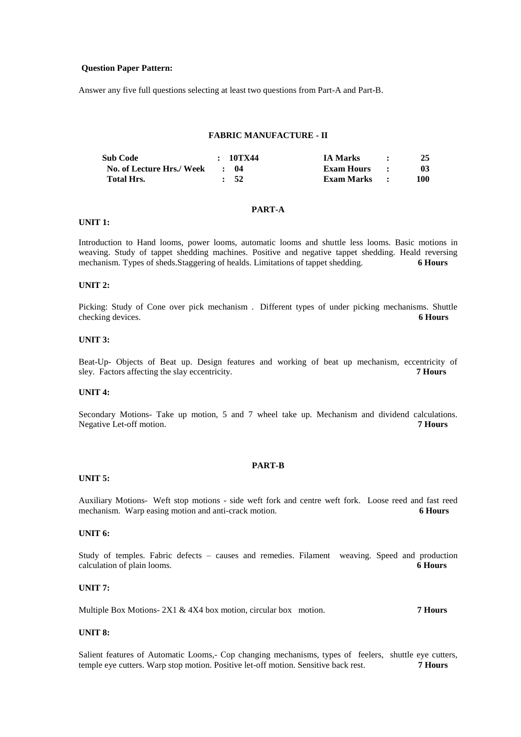**Question Paper Pattern:**

Answer any five full questions selecting at least two questions from Part-A and Part-B.

## FABRIC MANUFACTURE - II

| | | | |
|---|---|---|---|
| **Sub Code** | **: 10TX44** | **IA Marks :** | **25** |
| **No. of Lecture Hrs./ Week** | **: 04** | **Exam Hours :** | **03** |
| **Total Hrs.** | **: 52** | **Exam Marks :** | **100** |

### PART-A

**UNIT 1:**

Introduction to Hand looms, power looms, automatic looms and shuttle less looms. Basic motions in weaving. Study of tappet shedding machines. Positive and negative tappet shedding. Heald reversing mechanism. Types of sheds.Staggering of healds. Limitations of tappet shedding. **6 Hours**

**UNIT 2:**

Picking: Study of Cone over pick mechanism . Different types of under picking mechanisms. Shuttle checking devices. **6 Hours**

**UNIT 3:**

Beat-Up- Objects of Beat up. Design features and working of beat up mechanism, eccentricity of sley. Factors affecting the slay eccentricity. **7 Hours**

**UNIT 4:**

Secondary Motions- Take up motion, 5 and 7 wheel take up. Mechanism and dividend calculations. Negative Let-off motion. **7 Hours**

### PART-B

**UNIT 5:**

Auxiliary Motions- Weft stop motions - side weft fork and centre weft fork. Loose reed and fast reed mechanism. Warp easing motion and anti-crack motion. **6 Hours**

**UNIT 6:**

Study of temples. Fabric defects – causes and remedies. Filament weaving. Speed and production calculation of plain looms. **6 Hours**

**UNIT 7:**

Multiple Box Motions- 2X1 & 4X4 box motion, circular box motion. **7 Hours**

**UNIT 8:**

Salient features of Automatic Looms,- Cop changing mechanisms, types of feelers, shuttle eye cutters, temple eye cutters. Warp stop motion. Positive let-off motion. Sensitive back rest. **7 Hours**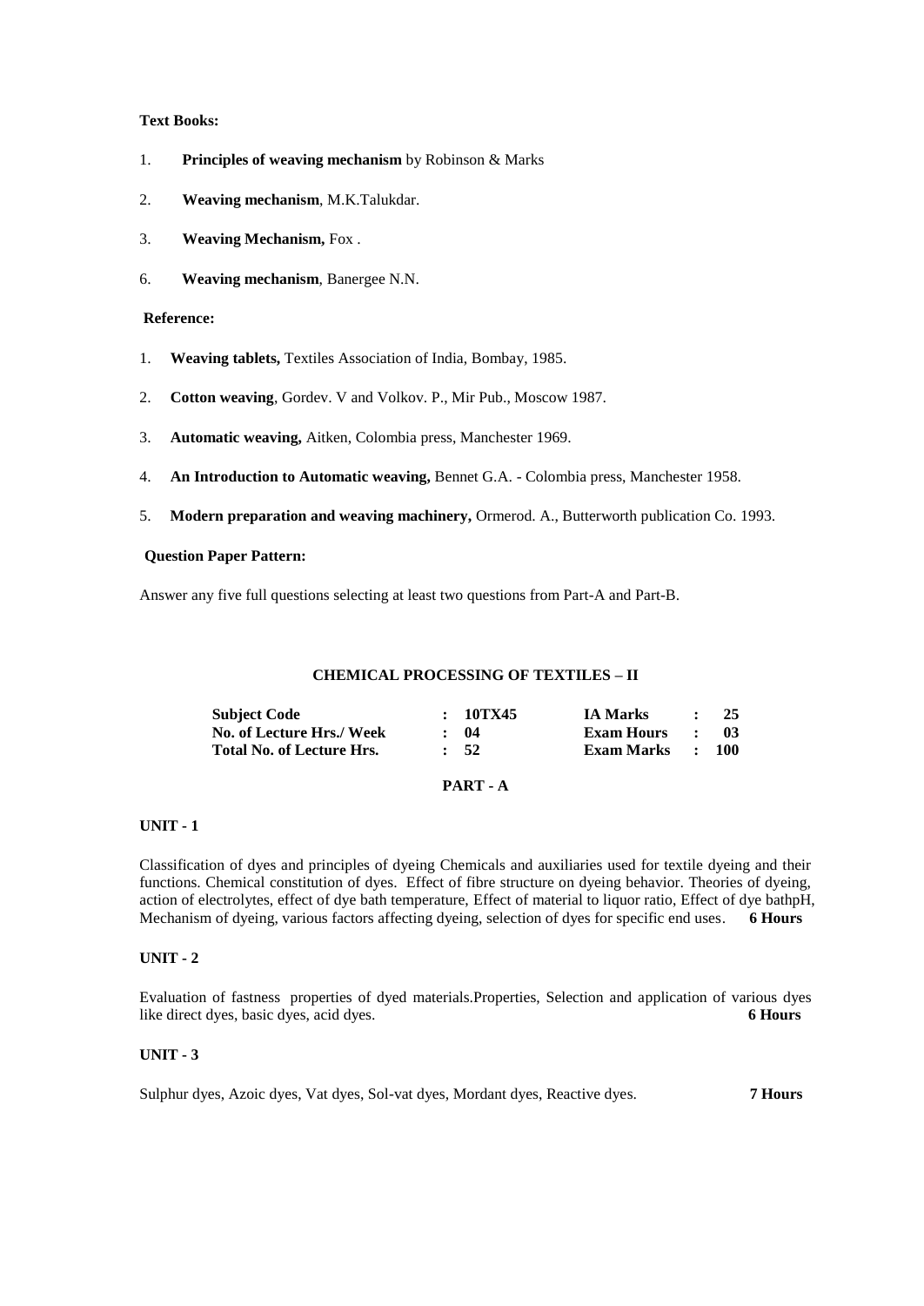**Text Books:**

1. **Principles of weaving mechanism** by Robinson & Marks
2. **Weaving mechanism**, M.K.Talukdar.
3. **Weaving Mechanism,** Fox .
6. **Weaving mechanism**, Banergee N.N.

**Reference:**

1. **Weaving tablets,** Textiles Association of India, Bombay, 1985.
2. **Cotton weaving**, Gordev. V and Volkov. P., Mir Pub., Moscow 1987.
3. **Automatic weaving,** Aitken, Colombia press, Manchester 1969.
4. **An Introduction to Automatic weaving,** Bennet G.A. - Colombia press, Manchester 1958.
5. **Modern preparation and weaving machinery,** Ormerod. A., Butterworth publication Co. 1993.

**Question Paper Pattern:**

Answer any five full questions selecting at least two questions from Part-A and Part-B.

## CHEMICAL PROCESSING OF TEXTILES – II

| | | | | | |
|---|---|---|---|---|---|
| **Subject Code** | : | **10TX45** | **IA Marks** | : | **25** |
| **No. of Lecture Hrs./ Week** | : | **04** | **Exam Hours** | : | **03** |
| **Total No. of Lecture Hrs.** | : | **52** | **Exam Marks** | : | **100** |

### PART - A

**UNIT - 1**

Classification of dyes and principles of dyeing Chemicals and auxiliaries used for textile dyeing and their functions. Chemical constitution of dyes. Effect of fibre structure on dyeing behavior. Theories of dyeing, action of electrolytes, effect of dye bath temperature, Effect of material to liquor ratio, Effect of dye bathpH, Mechanism of dyeing, various factors affecting dyeing, selection of dyes for specific end uses. **6 Hours**

**UNIT - 2**

Evaluation of fastness properties of dyed materials.Properties, Selection and application of various dyes like direct dyes, basic dyes, acid dyes. **6 Hours**

**UNIT - 3**

Sulphur dyes, Azoic dyes, Vat dyes, Sol-vat dyes, Mordant dyes, Reactive dyes. **7 Hours**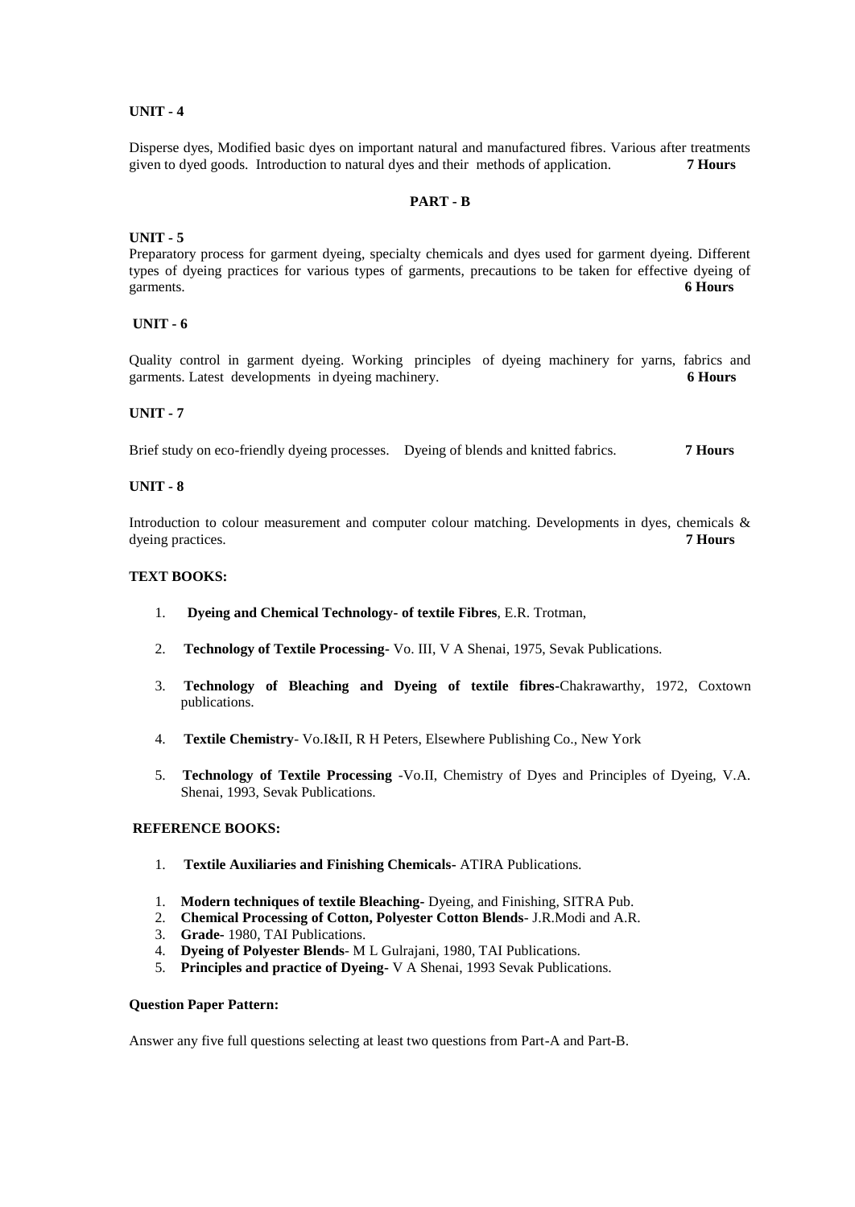**UNIT - 4**

Disperse dyes, Modified basic dyes on important natural and manufactured fibres. Various after treatments given to dyed goods. Introduction to natural dyes and their methods of application. **7 Hours**

**PART - B**

**UNIT - 5**

Preparatory process for garment dyeing, specialty chemicals and dyes used for garment dyeing. Different types of dyeing practices for various types of garments, precautions to be taken for effective dyeing of garments. **6 Hours**

**UNIT - 6**

Quality control in garment dyeing. Working principles of dyeing machinery for yarns, fabrics and garments. Latest developments in dyeing machinery. **6 Hours**

**UNIT - 7**

Brief study on eco-friendly dyeing processes. Dyeing of blends and knitted fabrics. **7 Hours**

**UNIT - 8**

Introduction to colour measurement and computer colour matching. Developments in dyes, chemicals & dyeing practices. **7 Hours**

**TEXT BOOKS:**

1. **Dyeing and Chemical Technology- of textile Fibres**, E.R. Trotman,
2. **Technology of Textile Processing-** Vo. III, V A Shenai, 1975, Sevak Publications.
3. **Technology of Bleaching and Dyeing of textile fibres-**Chakrawarthy, 1972, Coxtown publications.
4. **Textile Chemistry**- Vo.I&II, R H Peters, Elsewhere Publishing Co., New York
5. **Technology of Textile Processing** -Vo.II, Chemistry of Dyes and Principles of Dyeing, V.A. Shenai, 1993, Sevak Publications.

**REFERENCE BOOKS:**

1. **Textile Auxiliaries and Finishing Chemicals-** ATIRA Publications.

1. **Modern techniques of textile Bleaching-** Dyeing, and Finishing, SITRA Pub.
2. **Chemical Processing of Cotton, Polyester Cotton Blends**- J.R.Modi and A.R.
3. **Grade-** 1980, TAI Publications.
4. **Dyeing of Polyester Blends**- M L Gulrajani, 1980, TAI Publications.
5. **Principles and practice of Dyeing-** V A Shenai, 1993 Sevak Publications.

**Question Paper Pattern:**

Answer any five full questions selecting at least two questions from Part-A and Part-B.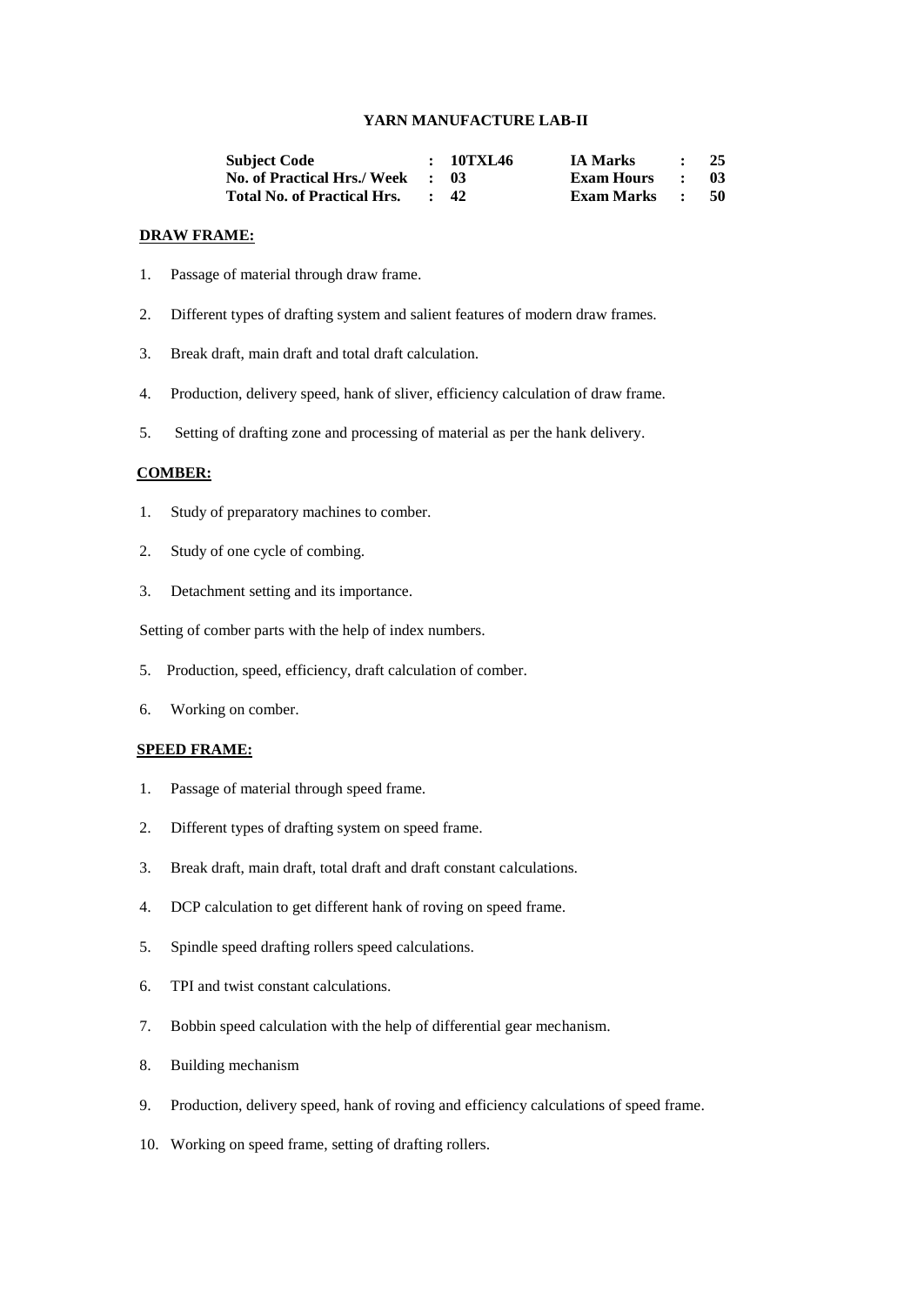# YARN MANUFACTURE LAB-II

| | | | | | |
|---|---|---|---|---|---|
| **Subject Code** | **:** | **10TXL46** | **IA Marks** | **:** | **25** |
| **No. of Practical Hrs./ Week** | **:** | **03** | **Exam Hours** | **:** | **03** |
| **Total No. of Practical Hrs.** | **:** | **42** | **Exam Marks** | **:** | **50** |

**DRAW FRAME:**

1. Passage of material through draw frame.
2. Different types of drafting system and salient features of modern draw frames.
3. Break draft, main draft and total draft calculation.
4. Production, delivery speed, hank of sliver, efficiency calculation of draw frame.
5. Setting of drafting zone and processing of material as per the hank delivery.

**COMBER:**

1. Study of preparatory machines to comber.
2. Study of one cycle of combing.
3. Detachment setting and its importance.

Setting of comber parts with the help of index numbers.

5. Production, speed, efficiency, draft calculation of comber.
6. Working on comber.

**SPEED FRAME:**

1. Passage of material through speed frame.
2. Different types of drafting system on speed frame.
3. Break draft, main draft, total draft and draft constant calculations.
4. DCP calculation to get different hank of roving on speed frame.
5. Spindle speed drafting rollers speed calculations.
6. TPI and twist constant calculations.
7. Bobbin speed calculation with the help of differential gear mechanism.
8. Building mechanism
9. Production, delivery speed, hank of roving and efficiency calculations of speed frame.
10. Working on speed frame, setting of drafting rollers.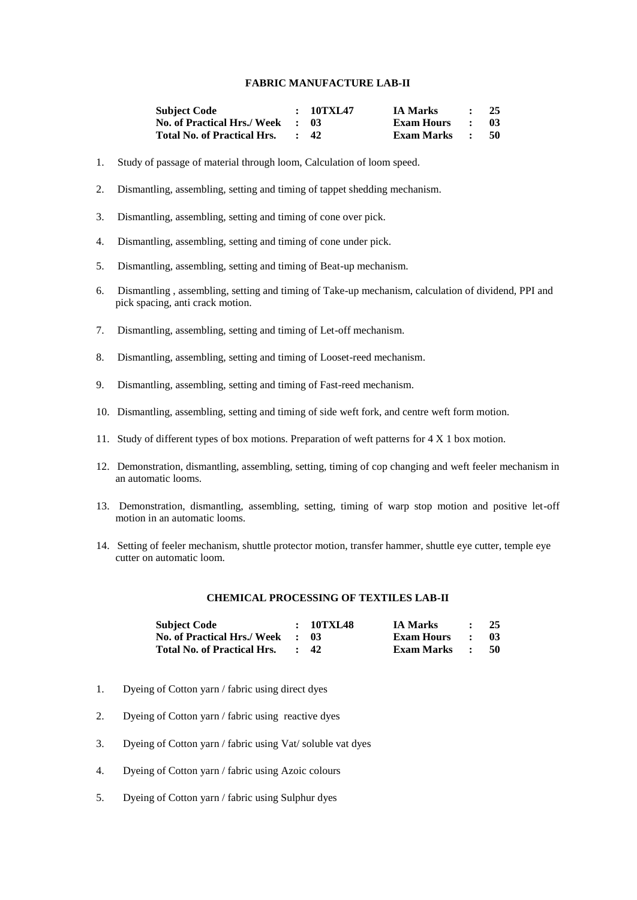## FABRIC MANUFACTURE LAB-II

| Subject Code | : 10TXL47 | IA Marks | : 25 |
|---|---|---|---|
| No. of Practical Hrs./ Week | : 03 | Exam Hours | : 03 |
| Total No. of Practical Hrs. | : 42 | Exam Marks | : 50 |

1. Study of passage of material through loom, Calculation of loom speed.
2. Dismantling, assembling, setting and timing of tappet shedding mechanism.
3. Dismantling, assembling, setting and timing of cone over pick.
4. Dismantling, assembling, setting and timing of cone under pick.
5. Dismantling, assembling, setting and timing of Beat-up mechanism.
6. Dismantling , assembling, setting and timing of Take-up mechanism, calculation of dividend, PPI and pick spacing, anti crack motion.
7. Dismantling, assembling, setting and timing of Let-off mechanism.
8. Dismantling, assembling, setting and timing of Looset-reed mechanism.
9. Dismantling, assembling, setting and timing of Fast-reed mechanism.
10. Dismantling, assembling, setting and timing of side weft fork, and centre weft form motion.
11. Study of different types of box motions. Preparation of weft patterns for 4 X 1 box motion.
12. Demonstration, dismantling, assembling, setting, timing of cop changing and weft feeler mechanism in an automatic looms.
13. Demonstration, dismantling, assembling, setting, timing of warp stop motion and positive let-off motion in an automatic looms.
14. Setting of feeler mechanism, shuttle protector motion, transfer hammer, shuttle eye cutter, temple eye cutter on automatic loom.

## CHEMICAL PROCESSING OF TEXTILES LAB-II

| Subject Code | : 10TXL48 | IA Marks | : 25 |
|---|---|---|---|
| No. of Practical Hrs./ Week | : 03 | Exam Hours | : 03 |
| Total No. of Practical Hrs. | : 42 | Exam Marks | : 50 |

1. Dyeing of Cotton yarn / fabric using direct dyes
2. Dyeing of Cotton yarn / fabric using reactive dyes
3. Dyeing of Cotton yarn / fabric using Vat/ soluble vat dyes
4. Dyeing of Cotton yarn / fabric using Azoic colours
5. Dyeing of Cotton yarn / fabric using Sulphur dyes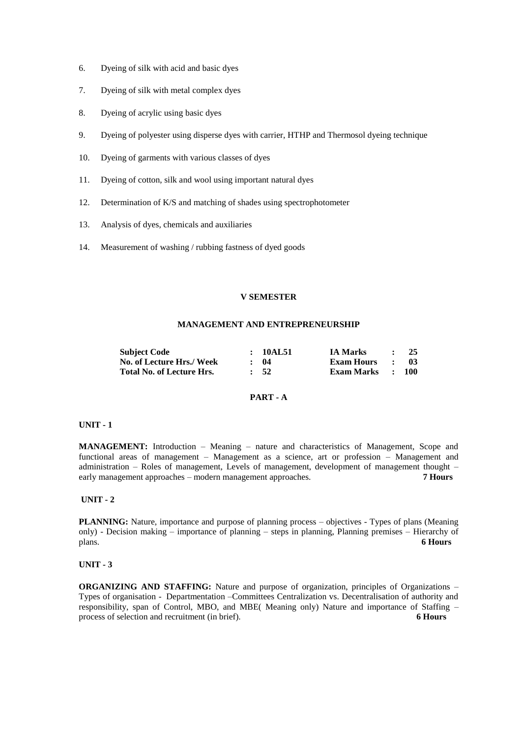6. Dyeing of silk with acid and basic dyes
7. Dyeing of silk with metal complex dyes
8. Dyeing of acrylic using basic dyes
9. Dyeing of polyester using disperse dyes with carrier, HTHP and Thermosol dyeing technique
10. Dyeing of garments with various classes of dyes
11. Dyeing of cotton, silk and wool using important natural dyes
12. Determination of K/S and matching of shades using spectrophotometer
13. Analysis of dyes, chemicals and auxiliaries
14. Measurement of washing / rubbing fastness of dyed goods

## V SEMESTER

## MANAGEMENT AND ENTREPRENEURSHIP

| | | | | | |
|---|---|---|---|---|---|
| **Subject Code** | **:** | **10AL51** | **IA Marks** | **:** | **25** |
| **No. of Lecture Hrs./ Week** | **:** | **04** | **Exam Hours** | **:** | **03** |
| **Total No. of Lecture Hrs.** | **:** | **52** | **Exam Marks** | **:** | **100** |

### PART - A

**UNIT - 1**

**MANAGEMENT:** Introduction – Meaning – nature and characteristics of Management, Scope and functional areas of management – Management as a science, art or profession – Management and administration – Roles of management, Levels of management, development of management thought – early management approaches – modern management approaches. **7 Hours**

**UNIT - 2**

**PLANNING:** Nature, importance and purpose of planning process – objectives - Types of plans (Meaning only) - Decision making – importance of planning – steps in planning, Planning premises – Hierarchy of plans. **6 Hours**

**UNIT - 3**

**ORGANIZING AND STAFFING:** Nature and purpose of organization, principles of Organizations – Types of organisation - Departmentation –Committees Centralization vs. Decentralisation of authority and responsibility, span of Control, MBO, and MBE( Meaning only) Nature and importance of Staffing – process of selection and recruitment (in brief). **6 Hours**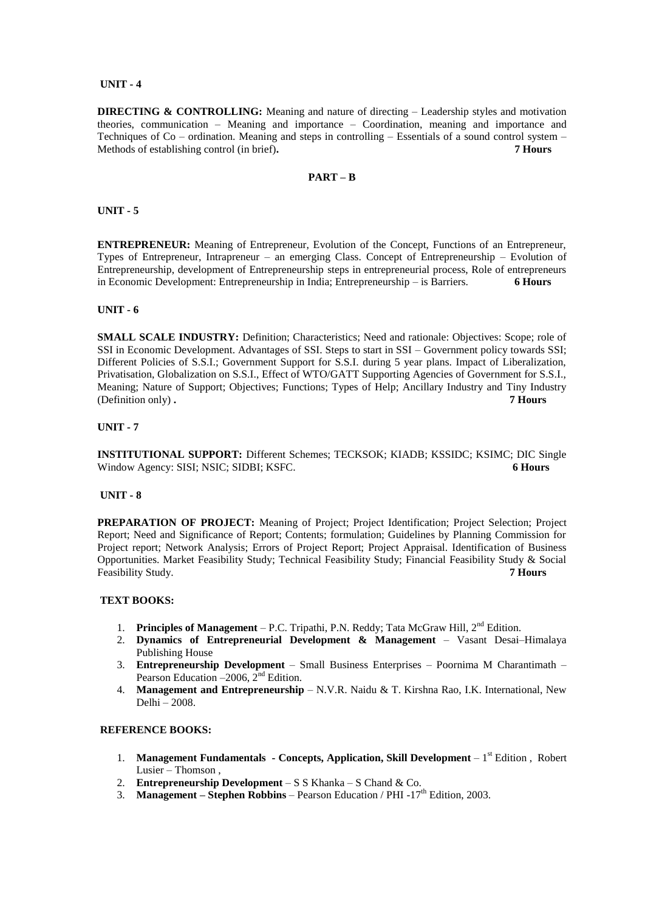**UNIT - 4**

**DIRECTING & CONTROLLING:** Meaning and nature of directing – Leadership styles and motivation theories, communication – Meaning and importance – Coordination, meaning and importance and Techniques of Co – ordination. Meaning and steps in controlling – Essentials of a sound control system – Methods of establishing control (in brief)**.** **7 Hours**

**PART – B**

**UNIT - 5**

**ENTREPRENEUR:** Meaning of Entrepreneur, Evolution of the Concept, Functions of an Entrepreneur, Types of Entrepreneur, Intrapreneur – an emerging Class. Concept of Entrepreneurship – Evolution of Entrepreneurship, development of Entrepreneurship steps in entrepreneurial process, Role of entrepreneurs in Economic Development: Entrepreneurship in India; Entrepreneurship – is Barriers. **6 Hours**

**UNIT - 6**

**SMALL SCALE INDUSTRY:** Definition; Characteristics; Need and rationale: Objectives: Scope; role of SSI in Economic Development. Advantages of SSI. Steps to start in SSI – Government policy towards SSI; Different Policies of S.S.I.; Government Support for S.S.I. during 5 year plans. Impact of Liberalization, Privatisation, Globalization on S.S.I., Effect of WTO/GATT Supporting Agencies of Government for S.S.I., Meaning; Nature of Support; Objectives; Functions; Types of Help; Ancillary Industry and Tiny Industry (Definition only) **.** **7 Hours**

**UNIT - 7**

**INSTITUTIONAL SUPPORT:** Different Schemes; TECKSOK; KIADB; KSSIDC; KSIMC; DIC Single Window Agency: SISI; NSIC; SIDBI; KSFC. **6 Hours**

**UNIT - 8**

**PREPARATION OF PROJECT:** Meaning of Project; Project Identification; Project Selection; Project Report; Need and Significance of Report; Contents; formulation; Guidelines by Planning Commission for Project report; Network Analysis; Errors of Project Report; Project Appraisal. Identification of Business Opportunities. Market Feasibility Study; Technical Feasibility Study; Financial Feasibility Study & Social Feasibility Study. **7 Hours**

**TEXT BOOKS:**

1. **Principles of Management** – P.C. Tripathi, P.N. Reddy; Tata McGraw Hill, 2nd Edition.
2. **Dynamics of Entrepreneurial Development & Management** – Vasant Desai–Himalaya Publishing House
3. **Entrepreneurship Development** – Small Business Enterprises – Poornima M Charantimath – Pearson Education –2006, 2nd Edition.
4. **Management and Entrepreneurship** – N.V.R. Naidu & T. Kirshna Rao, I.K. International, New Delhi – 2008.

**REFERENCE BOOKS:**

1. **Management Fundamentals - Concepts, Application, Skill Development** – 1st Edition , Robert Lusier – Thomson ,
2. **Entrepreneurship Development** – S S Khanka – S Chand & Co.
3. **Management – Stephen Robbins** – Pearson Education / PHI -17th Edition, 2003.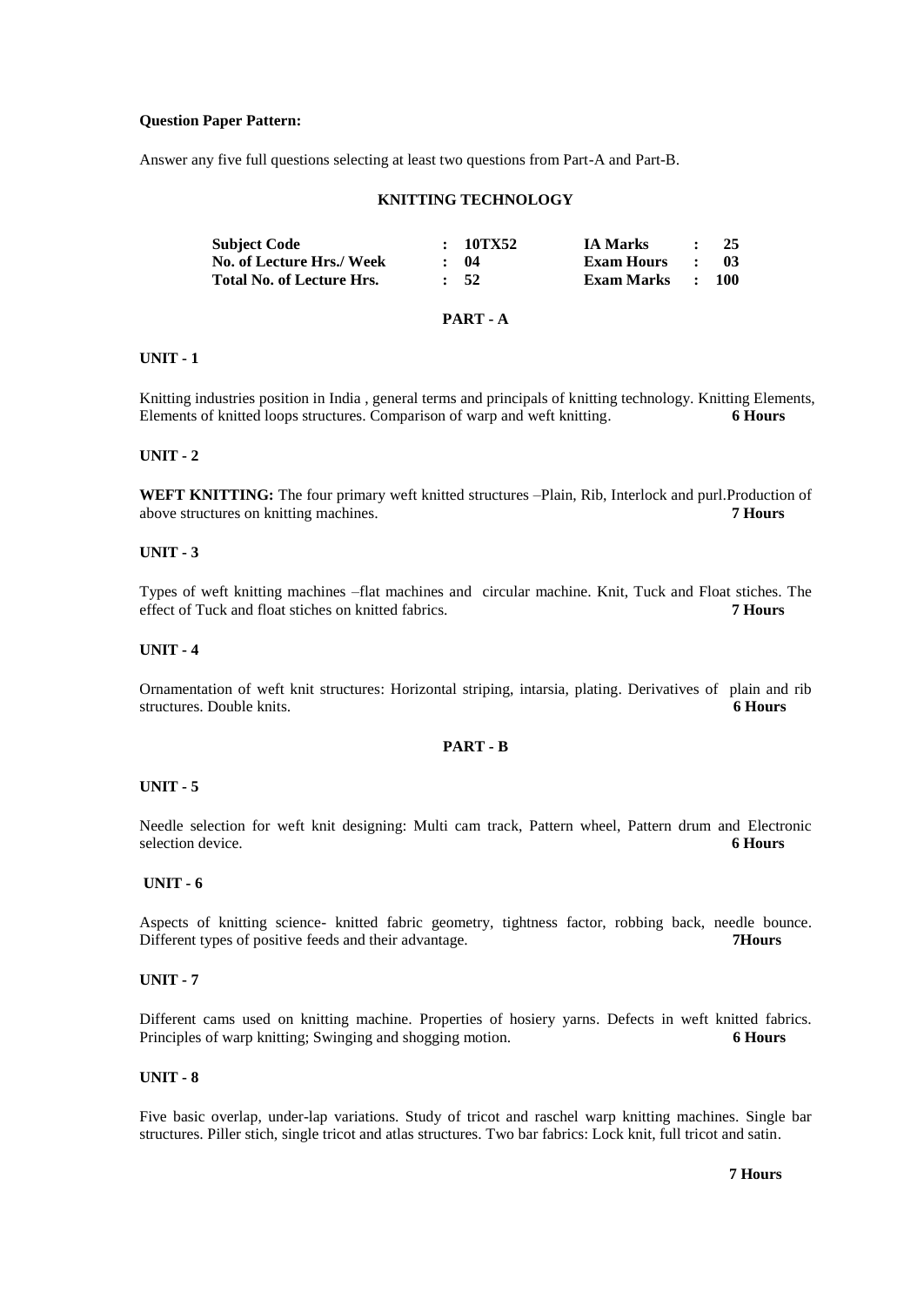**Question Paper Pattern:**

Answer any five full questions selecting at least two questions from Part-A and Part-B.

## KNITTING TECHNOLOGY

| | | | |
|---|---|---|---|
| **Subject Code** | **: 10TX52** | **IA Marks** | **: 25** |
| **No. of Lecture Hrs./ Week** | **: 04** | **Exam Hours** | **: 03** |
| **Total No. of Lecture Hrs.** | **: 52** | **Exam Marks** | **: 100** |

### PART - A

**UNIT - 1**

Knitting industries position in India , general terms and principals of knitting technology. Knitting Elements, Elements of knitted loops structures. Comparison of warp and weft knitting. **6 Hours**

**UNIT - 2**

**WEFT KNITTING:** The four primary weft knitted structures –Plain, Rib, Interlock and purl.Production of above structures on knitting machines. **7 Hours**

**UNIT - 3**

Types of weft knitting machines –flat machines and circular machine. Knit, Tuck and Float stiches. The effect of Tuck and float stiches on knitted fabrics. **7 Hours**

**UNIT - 4**

Ornamentation of weft knit structures: Horizontal striping, intarsia, plating. Derivatives of plain and rib structures. Double knits. **6 Hours**

### PART - B

**UNIT - 5**

Needle selection for weft knit designing: Multi cam track, Pattern wheel, Pattern drum and Electronic selection device. **6 Hours**

**UNIT - 6**

Aspects of knitting science- knitted fabric geometry, tightness factor, robbing back, needle bounce. Different types of positive feeds and their advantage. **7Hours**

**UNIT - 7**

Different cams used on knitting machine. Properties of hosiery yarns. Defects in weft knitted fabrics. Principles of warp knitting; Swinging and shogging motion. **6 Hours**

**UNIT - 8**

Five basic overlap, under-lap variations. Study of tricot and raschel warp knitting machines. Single bar structures. Piller stich, single tricot and atlas structures. Two bar fabrics: Lock knit, full tricot and satin.

**7 Hours**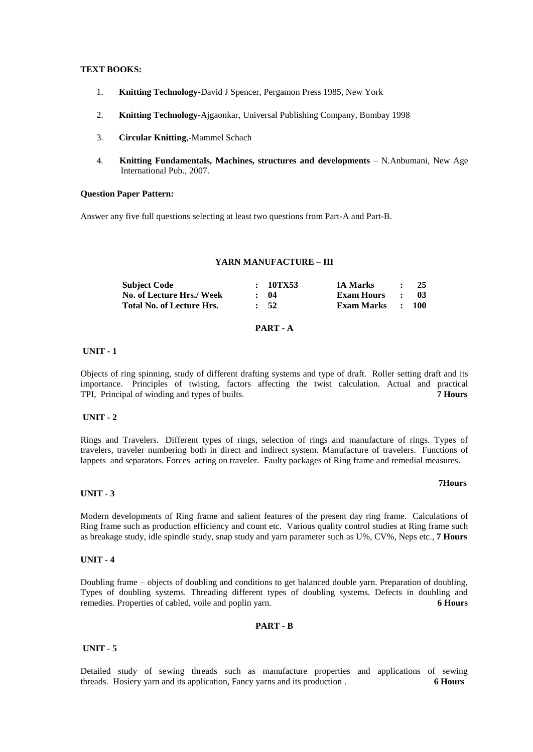**TEXT BOOKS:**

1. **Knitting Technology**-David J Spencer, Pergamon Press 1985, New York
2. **Knitting Technology-**Ajgaonkar, Universal Publishing Company, Bombay 1998
3. **Circular Knitting**,-Mammel Schach
4. **Knitting Fundamentals, Machines, structures and developments** – N.Anbumani, New Age International Pub., 2007.

**Question Paper Pattern:**

Answer any five full questions selecting at least two questions from Part-A and Part-B.

## YARN MANUFACTURE – III

| | | | | | |
|---|---|---|---|---|---|
| **Subject Code** | **: 10TX53** | **IA Marks** | **:** | **25** |
| **No. of Lecture Hrs./ Week** | **: 04** | **Exam Hours** | **:** | **03** |
| **Total No. of Lecture Hrs.** | **: 52** | **Exam Marks** | **:** | **100** |

### PART - A

**UNIT - 1**

Objects of ring spinning, study of different drafting systems and type of draft. Roller setting draft and its importance. Principles of twisting, factors affecting the twist calculation. Actual and practical TPI, Principal of winding and types of builts. **7 Hours**

**UNIT - 2**

Rings and Travelers. Different types of rings, selection of rings and manufacture of rings. Types of travelers, traveler numbering both in direct and indirect system. Manufacture of travelers. Functions of lappets and separators. Forces acting on traveler. Faulty packages of Ring frame and remedial measures.

**7Hours**

**UNIT - 3**

Modern developments of Ring frame and salient features of the present day ring frame. Calculations of Ring frame such as production efficiency and count etc. Various quality control studies at Ring frame such as breakage study, idle spindle study, snap study and yarn parameter such as U%, CV%, Neps etc., **7 Hours**

**UNIT - 4**

Doubling frame – objects of doubling and conditions to get balanced double yarn. Preparation of doubling, Types of doubling systems. Threading different types of doubling systems. Defects in doubling and remedies. Properties of cabled, voile and poplin yarn. **6 Hours**

### PART - B

**UNIT - 5**

Detailed study of sewing threads such as manufacture properties and applications of sewing threads. Hosiery yarn and its application, Fancy yarns and its production . **6 Hours**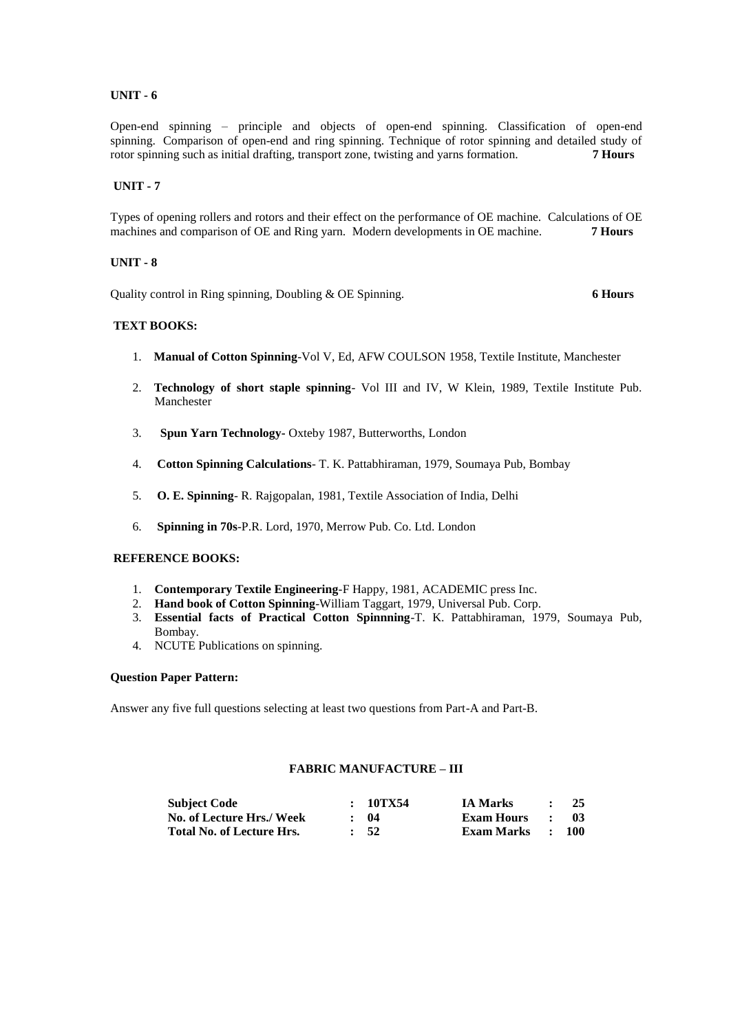**UNIT - 6**

Open-end spinning – principle and objects of open-end spinning. Classification of open-end spinning. Comparison of open-end and ring spinning. Technique of rotor spinning and detailed study of rotor spinning such as initial drafting, transport zone, twisting and yarns formation. **7 Hours**

**UNIT - 7**

Types of opening rollers and rotors and their effect on the performance of OE machine. Calculations of OE machines and comparison of OE and Ring yarn. Modern developments in OE machine. **7 Hours**

**UNIT - 8**

Quality control in Ring spinning, Doubling & OE Spinning. **6 Hours**

**TEXT BOOKS:**

1. **Manual of Cotton Spinning**-Vol V, Ed, AFW COULSON 1958, Textile Institute, Manchester
2. **Technology of short staple spinning**- Vol III and IV, W Klein, 1989, Textile Institute Pub. Manchester
3. **Spun Yarn Technology-** Oxteby 1987, Butterworths, London
4. **Cotton Spinning Calculations**- T. K. Pattabhiraman, 1979, Soumaya Pub, Bombay
5. **O. E. Spinning**- R. Rajgopalan, 1981, Textile Association of India, Delhi
6. **Spinning in 70s**-P.R. Lord, 1970, Merrow Pub. Co. Ltd. London

**REFERENCE BOOKS:**

1. **Contemporary Textile Engineering**-F Happy, 1981, ACADEMIC press Inc.
2. **Hand book of Cotton Spinning**-William Taggart, 1979, Universal Pub. Corp.
3. **Essential facts of Practical Cotton Spinnning**-T. K. Pattabhiraman, 1979, Soumaya Pub, Bombay.
4. NCUTE Publications on spinning.

**Question Paper Pattern:**

Answer any five full questions selecting at least two questions from Part-A and Part-B.

## FABRIC MANUFACTURE – III

| | | | | | |
|---|---|---|---|---|---|
| **Subject Code** | : | **10TX54** | **IA Marks** | : | **25** |
| **No. of Lecture Hrs./ Week** | : | **04** | **Exam Hours** | : | **03** |
| **Total No. of Lecture Hrs.** | : | **52** | **Exam Marks** | : | **100** |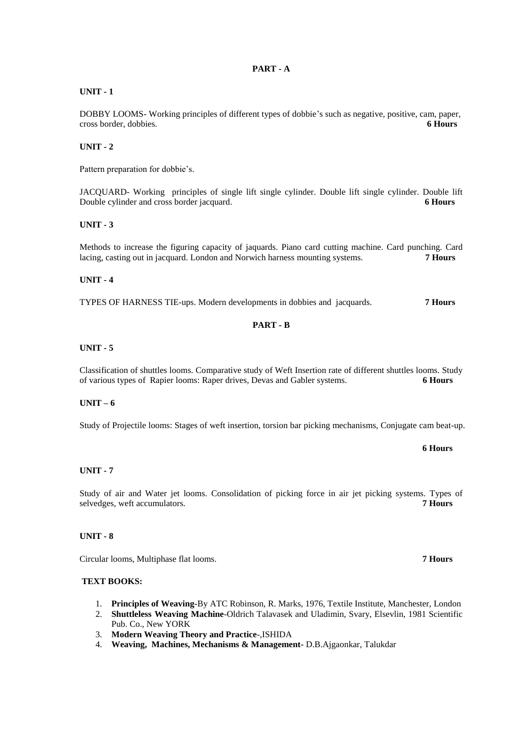## PART - A

### UNIT - 1

DOBBY LOOMS- Working principles of different types of dobbie's such as negative, positive, cam, paper, cross border, dobbies. **6 Hours**

### UNIT - 2

Pattern preparation for dobbie's.

JACQUARD- Working principles of single lift single cylinder. Double lift single cylinder. Double lift Double cylinder and cross border jacquard. **6 Hours**

### UNIT - 3

Methods to increase the figuring capacity of jaquards. Piano card cutting machine. Card punching. Card lacing, casting out in jacquard. London and Norwich harness mounting systems. **7 Hours**

### UNIT - 4

TYPES OF HARNESS TIE-ups. Modern developments in dobbies and jacquards. **7 Hours**

## PART - B

### UNIT - 5

Classification of shuttles looms. Comparative study of Weft Insertion rate of different shuttles looms. Study of various types of Rapier looms: Raper drives, Devas and Gabler systems. **6 Hours**

### UNIT – 6

Study of Projectile looms: Stages of weft insertion, torsion bar picking mechanisms, Conjugate cam beat-up.

**6 Hours**

### UNIT - 7

Study of air and Water jet looms. Consolidation of picking force in air jet picking systems. Types of selvedges, weft accumulators. **7 Hours**

### UNIT - 8

Circular looms, Multiphase flat looms. **7 Hours**

### TEXT BOOKS:

1. **Principles of Weaving**-By ATC Robinson, R. Marks, 1976, Textile Institute, Manchester, London
2. **Shuttleless Weaving Machine**-Oldrich Talavasek and Uladimin, Svary, Elsevlin, 1981 Scientific Pub. Co., New YORK
3. **Modern Weaving Theory and Practice**-,ISHIDA
4. **Weaving, Machines, Mechanisms & Management**- D.B.Ajgaonkar, Talukdar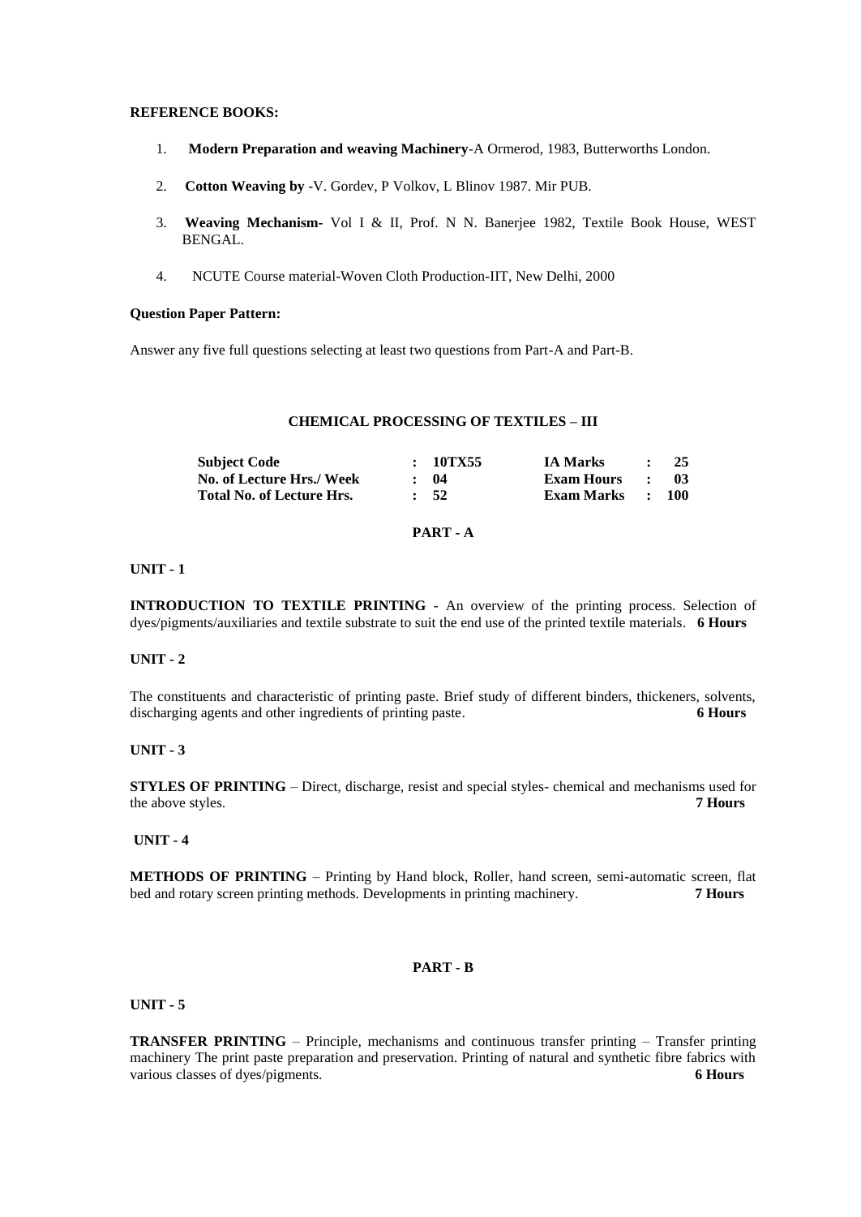**REFERENCE BOOKS:**

1. **Modern Preparation and weaving Machinery**-A Ormerod, 1983, Butterworths London.
2. **Cotton Weaving by** -V. Gordev, P Volkov, L Blinov 1987. Mir PUB.
3. **Weaving Mechanism-** Vol I & II, Prof. N N. Banerjee 1982, Textile Book House, WEST BENGAL.
4. NCUTE Course material-Woven Cloth Production-IIT, New Delhi, 2000

**Question Paper Pattern:**

Answer any five full questions selecting at least two questions from Part-A and Part-B.

## CHEMICAL PROCESSING OF TEXTILES – III

| | | | |
|---|---|---|---|
| **Subject Code** | **: 10TX55** | **IA Marks** | **: 25** |
| **No. of Lecture Hrs./ Week** | **: 04** | **Exam Hours** | **: 03** |
| **Total No. of Lecture Hrs.** | **: 52** | **Exam Marks** | **: 100** |

### PART - A

**UNIT - 1**

**INTRODUCTION TO TEXTILE PRINTING** - An overview of the printing process. Selection of dyes/pigments/auxiliaries and textile substrate to suit the end use of the printed textile materials. **6 Hours**

**UNIT - 2**

The constituents and characteristic of printing paste. Brief study of different binders, thickeners, solvents, discharging agents and other ingredients of printing paste. **6 Hours**

**UNIT - 3**

**STYLES OF PRINTING** – Direct, discharge, resist and special styles- chemical and mechanisms used for the above styles. **7 Hours**

**UNIT - 4**

**METHODS OF PRINTING** – Printing by Hand block, Roller, hand screen, semi-automatic screen, flat bed and rotary screen printing methods. Developments in printing machinery. **7 Hours**

### PART - B

**UNIT - 5**

**TRANSFER PRINTING** – Principle, mechanisms and continuous transfer printing – Transfer printing machinery The print paste preparation and preservation. Printing of natural and synthetic fibre fabrics with various classes of dyes/pigments. **6 Hours**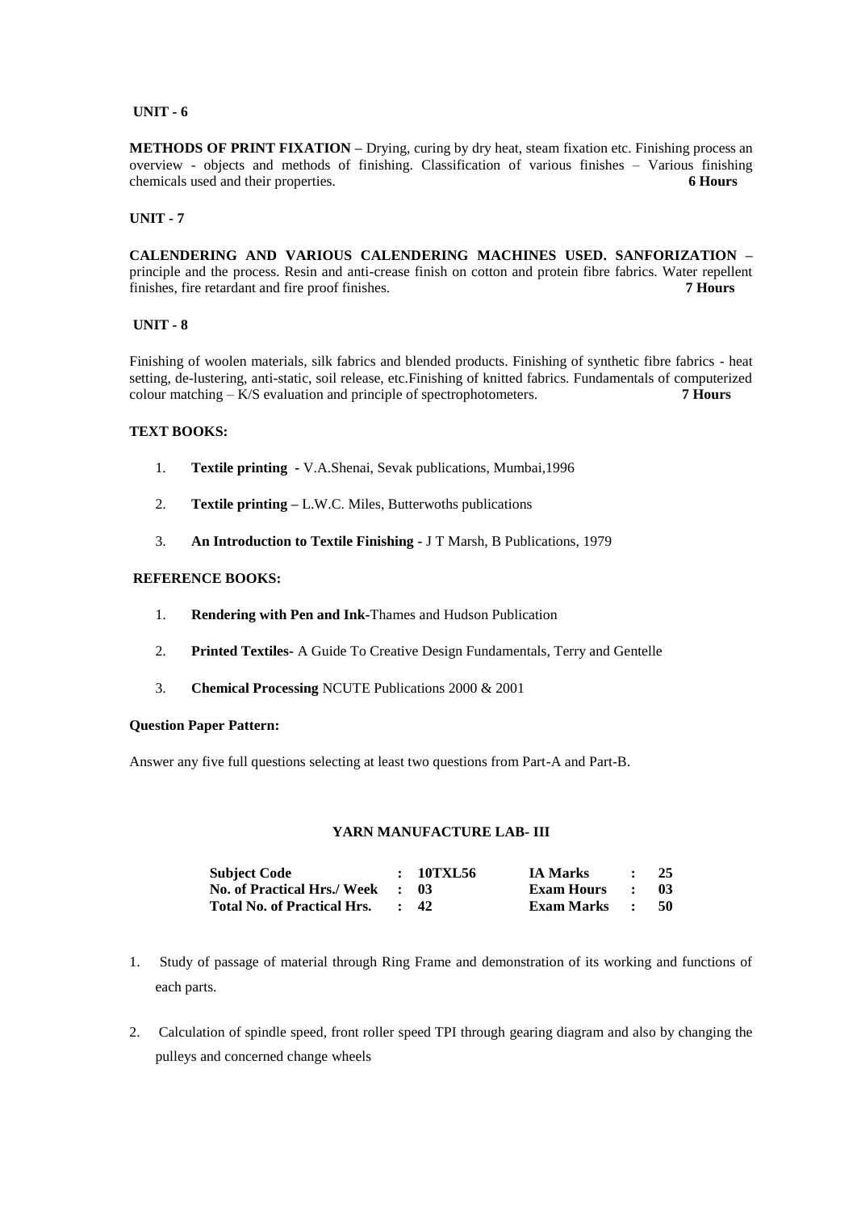**UNIT - 6**

**METHODS OF PRINT FIXATION –** Drying, curing by dry heat, steam fixation etc. Finishing process an overview - objects and methods of finishing. Classification of various finishes – Various finishing chemicals used and their properties. **6 Hours**

**UNIT - 7**

**CALENDERING AND VARIOUS CALENDERING MACHINES USED. SANFORIZATION –** principle and the process. Resin and anti-crease finish on cotton and protein fibre fabrics. Water repellent finishes, fire retardant and fire proof finishes. **7 Hours**

**UNIT - 8**

Finishing of woolen materials, silk fabrics and blended products. Finishing of synthetic fibre fabrics - heat setting, de-lustering, anti-static, soil release, etc.Finishing of knitted fabrics. Fundamentals of computerized colour matching – K/S evaluation and principle of spectrophotometers. **7 Hours**

**TEXT BOOKS:**

1. **Textile printing -** V.A.Shenai, Sevak publications, Mumbai,1996
2. **Textile printing –** L.W.C. Miles, Butterwoths publications
3. **An Introduction to Textile Finishing -** J T Marsh, B Publications, 1979

**REFERENCE BOOKS:**

1. **Rendering with Pen and Ink-**Thames and Hudson Publication
2. **Printed Textiles-** A Guide To Creative Design Fundamentals, Terry and Gentelle
3. **Chemical Processing** NCUTE Publications 2000 & 2001

**Question Paper Pattern:**

Answer any five full questions selecting at least two questions from Part-A and Part-B.

## YARN MANUFACTURE LAB- III

| | | | | | |
|---|---|---|---|---|---|
| **Subject Code** | **:** | **10TXL56** | **IA Marks** | **:** | **25** |
| **No. of Practical Hrs./ Week** | **:** | **03** | **Exam Hours** | **:** | **03** |
| **Total No. of Practical Hrs.** | **:** | **42** | **Exam Marks** | **:** | **50** |

1. Study of passage of material through Ring Frame and demonstration of its working and functions of each parts.
2. Calculation of spindle speed, front roller speed TPI through gearing diagram and also by changing the pulleys and concerned change wheels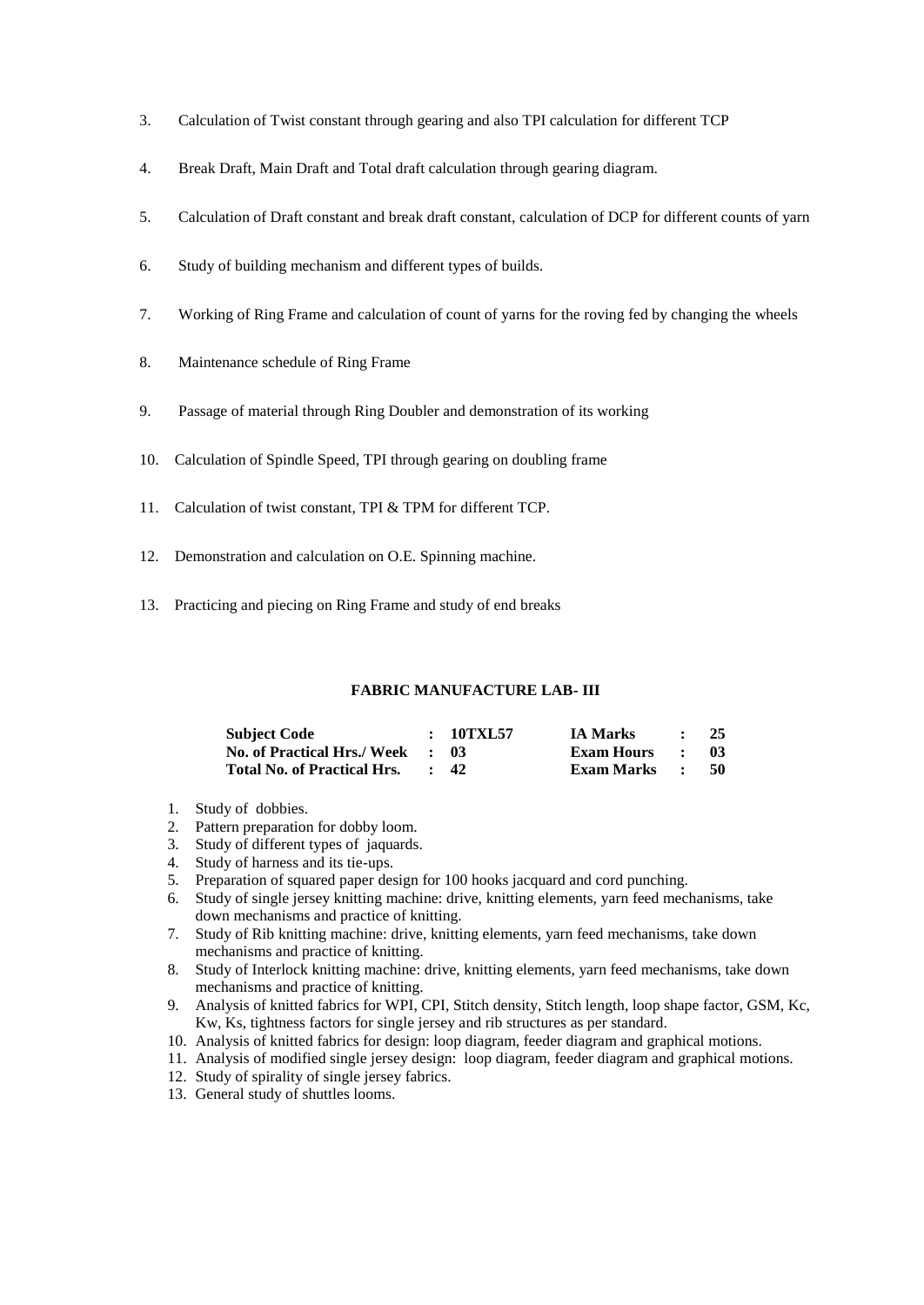3. Calculation of Twist constant through gearing and also TPI calculation for different TCP

4. Break Draft, Main Draft and Total draft calculation through gearing diagram.

5. Calculation of Draft constant and break draft constant, calculation of DCP for different counts of yarn

6. Study of building mechanism and different types of builds.

7. Working of Ring Frame and calculation of count of yarns for the roving fed by changing the wheels

8. Maintenance schedule of Ring Frame

9. Passage of material through Ring Doubler and demonstration of its working

10. Calculation of Spindle Speed, TPI through gearing on doubling frame

11. Calculation of twist constant, TPI & TPM for different TCP.

12. Demonstration and calculation on O.E. Spinning machine.

13. Practicing and piecing on Ring Frame and study of end breaks

## FABRIC MANUFACTURE LAB- III

| | | | | | |
|---|---|---|---|---|---|
| **Subject Code** | **: 10TXL57** | **IA Marks** | **:** | **25** |
| **No. of Practical Hrs./ Week** | **: 03** | **Exam Hours** | **:** | **03** |
| **Total No. of Practical Hrs.** | **: 42** | **Exam Marks** | **:** | **50** |

1. Study of dobbies.
2. Pattern preparation for dobby loom.
3. Study of different types of jaquards.
4. Study of harness and its tie-ups.
5. Preparation of squared paper design for 100 hooks jacquard and cord punching.
6. Study of single jersey knitting machine: drive, knitting elements, yarn feed mechanisms, take down mechanisms and practice of knitting.
7. Study of Rib knitting machine: drive, knitting elements, yarn feed mechanisms, take down mechanisms and practice of knitting.
8. Study of Interlock knitting machine: drive, knitting elements, yarn feed mechanisms, take down mechanisms and practice of knitting.
9. Analysis of knitted fabrics for WPI, CPI, Stitch density, Stitch length, loop shape factor, GSM, Kc, Kw, Ks, tightness factors for single jersey and rib structures as per standard.
10. Analysis of knitted fabrics for design: loop diagram, feeder diagram and graphical motions.
11. Analysis of modified single jersey design: loop diagram, feeder diagram and graphical motions.
12. Study of spirality of single jersey fabrics.
13. General study of shuttles looms.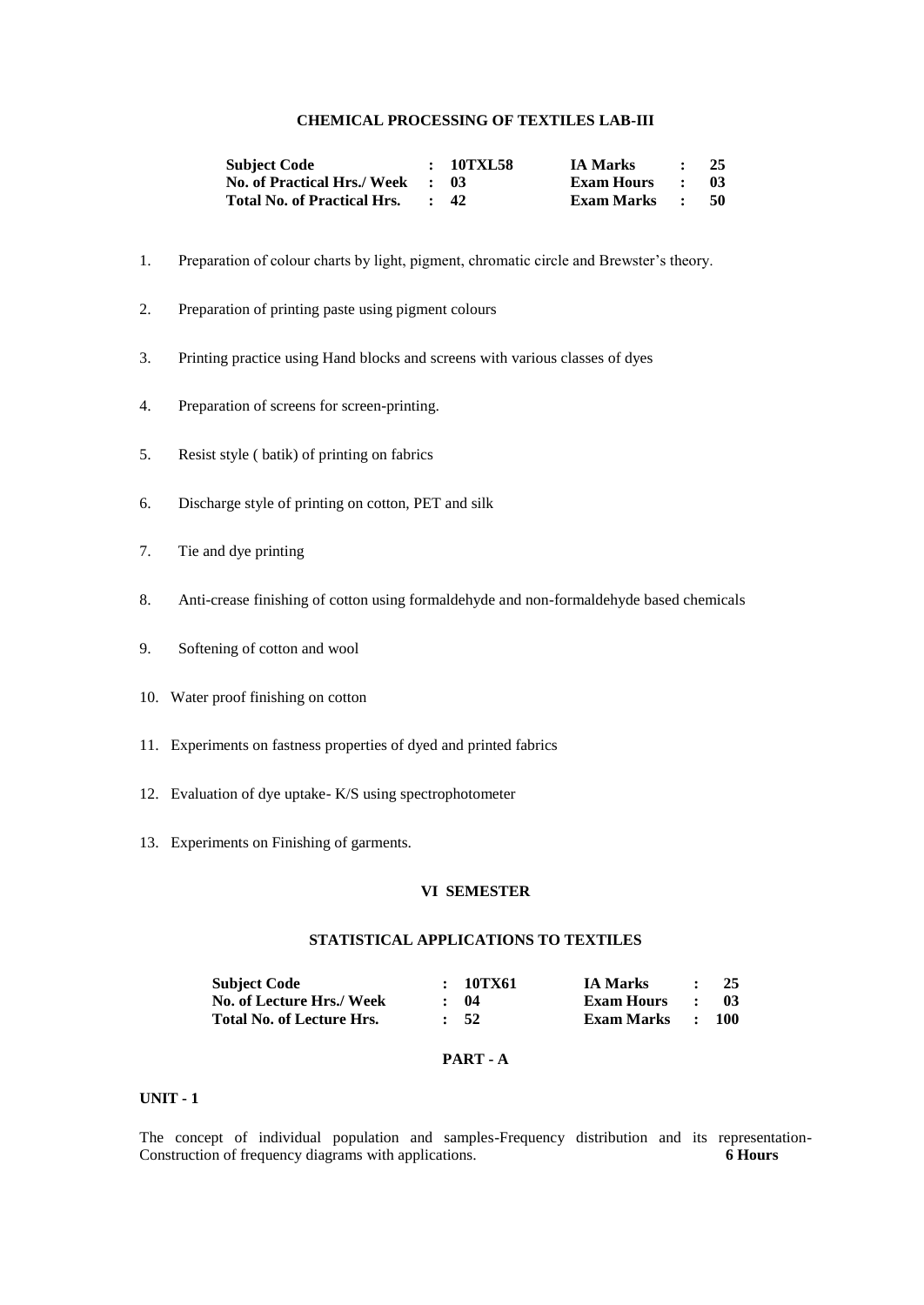## CHEMICAL PROCESSING OF TEXTILES LAB-III

| | | | | | |
|---|---|---|---|---|---|
| **Subject Code** | **:** | **10TXL58** | **IA Marks** | **:** | **25** |
| **No. of Practical Hrs./ Week** | **:** | **03** | **Exam Hours** | **:** | **03** |
| **Total No. of Practical Hrs.** | **:** | **42** | **Exam Marks** | **:** | **50** |

1. Preparation of colour charts by light, pigment, chromatic circle and Brewster's theory.
2. Preparation of printing paste using pigment colours
3. Printing practice using Hand blocks and screens with various classes of dyes
4. Preparation of screens for screen-printing.
5. Resist style ( batik) of printing on fabrics
6. Discharge style of printing on cotton, PET and silk
7. Tie and dye printing
8. Anti-crease finishing of cotton using formaldehyde and non-formaldehyde based chemicals
9. Softening of cotton and wool
10. Water proof finishing on cotton
11. Experiments on fastness properties of dyed and printed fabrics
12. Evaluation of dye uptake- K/S using spectrophotometer
13. Experiments on Finishing of garments.

## VI SEMESTER

## STATISTICAL APPLICATIONS TO TEXTILES

| | | | | | |
|---|---|---|---|---|---|
| **Subject Code** | **:** | **10TX61** | **IA Marks** | **:** | **25** |
| **No. of Lecture Hrs./ Week** | **:** | **04** | **Exam Hours** | **:** | **03** |
| **Total No. of Lecture Hrs.** | **:** | **52** | **Exam Marks** | **:** | **100** |

### PART - A

**UNIT - 1**

The concept of individual population and samples-Frequency distribution and its representation-Construction of frequency diagrams with applications. **6 Hours**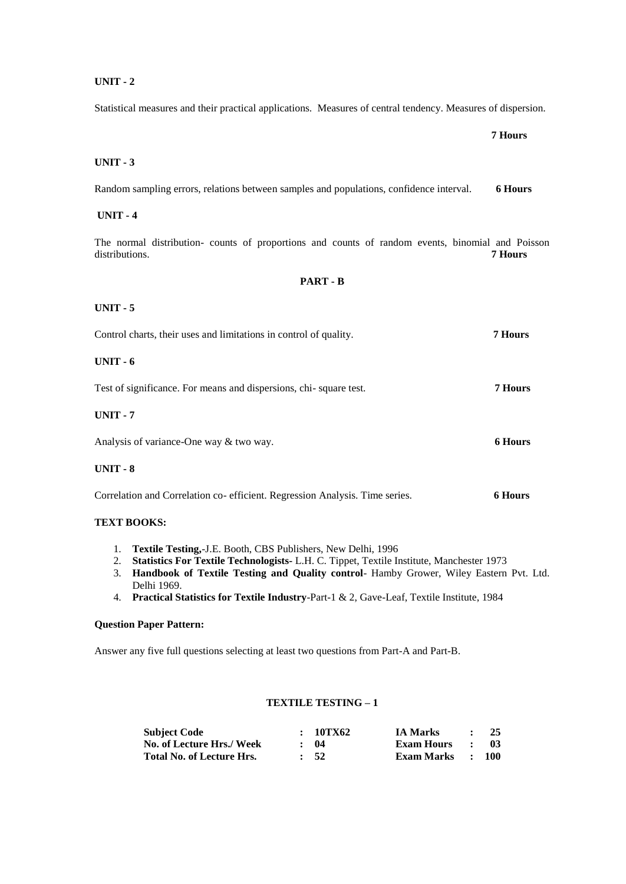**UNIT - 2**

Statistical measures and their practical applications. Measures of central tendency. Measures of dispersion.

**7 Hours**

**UNIT - 3**

Random sampling errors, relations between samples and populations, confidence interval. **6 Hours**

**UNIT - 4**

The normal distribution- counts of proportions and counts of random events, binomial and Poisson distributions. **7 Hours**

**PART - B**

**UNIT - 5**

Control charts, their uses and limitations in control of quality. **7 Hours**

**UNIT - 6**

Test of significance. For means and dispersions, chi- square test. **7 Hours**

**UNIT - 7**

Analysis of variance-One way & two way. **6 Hours**

**UNIT - 8**

Correlation and Correlation co- efficient. Regression Analysis. Time series. **6 Hours**

**TEXT BOOKS:**

1. **Textile Testing,**-J.E. Booth, CBS Publishers, New Delhi, 1996
2. **Statistics For Textile Technologists-** L.H. C. Tippet, Textile Institute, Manchester 1973
3. **Handbook of Textile Testing and Quality control**- Hamby Grower, Wiley Eastern Pvt. Ltd. Delhi 1969.
4. **Practical Statistics for Textile Industry**-Part-1 & 2, Gave-Leaf, Textile Institute, 1984

**Question Paper Pattern:**

Answer any five full questions selecting at least two questions from Part-A and Part-B.

## TEXTILE TESTING – 1

| | | | | | |
|---|---|---|---|---|---|
| **Subject Code** | **: 10TX62** | **IA Marks** | **:** | **25** |
| **No. of Lecture Hrs./ Week** | **: 04** | **Exam Hours** | **:** | **03** |
| **Total No. of Lecture Hrs.** | **: 52** | **Exam Marks** | **:** | **100** |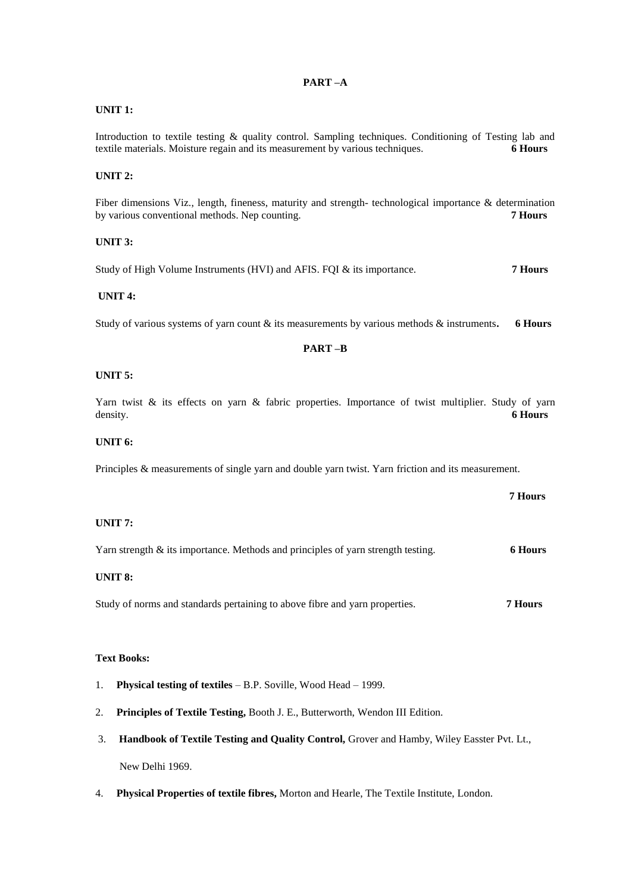**PART –A**

**UNIT 1:**

Introduction to textile testing & quality control. Sampling techniques. Conditioning of Testing lab and textile materials. Moisture regain and its measurement by various techniques. **6 Hours**

**UNIT 2:**

Fiber dimensions Viz., length, fineness, maturity and strength- technological importance & determination by various conventional methods. Nep counting. **7 Hours**

**UNIT 3:**

Study of High Volume Instruments (HVI) and AFIS. FQI & its importance. **7 Hours**

**UNIT 4:**

Study of various systems of yarn count & its measurements by various methods & instruments**.** **6 Hours**

**PART –B**

**UNIT 5:**

Yarn twist & its effects on yarn & fabric properties. Importance of twist multiplier. Study of yarn density. **6 Hours**

**UNIT 6:**

Principles & measurements of single yarn and double yarn twist. Yarn friction and its measurement.

**7 Hours**

**UNIT 7:**

Yarn strength & its importance. Methods and principles of yarn strength testing. **6 Hours**

**UNIT 8:**

Study of norms and standards pertaining to above fibre and yarn properties. **7 Hours**

**Text Books:**

1. **Physical testing of textiles** – B.P. Soville, Wood Head – 1999.
2. **Principles of Textile Testing,** Booth J. E., Butterworth, Wendon III Edition.
3. **Handbook of Textile Testing and Quality Control,** Grover and Hamby, Wiley Easster Pvt. Lt., New Delhi 1969.
4. **Physical Properties of textile fibres,** Morton and Hearle, The Textile Institute, London.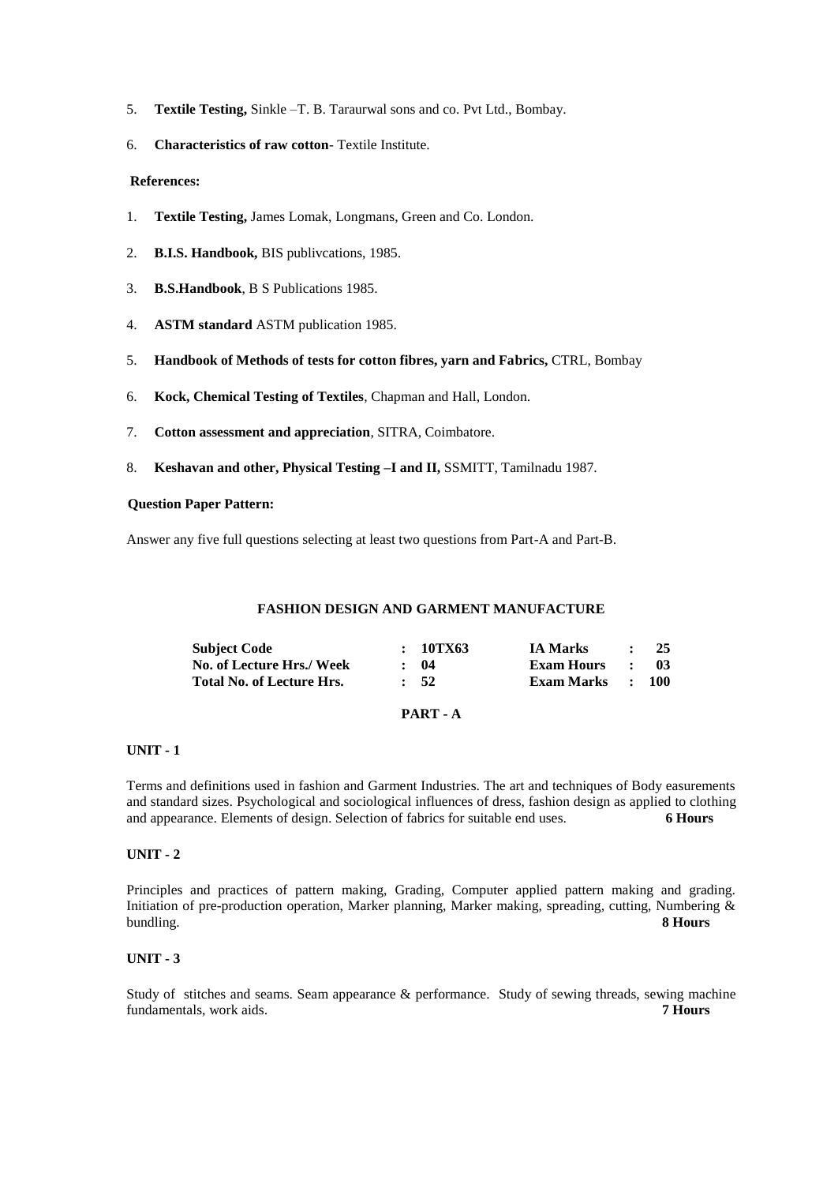5. **Textile Testing,** Sinkle –T. B. Taraurwal sons and co. Pvt Ltd., Bombay.

6. **Characteristics of raw cotton**- Textile Institute.

**References:**

1. **Textile Testing,** James Lomak, Longmans, Green and Co. London.

2. **B.I.S. Handbook,** BIS publivcations, 1985.

3. **B.S.Handbook**, B S Publications 1985.

4. **ASTM standard** ASTM publication 1985.

5. **Handbook of Methods of tests for cotton fibres, yarn and Fabrics,** CTRL, Bombay

6. **Kock, Chemical Testing of Textiles**, Chapman and Hall, London.

7. **Cotton assessment and appreciation**, SITRA, Coimbatore.

8. **Keshavan and other, Physical Testing –I and II,** SSMITT, Tamilnadu 1987.

**Question Paper Pattern:**

Answer any five full questions selecting at least two questions from Part-A and Part-B.

## FASHION DESIGN AND GARMENT MANUFACTURE

| | | | | | |
|---|---|---|---|---|---|
| **Subject Code** | **:** | **10TX63** | **IA Marks** | **:** | **25** |
| **No. of Lecture Hrs./ Week** | **:** | **04** | **Exam Hours** | **:** | **03** |
| **Total No. of Lecture Hrs.** | **:** | **52** | **Exam Marks** | **:** | **100** |

### PART - A

**UNIT - 1**

Terms and definitions used in fashion and Garment Industries. The art and techniques of Body easurements and standard sizes. Psychological and sociological influences of dress, fashion design as applied to clothing and appearance. Elements of design. Selection of fabrics for suitable end uses. **6 Hours**

**UNIT - 2**

Principles and practices of pattern making, Grading, Computer applied pattern making and grading. Initiation of pre-production operation, Marker planning, Marker making, spreading, cutting, Numbering & bundling. **8 Hours**

**UNIT - 3**

Study of stitches and seams. Seam appearance & performance. Study of sewing threads, sewing machine fundamentals, work aids. **7 Hours**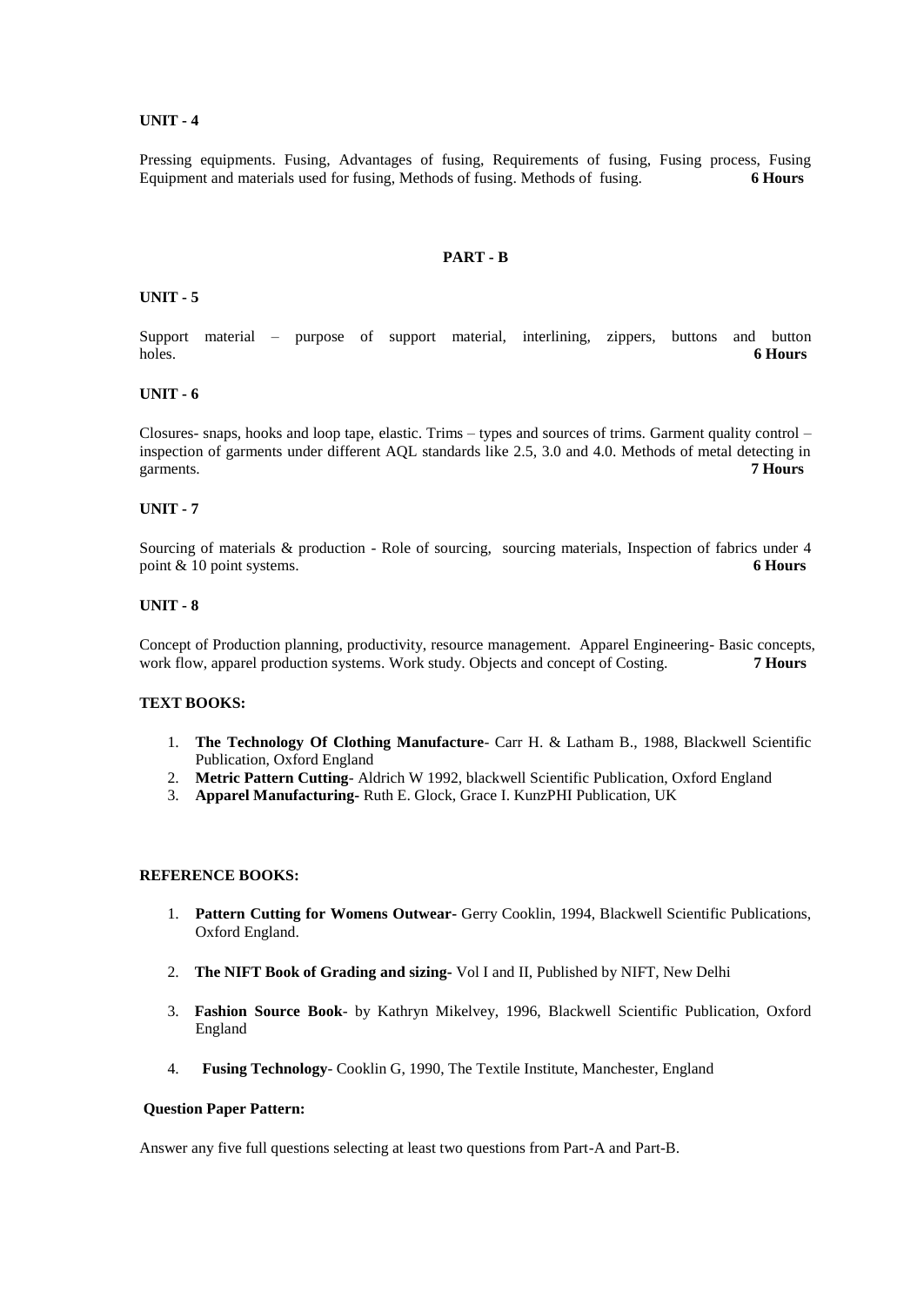**UNIT - 4**

Pressing equipments. Fusing, Advantages of fusing, Requirements of fusing, Fusing process, Fusing Equipment and materials used for fusing, Methods of fusing. Methods of fusing. **6 Hours**

## PART - B

**UNIT - 5**

Support material – purpose of support material, interlining, zippers, buttons and button holes. **6 Hours**

**UNIT - 6**

Closures- snaps, hooks and loop tape, elastic. Trims – types and sources of trims. Garment quality control – inspection of garments under different AQL standards like 2.5, 3.0 and 4.0. Methods of metal detecting in garments. **7 Hours**

**UNIT - 7**

Sourcing of materials & production - Role of sourcing, sourcing materials, Inspection of fabrics under 4 point & 10 point systems. **6 Hours**

**UNIT - 8**

Concept of Production planning, productivity, resource management. Apparel Engineering- Basic concepts, work flow, apparel production systems. Work study. Objects and concept of Costing. **7 Hours**

**TEXT BOOKS:**

1. **The Technology Of Clothing Manufacture**- Carr H. & Latham B., 1988, Blackwell Scientific Publication, Oxford England
2. **Metric Pattern Cutting**- Aldrich W 1992, blackwell Scientific Publication, Oxford England
3. **Apparel Manufacturing-** Ruth E. Glock, Grace I. KunzPHI Publication, UK

**REFERENCE BOOKS:**

1. **Pattern Cutting for Womens Outwear-** Gerry Cooklin, 1994, Blackwell Scientific Publications, Oxford England.
2. **The NIFT Book of Grading and sizing-** Vol I and II, Published by NIFT, New Delhi
3. **Fashion Source Book**- by Kathryn Mikelvey, 1996, Blackwell Scientific Publication, Oxford England
4. **Fusing Technology**- Cooklin G, 1990, The Textile Institute, Manchester, England

**Question Paper Pattern:**

Answer any five full questions selecting at least two questions from Part-A and Part-B.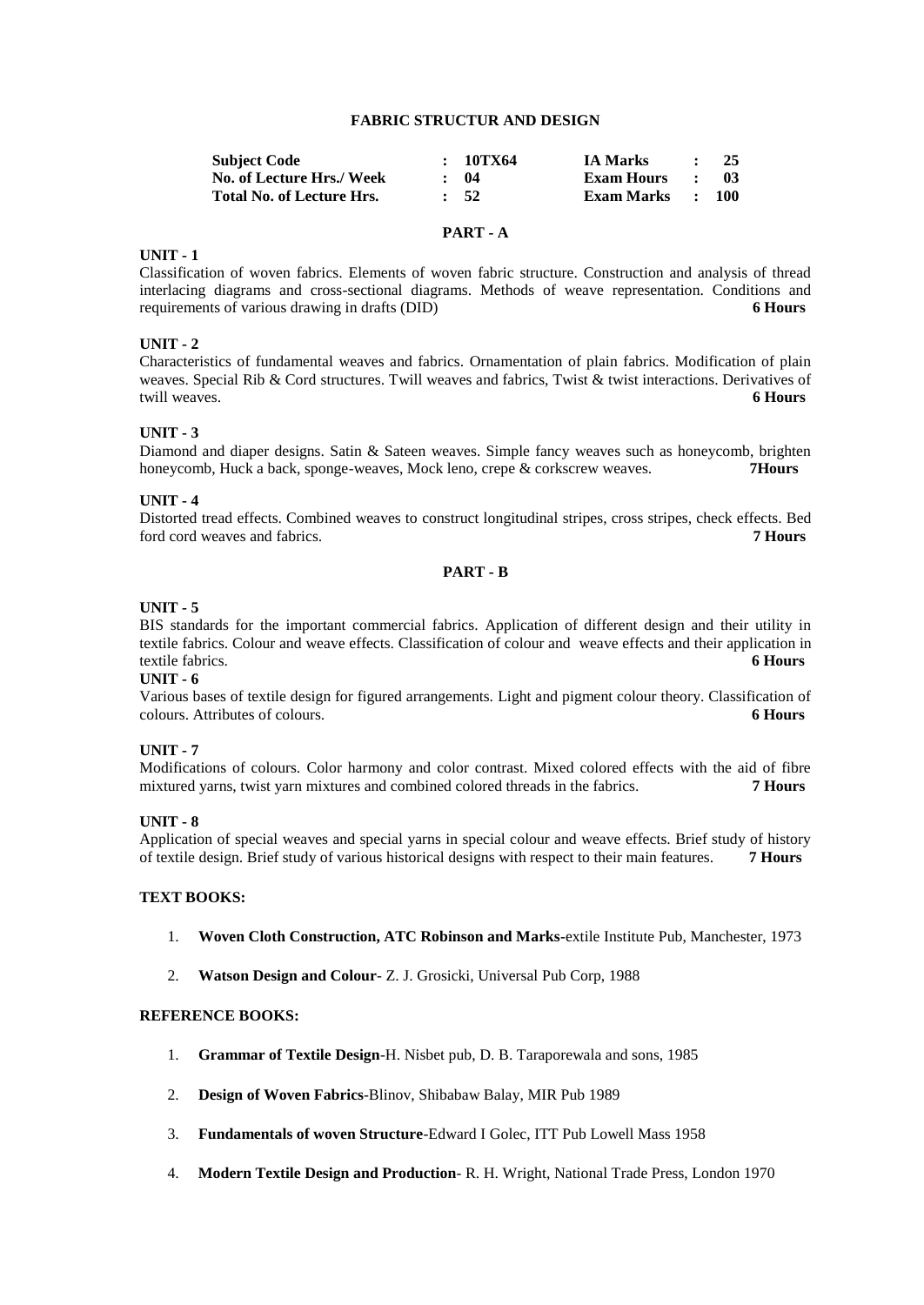## FABRIC STRUCTUR AND DESIGN

| **Subject Code** | : | **10TX64** | **IA Marks** | : | **25** |
|---|---|---|---|---|---|
| **No. of Lecture Hrs./ Week** | : | **04** | **Exam Hours** | : | **03** |
| **Total No. of Lecture Hrs.** | : | **52** | **Exam Marks** | : | **100** |

### PART - A

**UNIT - 1**

Classification of woven fabrics. Elements of woven fabric structure. Construction and analysis of thread interlacing diagrams and cross-sectional diagrams. Methods of weave representation. Conditions and requirements of various drawing in drafts (DID) **6 Hours**

**UNIT - 2**

Characteristics of fundamental weaves and fabrics. Ornamentation of plain fabrics. Modification of plain weaves. Special Rib & Cord structures. Twill weaves and fabrics, Twist & twist interactions. Derivatives of twill weaves. **6 Hours**

**UNIT - 3**

Diamond and diaper designs. Satin & Sateen weaves. Simple fancy weaves such as honeycomb, brighten honeycomb, Huck a back, sponge-weaves, Mock leno, crepe & corkscrew weaves. **7Hours**

**UNIT - 4**

Distorted tread effects. Combined weaves to construct longitudinal stripes, cross stripes, check effects. Bed ford cord weaves and fabrics. **7 Hours**

### PART - B

**UNIT - 5**

BIS standards for the important commercial fabrics. Application of different design and their utility in textile fabrics. Colour and weave effects. Classification of colour and weave effects and their application in textile fabrics. **6 Hours**

**UNIT - 6**

Various bases of textile design for figured arrangements. Light and pigment colour theory. Classification of colours. Attributes of colours. **6 Hours**

**UNIT - 7**

Modifications of colours. Color harmony and color contrast. Mixed colored effects with the aid of fibre mixtured yarns, twist yarn mixtures and combined colored threads in the fabrics. **7 Hours**

**UNIT - 8**

Application of special weaves and special yarns in special colour and weave effects. Brief study of history of textile design. Brief study of various historical designs with respect to their main features. **7 Hours**

**TEXT BOOKS:**

1. **Woven Cloth Construction, ATC Robinson and Marks-**extile Institute Pub, Manchester, 1973
2. **Watson Design and Colour**- Z. J. Grosicki, Universal Pub Corp, 1988

**REFERENCE BOOKS:**

1. **Grammar of Textile Design**-H. Nisbet pub, D. B. Taraporewala and sons, 1985
2. **Design of Woven Fabrics**-Blinov, Shibabaw Balay, MIR Pub 1989
3. **Fundamentals of woven Structure**-Edward I Golec, ITT Pub Lowell Mass 1958
4. **Modern Textile Design and Production**- R. H. Wright, National Trade Press, London 1970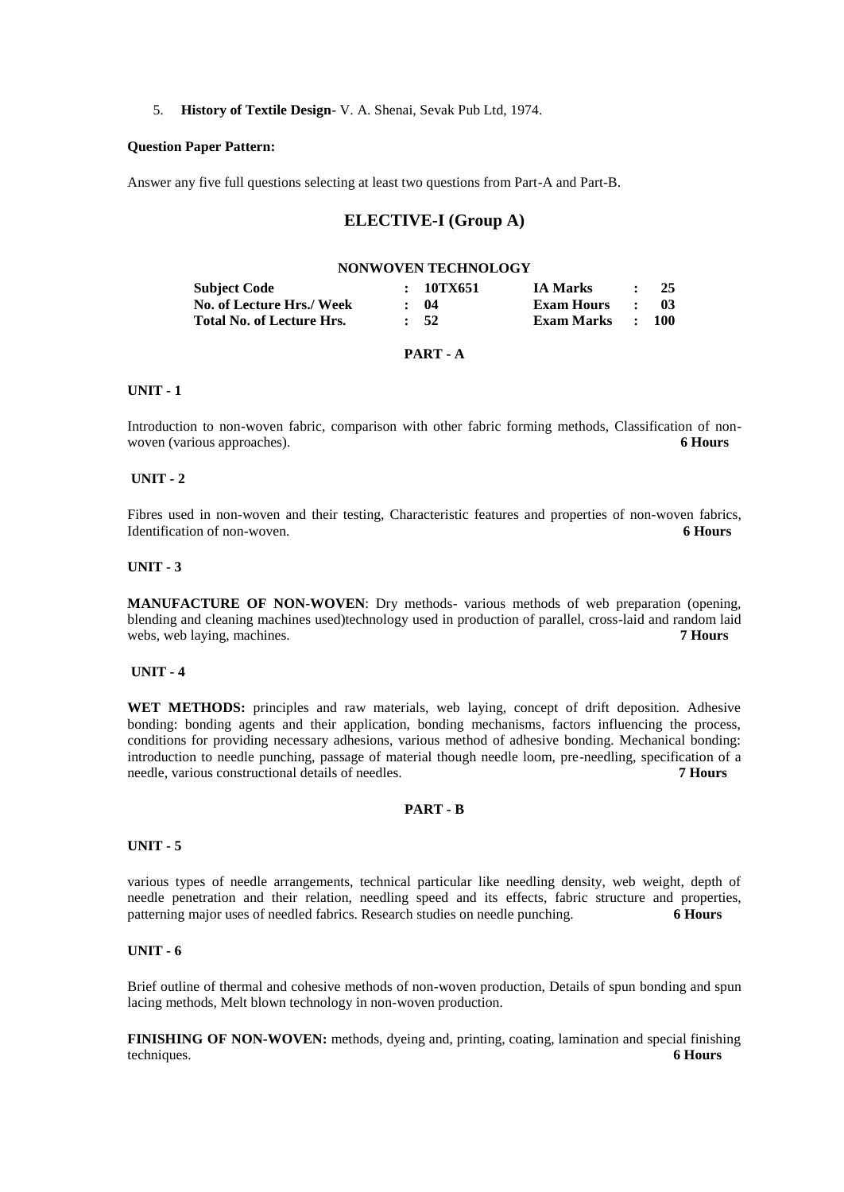5. **History of Textile Design**- V. A. Shenai, Sevak Pub Ltd, 1974.

**Question Paper Pattern:**

Answer any five full questions selecting at least two questions from Part-A and Part-B.

## ELECTIVE-I (Group A)

### NONWOVEN TECHNOLOGY

| | | | | | |
|---|---|---|---|---|---|
| **Subject Code** | **:** | **10TX651** | **IA Marks** | **:** | **25** |
| **No. of Lecture Hrs./ Week** | **:** | **04** | **Exam Hours** | **:** | **03** |
| **Total No. of Lecture Hrs.** | **:** | **52** | **Exam Marks** | **:** | **100** |

**PART - A**

**UNIT - 1**

Introduction to non-woven fabric, comparison with other fabric forming methods, Classification of non-woven (various approaches). **6 Hours**

**UNIT - 2**

Fibres used in non-woven and their testing, Characteristic features and properties of non-woven fabrics, Identification of non-woven. **6 Hours**

**UNIT - 3**

**MANUFACTURE OF NON-WOVEN**: Dry methods- various methods of web preparation (opening, blending and cleaning machines used)technology used in production of parallel, cross-laid and random laid webs, web laying, machines. **7 Hours**

**UNIT - 4**

**WET METHODS:** principles and raw materials, web laying, concept of drift deposition. Adhesive bonding: bonding agents and their application, bonding mechanisms, factors influencing the process, conditions for providing necessary adhesions, various method of adhesive bonding. Mechanical bonding: introduction to needle punching, passage of material though needle loom, pre-needling, specification of a needle, various constructional details of needles. **7 Hours**

**PART - B**

**UNIT - 5**

various types of needle arrangements, technical particular like needling density, web weight, depth of needle penetration and their relation, needling speed and its effects, fabric structure and properties, patterning major uses of needled fabrics. Research studies on needle punching. **6 Hours**

**UNIT - 6**

Brief outline of thermal and cohesive methods of non-woven production, Details of spun bonding and spun lacing methods, Melt blown technology in non-woven production.

**FINISHING OF NON-WOVEN:** methods, dyeing and, printing, coating, lamination and special finishing techniques. **6 Hours**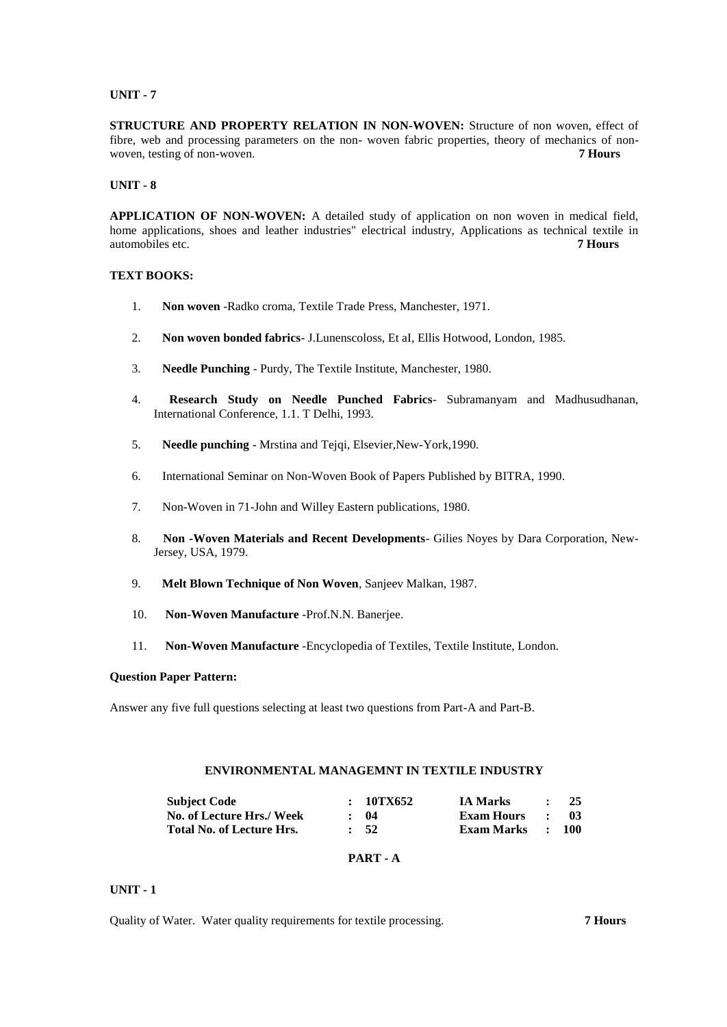**UNIT - 7**

**STRUCTURE AND PROPERTY RELATION IN NON-WOVEN:** Structure of non woven, effect of fibre, web and processing parameters on the non- woven fabric properties, theory of mechanics of non-woven, testing of non-woven. **7 Hours**

**UNIT - 8**

**APPLICATION OF NON-WOVEN:** A detailed study of application on non woven in medical field, home applications, shoes and leather industries" electrical industry, Applications as technical textile in automobiles etc. **7 Hours**

**TEXT BOOKS:**

1. **Non woven** -Radko croma, Textile Trade Press, Manchester, 1971.
2. **Non woven bonded fabrics**- J.Lunenscoloss, Et aI, Ellis Hotwood, London, 1985.
3. **Needle Punching** - Purdy, The Textile Institute, Manchester, 1980.
4. **Research Study on Needle Punched Fabrics**- Subramanyam and Madhusudhanan, International Conference, 1.1. T Delhi, 1993.
5. **Needle punching** - Mrstina and Tejqi, Elsevier,New-York,1990.
6. International Seminar on Non-Woven Book of Papers Published by BITRA, 1990.
7. Non-Woven in 71-John and Willey Eastern publications, 1980.
8. **Non -Woven Materials and Recent Developments**- Gilies Noyes by Dara Corporation, New-Jersey, USA, 1979.
9. **Melt Blown Technique of Non Woven**, Sanjeev Malkan, 1987.
10. **Non-Woven Manufacture** -Prof.N.N. Banerjee.
11. **Non-Woven Manufacture** -Encyclopedia of Textiles, Textile Institute, London.

**Question Paper Pattern:**

Answer any five full questions selecting at least two questions from Part-A and Part-B.

## ENVIRONMENTAL MANAGEMNT IN TEXTILE INDUSTRY

| | | | |
|---|---|---|---|
| **Subject Code** | **: 10TX652** | **IA Marks** | **: 25** |
| **No. of Lecture Hrs./ Week** | **: 04** | **Exam Hours** | **: 03** |
| **Total No. of Lecture Hrs.** | **: 52** | **Exam Marks** | **: 100** |

**PART - A**

**UNIT - 1**

Quality of Water. Water quality requirements for textile processing. **7 Hours**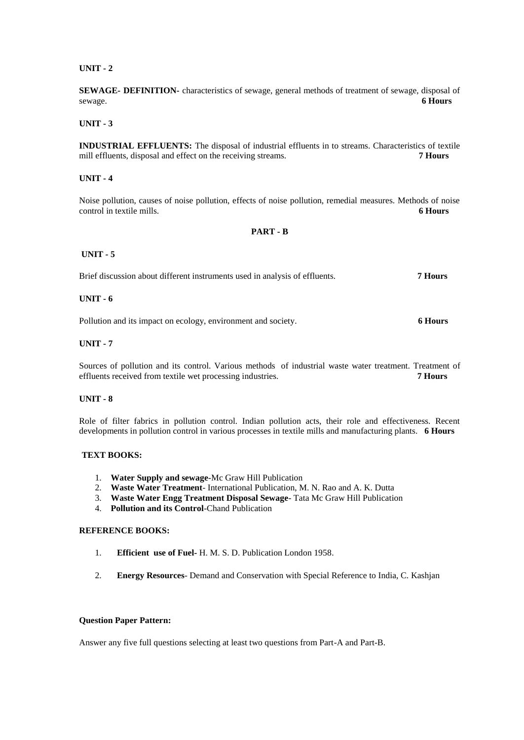**UNIT - 2**

**SEWAGE- DEFINITION-** characteristics of sewage, general methods of treatment of sewage, disposal of sewage. **6 Hours**

**UNIT - 3**

**INDUSTRIAL EFFLUENTS:** The disposal of industrial effluents in to streams. Characteristics of textile mill effluents, disposal and effect on the receiving streams. **7 Hours**

**UNIT - 4**

Noise pollution, causes of noise pollution, effects of noise pollution, remedial measures. Methods of noise control in textile mills. **6 Hours**

**PART - B**

**UNIT - 5**

Brief discussion about different instruments used in analysis of effluents. **7 Hours**

**UNIT - 6**

Pollution and its impact on ecology, environment and society. **6 Hours**

**UNIT - 7**

Sources of pollution and its control. Various methods of industrial waste water treatment. Treatment of effluents received from textile wet processing industries. **7 Hours**

**UNIT - 8**

Role of filter fabrics in pollution control. Indian pollution acts, their role and effectiveness. Recent developments in pollution control in various processes in textile mills and manufacturing plants. **6 Hours**

**TEXT BOOKS:**

1. **Water Supply and sewage**-Mc Graw Hill Publication
2. **Waste Water Treatment**- International Publication, M. N. Rao and A. K. Dutta
3. **Waste Water Engg Treatment Disposal Sewage**- Tata Mc Graw Hill Publication
4. **Pollution and its Control**-Chand Publication

**REFERENCE BOOKS:**

1. **Efficient use of Fuel-** H. M. S. D. Publication London 1958.
2. **Energy Resources**- Demand and Conservation with Special Reference to India, C. Kashjan

**Question Paper Pattern:**

Answer any five full questions selecting at least two questions from Part-A and Part-B.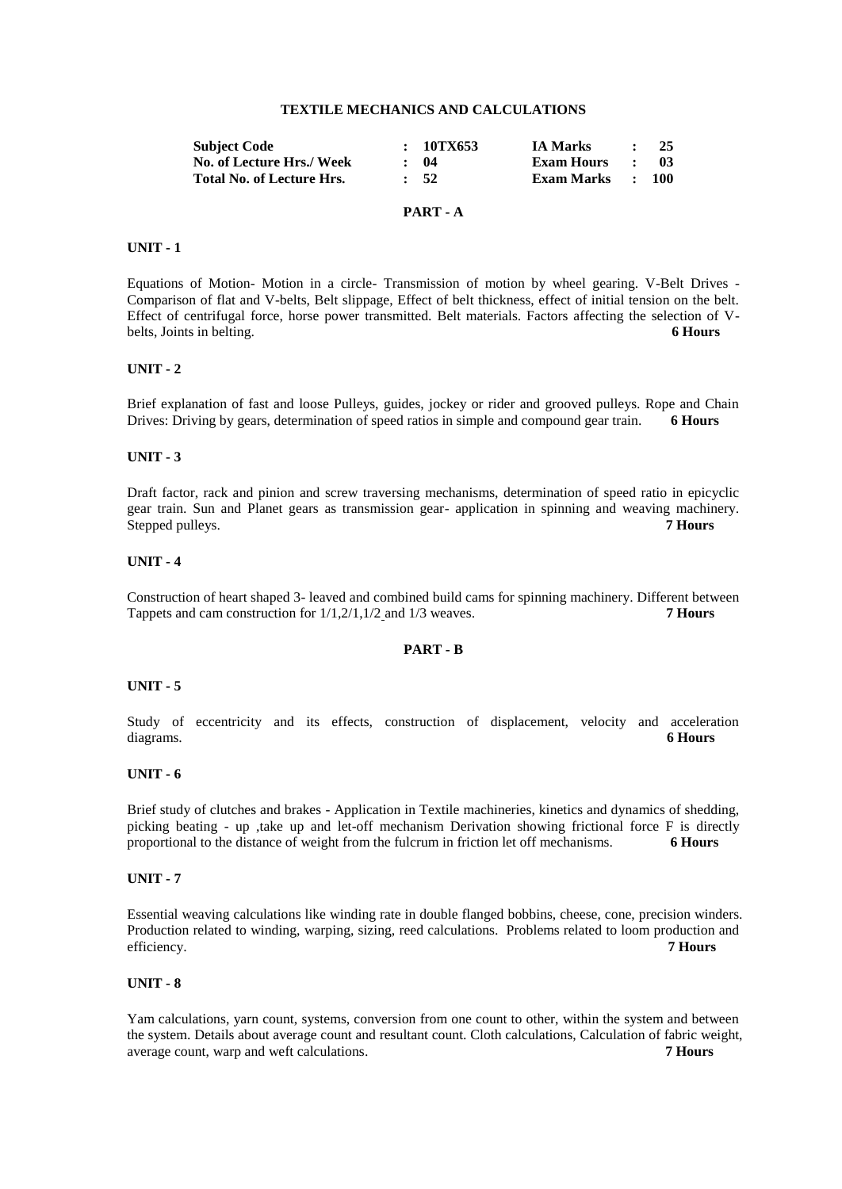## TEXTILE MECHANICS AND CALCULATIONS

| **Subject Code** | : | **10TX653** | **IA Marks** | : | **25** |
|---|---|---|---|---|---|
| **No. of Lecture Hrs./ Week** | : | **04** | **Exam Hours** | : | **03** |
| **Total No. of Lecture Hrs.** | : | **52** | **Exam Marks** | : | **100** |

### PART - A

**UNIT - 1**

Equations of Motion- Motion in a circle- Transmission of motion by wheel gearing. V-Belt Drives - Comparison of flat and V-belts, Belt slippage, Effect of belt thickness, effect of initial tension on the belt. Effect of centrifugal force, horse power transmitted. Belt materials. Factors affecting the selection of V-belts, Joints in belting. **6 Hours**

**UNIT - 2**

Brief explanation of fast and loose Pulleys, guides, jockey or rider and grooved pulleys. Rope and Chain Drives: Driving by gears, determination of speed ratios in simple and compound gear train. **6 Hours**

**UNIT - 3**

Draft factor, rack and pinion and screw traversing mechanisms, determination of speed ratio in epicyclic gear train. Sun and Planet gears as transmission gear- application in spinning and weaving machinery. Stepped pulleys. **7 Hours**

**UNIT - 4**

Construction of heart shaped 3- leaved and combined build cams for spinning machinery. Different between Tappets and cam construction for 1/1,2/1,1/2 and 1/3 weaves. **7 Hours**

### PART - B

**UNIT - 5**

Study of eccentricity and its effects, construction of displacement, velocity and acceleration diagrams. **6 Hours**

**UNIT - 6**

Brief study of clutches and brakes - Application in Textile machineries, kinetics and dynamics of shedding, picking beating - up ,take up and let-off mechanism Derivation showing frictional force F is directly proportional to the distance of weight from the fulcrum in friction let off mechanisms. **6 Hours**

**UNIT - 7**

Essential weaving calculations like winding rate in double flanged bobbins, cheese, cone, precision winders. Production related to winding, warping, sizing, reed calculations. Problems related to loom production and efficiency. **7 Hours**

**UNIT - 8**

Yam calculations, yarn count, systems, conversion from one count to other, within the system and between the system. Details about average count and resultant count. Cloth calculations, Calculation of fabric weight, average count, warp and weft calculations. **7 Hours**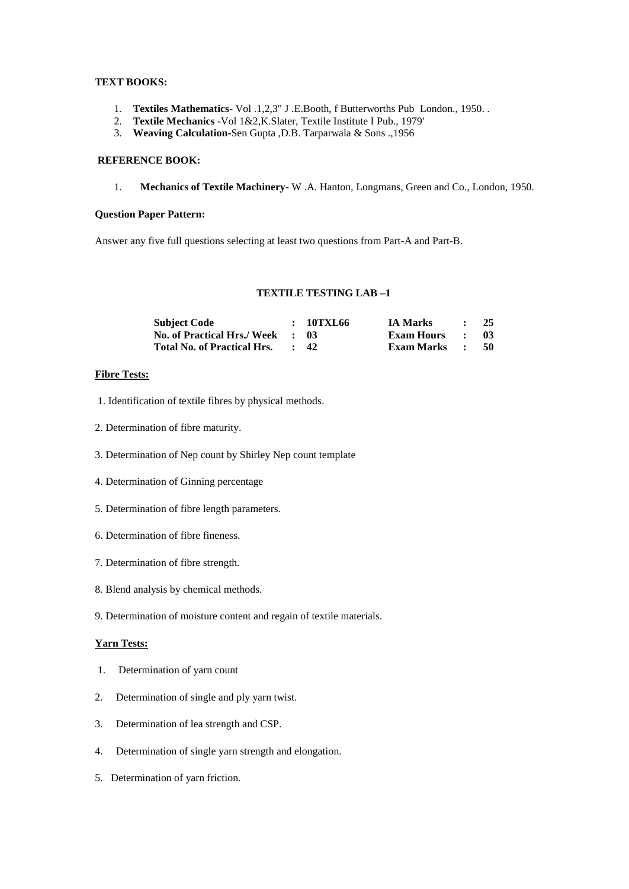**TEXT BOOKS:**

1. **Textiles Mathematics**- Vol .1,2,3" J .E.Booth, f Butterworths Pub London., 1950. .
2. **Textile Mechanics** -Vol 1&2,K.Slater, Textile Institute I Pub., 1979'
3. **Weaving Calculation-**Sen Gupta ,D.B. Tarparwala & Sons .,1956

**REFERENCE BOOK:**

1. **Mechanics of Textile Machinery**- W .A. Hanton, Longmans, Green and Co., London, 1950.

**Question Paper Pattern:**

Answer any five full questions selecting at least two questions from Part-A and Part-B.

## TEXTILE TESTING LAB –1

| | | | | | |
|---|---|---|---|---|---|
| **Subject Code** | **: 10TXL66** | **IA Marks** | **:** | **25** |
| **No. of Practical Hrs./ Week** | **: 03** | **Exam Hours** | **:** | **03** |
| **Total No. of Practical Hrs.** | **: 42** | **Exam Marks** | **:** | **50** |

**Fibre Tests:**

1. Identification of textile fibres by physical methods.
2. Determination of fibre maturity.
3. Determination of Nep count by Shirley Nep count template
4. Determination of Ginning percentage
5. Determination of fibre length parameters.
6. Determination of fibre fineness.
7. Determination of fibre strength.
8. Blend analysis by chemical methods.
9. Determination of moisture content and regain of textile materials.

**Yarn Tests:**

1. Determination of yarn count
2. Determination of single and ply yarn twist.
3. Determination of lea strength and CSP.
4. Determination of single yarn strength and elongation.
5. Determination of yarn friction.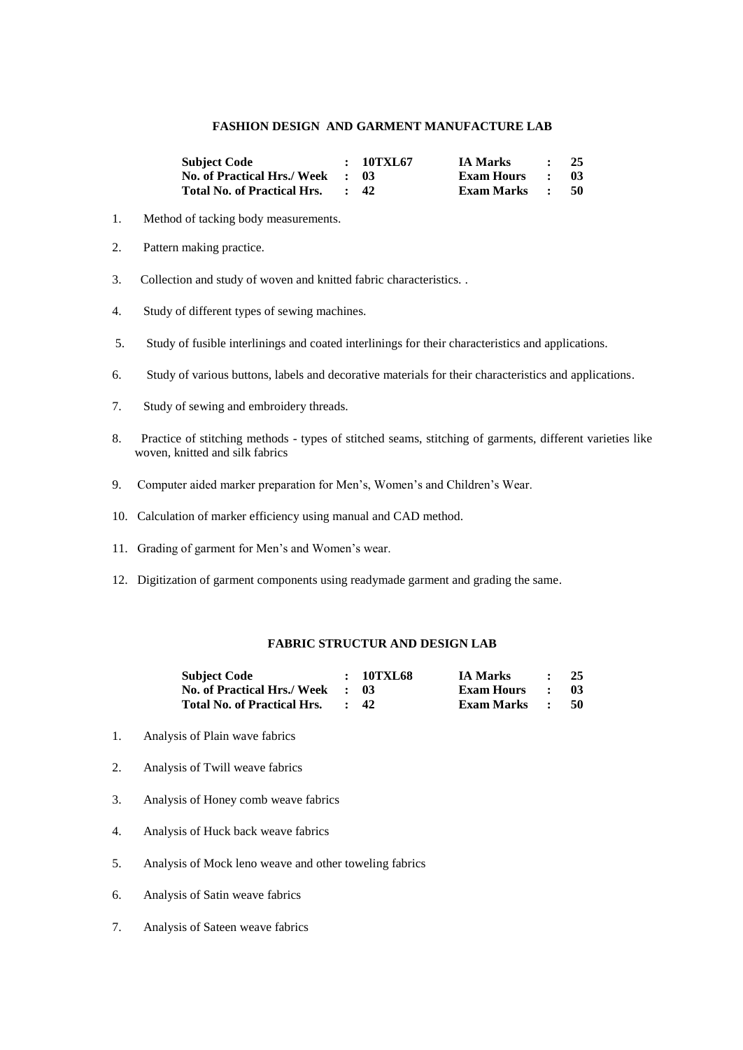## FASHION DESIGN AND GARMENT MANUFACTURE LAB

| | | | | | |
|---|---|---|---|---|---|
| **Subject Code** | **: 10TXL67** | | **IA Marks** | **:** | **25** |
| **No. of Practical Hrs./ Week** | **: 03** | | **Exam Hours** | **:** | **03** |
| **Total No. of Practical Hrs.** | **: 42** | | **Exam Marks** | **:** | **50** |

1. Method of tacking body measurements.
2. Pattern making practice.
3. Collection and study of woven and knitted fabric characteristics. .
4. Study of different types of sewing machines.
5. Study of fusible interlinings and coated interlinings for their characteristics and applications.
6. Study of various buttons, labels and decorative materials for their characteristics and applications.
7. Study of sewing and embroidery threads.
8. Practice of stitching methods - types of stitched seams, stitching of garments, different varieties like woven, knitted and silk fabrics
9. Computer aided marker preparation for Men's, Women's and Children's Wear.
10. Calculation of marker efficiency using manual and CAD method.
11. Grading of garment for Men's and Women's wear.
12. Digitization of garment components using readymade garment and grading the same.

## FABRIC STRUCTUR AND DESIGN LAB

| | | | | | |
|---|---|---|---|---|---|
| **Subject Code** | **: 10TXL68** | | **IA Marks** | **:** | **25** |
| **No. of Practical Hrs./ Week** | **: 03** | | **Exam Hours** | **:** | **03** |
| **Total No. of Practical Hrs.** | **: 42** | | **Exam Marks** | **:** | **50** |

1. Analysis of Plain wave fabrics
2. Analysis of Twill weave fabrics
3. Analysis of Honey comb weave fabrics
4. Analysis of Huck back weave fabrics
5. Analysis of Mock leno weave and other toweling fabrics
6. Analysis of Satin weave fabrics
7. Analysis of Sateen weave fabrics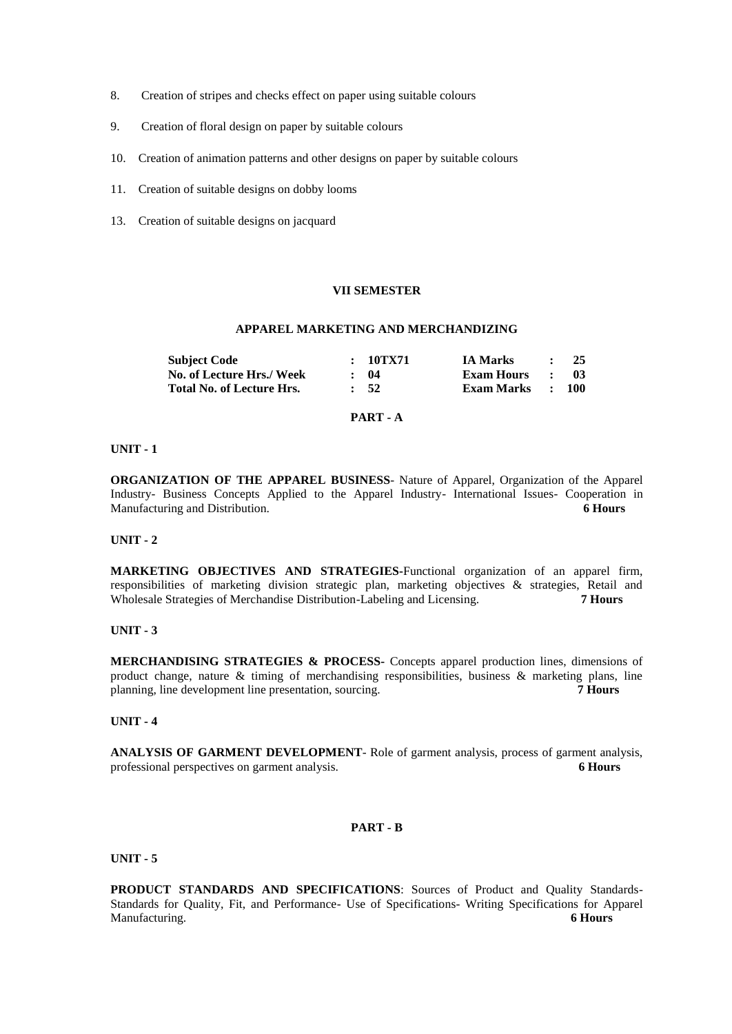8. Creation of stripes and checks effect on paper using suitable colours

9. Creation of floral design on paper by suitable colours

10. Creation of animation patterns and other designs on paper by suitable colours

11. Creation of suitable designs on dobby looms

13. Creation of suitable designs on jacquard

## VII SEMESTER

## APPAREL MARKETING AND MERCHANDIZING

| **Subject Code** | **: 10TX71** | **IA Marks** | **: 25** |
|---|---|---|---|
| **No. of Lecture Hrs./ Week** | **: 04** | **Exam Hours** | **: 03** |
| **Total No. of Lecture Hrs.** | **: 52** | **Exam Marks** | **: 100** |

### PART - A

**UNIT - 1**

**ORGANIZATION OF THE APPAREL BUSINESS**- Nature of Apparel, Organization of the Apparel Industry- Business Concepts Applied to the Apparel Industry- International Issues- Cooperation in Manufacturing and Distribution. **6 Hours**

**UNIT - 2**

**MARKETING OBJECTIVES AND STRATEGIES**-Functional organization of an apparel firm, responsibilities of marketing division strategic plan, marketing objectives & strategies, Retail and Wholesale Strategies of Merchandise Distribution-Labeling and Licensing. **7 Hours**

**UNIT - 3**

**MERCHANDISING STRATEGIES & PROCESS**- Concepts apparel production lines, dimensions of product change, nature & timing of merchandising responsibilities, business & marketing plans, line planning, line development line presentation, sourcing. **7 Hours**

**UNIT - 4**

**ANALYSIS OF GARMENT DEVELOPMENT**- Role of garment analysis, process of garment analysis, professional perspectives on garment analysis. **6 Hours**

### PART - B

**UNIT - 5**

**PRODUCT STANDARDS AND SPECIFICATIONS**: Sources of Product and Quality Standards- Standards for Quality, Fit, and Performance- Use of Specifications- Writing Specifications for Apparel Manufacturing. **6 Hours**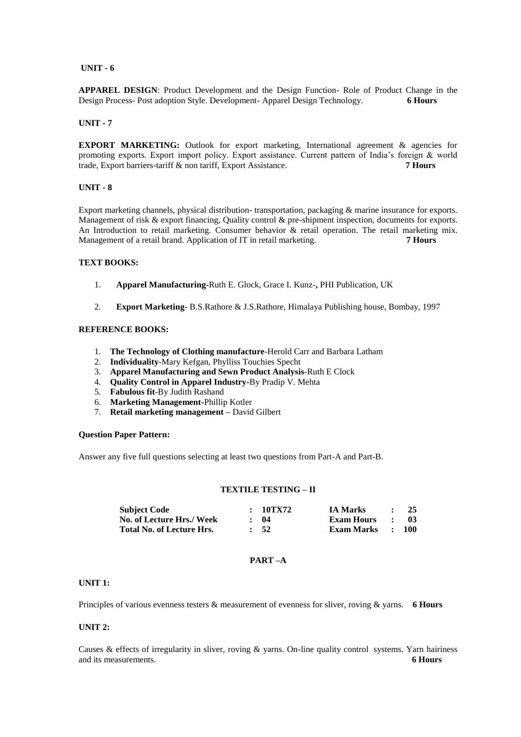**UNIT - 6**

**APPAREL DESIGN**: Product Development and the Design Function- Role of Product Change in the Design Process- Post adoption Style. Development- Apparel Design Technology. **6 Hours**

**UNIT - 7**

**EXPORT MARKETING:** Outlook for export marketing, International agreement & agencies for promoting exports. Export import policy. Export assistance. Current pattern of India's foreign & world trade, Export barriers-tariff & non tariff, Export Assistance. **7 Hours**

**UNIT - 8**

Export marketing channels, physical distribution- transportation, packaging & marine insurance for exports. Management of risk & export financing, Quality control & pre-shipment inspection, documents for exports. An Introduction to retail marketing. Consumer behavior & retail operation. The retail marketing mix. Management of a retail brand. Application of IT in retail marketing. **7 Hours**

**TEXT BOOKS:**

1. **Apparel Manufacturing-**Ruth E. Glock, Grace I. Kunz-**,** PHI Publication, UK
2. **Export Marketing-** B.S.Rathore & J.S.Rathore, Himalaya Publishing house, Bombay, 1997

**REFERENCE BOOKS:**

1. **The Technology of Clothing manufacture**-Herold Carr and Barbara Latham
2. **Individuality**-Mary Kefgan, Phylliss Touchies Specht
3. **Apparel Manufacturing and Sewn Product Analysis**-Ruth E Clock
4. **Quality Control in Apparel Industry-**By Pradip V. Mehta
5. **Fabulous fit**-By Judith Rashand
6. **Marketing Management**-Phillip Kotler
7. **Retail marketing management** – David Gilbert

**Question Paper Pattern:**

Answer any five full questions selecting at least two questions from Part-A and Part-B.

## TEXTILE TESTING – II

| | | | | | |
|---|---|---|---|---|---|
| **Subject Code** | **:** | **10TX72** | **IA Marks** | **:** | **25** |
| **No. of Lecture Hrs./ Week** | **:** | **04** | **Exam Hours** | **:** | **03** |
| **Total No. of Lecture Hrs.** | **:** | **52** | **Exam Marks** | **:** | **100** |

### PART –A

**UNIT 1:**

Principles of various evenness testers & measurement of evenness for sliver, roving & yarns. **6 Hours**

**UNIT 2:**

Causes & effects of irregularity in sliver, roving & yarns. On-line quality control systems. Yarn hairiness and its measurements. **6 Hours**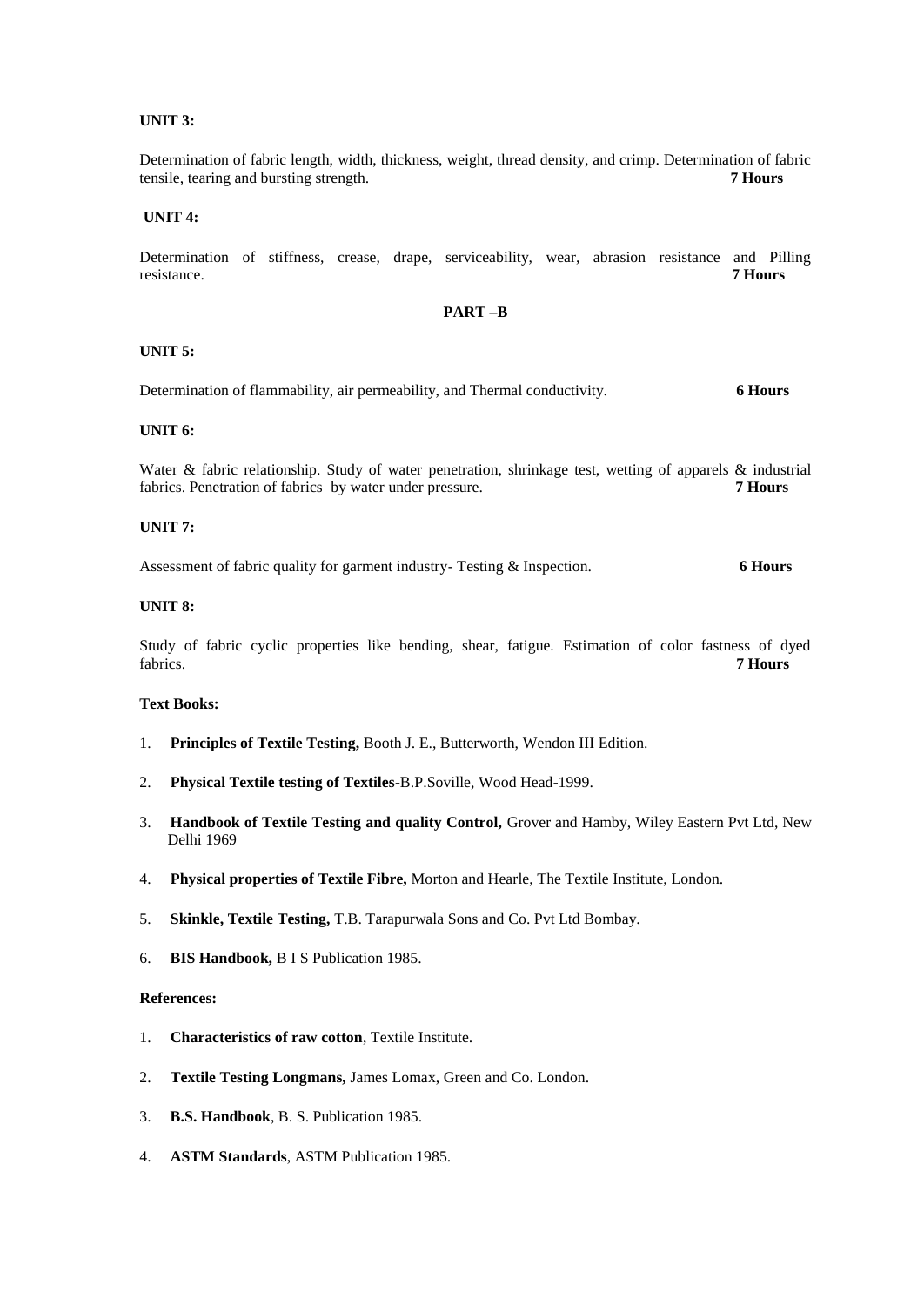**UNIT 3:**

Determination of fabric length, width, thickness, weight, thread density, and crimp. Determination of fabric tensile, tearing and bursting strength. **7 Hours**

**UNIT 4:**

Determination of stiffness, crease, drape, serviceability, wear, abrasion resistance and Pilling resistance. **7 Hours**

**PART –B**

**UNIT 5:**

Determination of flammability, air permeability, and Thermal conductivity. **6 Hours**

**UNIT 6:**

Water & fabric relationship. Study of water penetration, shrinkage test, wetting of apparels & industrial fabrics. Penetration of fabrics by water under pressure. **7 Hours**

**UNIT 7:**

Assessment of fabric quality for garment industry- Testing & Inspection. **6 Hours**

**UNIT 8:**

Study of fabric cyclic properties like bending, shear, fatigue. Estimation of color fastness of dyed fabrics. **7 Hours**

**Text Books:**

1. **Principles of Textile Testing,** Booth J. E., Butterworth, Wendon III Edition.
2. **Physical Textile testing of Textiles**-B.P.Soville, Wood Head-1999.
3. **Handbook of Textile Testing and quality Control,** Grover and Hamby, Wiley Eastern Pvt Ltd, New Delhi 1969
4. **Physical properties of Textile Fibre,** Morton and Hearle, The Textile Institute, London.
5. **Skinkle, Textile Testing,** T.B. Tarapurwala Sons and Co. Pvt Ltd Bombay.
6. **BIS Handbook,** B I S Publication 1985.

**References:**

1. **Characteristics of raw cotton**, Textile Institute.
2. **Textile Testing Longmans,** James Lomax, Green and Co. London.
3. **B.S. Handbook**, B. S. Publication 1985.
4. **ASTM Standards**, ASTM Publication 1985.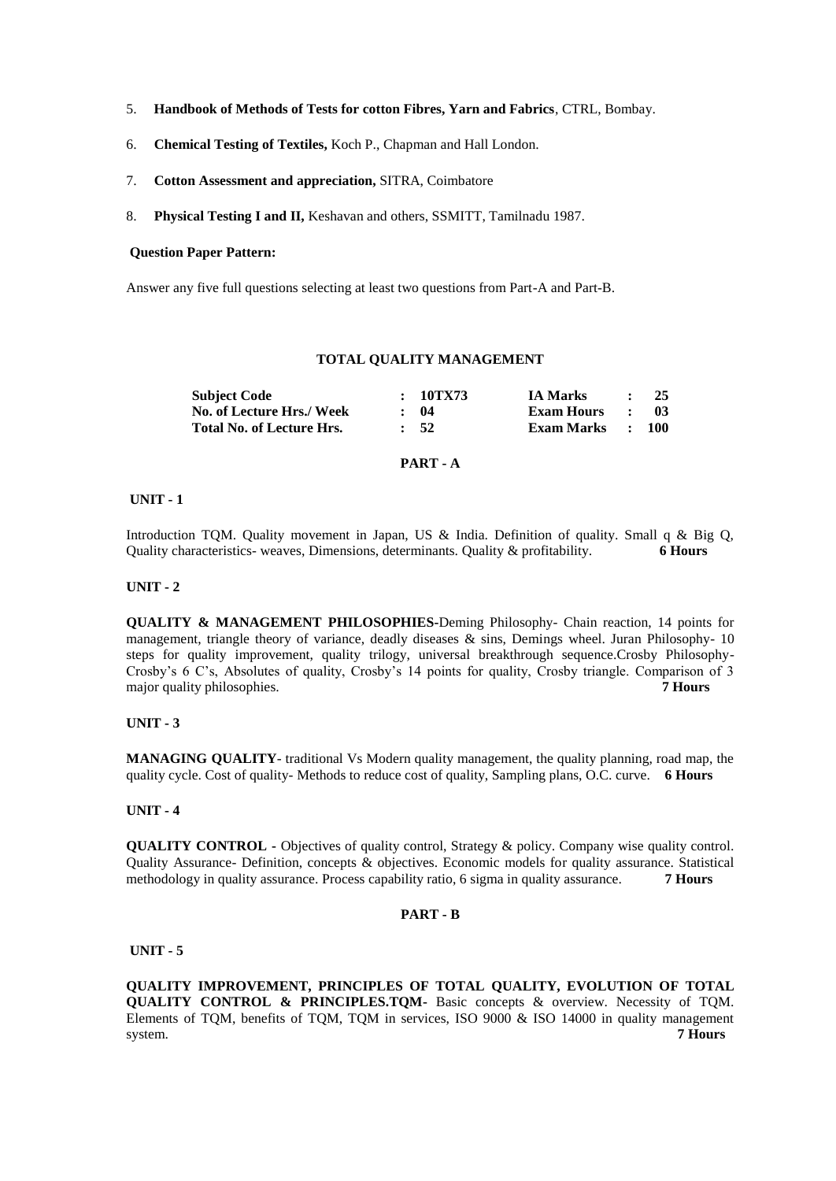5. **Handbook of Methods of Tests for cotton Fibres, Yarn and Fabrics**, CTRL, Bombay.

6. **Chemical Testing of Textiles,** Koch P., Chapman and Hall London.

7. **Cotton Assessment and appreciation,** SITRA, Coimbatore

8. **Physical Testing I and II,** Keshavan and others, SSMITT, Tamilnadu 1987.

**Question Paper Pattern:**

Answer any five full questions selecting at least two questions from Part-A and Part-B.

## TOTAL QUALITY MANAGEMENT

| | | | |
|---|---|---|---|
| **Subject Code** | **: 10TX73** | **IA Marks** | **: 25** |
| **No. of Lecture Hrs./ Week** | **: 04** | **Exam Hours** | **: 03** |
| **Total No. of Lecture Hrs.** | **: 52** | **Exam Marks** | **: 100** |

### PART - A

**UNIT - 1**

Introduction TQM. Quality movement in Japan, US & India. Definition of quality. Small q & Big Q, Quality characteristics- weaves, Dimensions, determinants. Quality & profitability. **6 Hours**

**UNIT - 2**

**QUALITY & MANAGEMENT PHILOSOPHIES**-Deming Philosophy- Chain reaction, 14 points for management, triangle theory of variance, deadly diseases & sins, Demings wheel. Juran Philosophy- 10 steps for quality improvement, quality trilogy, universal breakthrough sequence.Crosby Philosophy- Crosby's 6 C's, Absolutes of quality, Crosby's 14 points for quality, Crosby triangle. Comparison of 3 major quality philosophies. **7 Hours**

**UNIT - 3**

**MANAGING QUALITY**- traditional Vs Modern quality management, the quality planning, road map, the quality cycle. Cost of quality- Methods to reduce cost of quality, Sampling plans, O.C. curve. **6 Hours**

**UNIT - 4**

**QUALITY CONTROL** - Objectives of quality control, Strategy & policy. Company wise quality control. Quality Assurance- Definition, concepts & objectives. Economic models for quality assurance. Statistical methodology in quality assurance. Process capability ratio, 6 sigma in quality assurance. **7 Hours**

### PART - B

**UNIT - 5**

**QUALITY IMPROVEMENT, PRINCIPLES OF TOTAL QUALITY, EVOLUTION OF TOTAL QUALITY CONTROL & PRINCIPLES.TQM**- Basic concepts & overview. Necessity of TQM. Elements of TQM, benefits of TQM, TQM in services, ISO 9000 & ISO 14000 in quality management system. **7 Hours**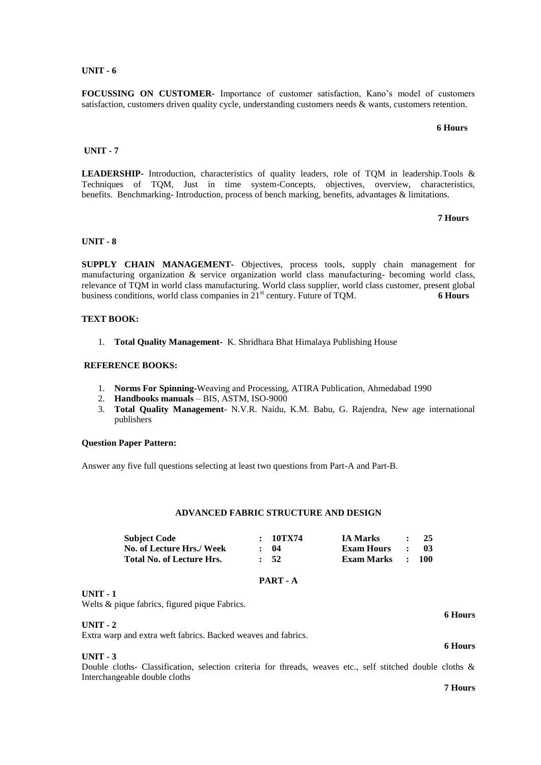**UNIT - 6**

**FOCUSSING ON CUSTOMER-** Importance of customer satisfaction, Kano's model of customers satisfaction, customers driven quality cycle, understanding customers needs & wants, customers retention.

**6 Hours**

**UNIT - 7**

**LEADERSHIP-** Introduction, characteristics of quality leaders, role of TQM in leadership.Tools & Techniques of TQM, Just in time system-Concepts, objectives, overview, characteristics, benefits. Benchmarking- Introduction, process of bench marking, benefits, advantages & limitations.

**7 Hours**

**UNIT - 8**

**SUPPLY CHAIN MANAGEMENT-** Objectives, process tools, supply chain management for manufacturing organization & service organization world class manufacturing- becoming world class, relevance of TQM in world class manufacturing. World class supplier, world class customer, present global business conditions, world class companies in 21st century. Future of TQM. **6 Hours**

**TEXT BOOK:**

1. **Total Quality Management-** K. Shridhara Bhat Himalaya Publishing House

**REFERENCE BOOKS:**

1. **Norms For Spinning-**Weaving and Processing, ATIRA Publication, Ahmedabad 1990
2. **Handbooks manuals** – BIS, ASTM, ISO-9000
3. **Total Quality Management**- N.V.R. Naidu, K.M. Babu, G. Rajendra, New age international publishers

**Question Paper Pattern:**

Answer any five full questions selecting at least two questions from Part-A and Part-B.

## ADVANCED FABRIC STRUCTURE AND DESIGN

| | | | | | |
|---|---|---|---|---|---|
| **Subject Code** | : | **10TX74** | **IA Marks** | : | **25** |
| **No. of Lecture Hrs./ Week** | : | **04** | **Exam Hours** | : | **03** |
| **Total No. of Lecture Hrs.** | : | **52** | **Exam Marks** | : | **100** |

**PART - A**

**UNIT - 1**

Welts & pique fabrics, figured pique Fabrics.

**6 Hours**

**UNIT - 2**

Extra warp and extra weft fabrics. Backed weaves and fabrics.

**6 Hours**

**UNIT - 3**

Double cloths- Classification, selection criteria for threads, weaves etc., self stitched double cloths & Interchangeable double cloths

**7 Hours**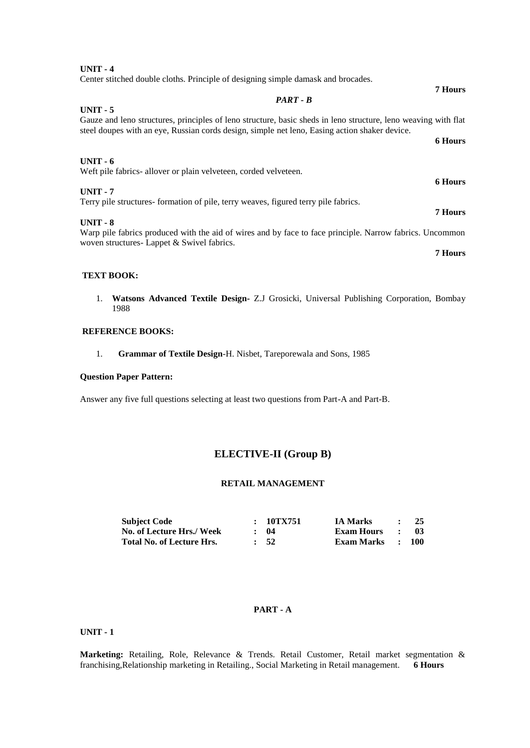**UNIT - 4**

Center stitched double cloths. Principle of designing simple damask and brocades.

**7 Hours**

***PART - B***

**UNIT - 5**

Gauze and leno structures, principles of leno structure, basic sheds in leno structure, leno weaving with flat steel doupes with an eye, Russian cords design, simple net leno, Easing action shaker device.

**6 Hours**

**UNIT - 6**

Weft pile fabrics- allover or plain velveteen, corded velveteen.

**6 Hours**

**UNIT - 7**

Terry pile structures- formation of pile, terry weaves, figured terry pile fabrics.

**7 Hours**

**UNIT - 8**

Warp pile fabrics produced with the aid of wires and by face to face principle. Narrow fabrics. Uncommon woven structures- Lappet & Swivel fabrics.

**7 Hours**

**TEXT BOOK:**

1. **Watsons Advanced Textile Design-** Z.J Grosicki, Universal Publishing Corporation, Bombay 1988

**REFERENCE BOOKS:**

1. **Grammar of Textile Design**-H. Nisbet, Tareporewala and Sons, 1985

**Question Paper Pattern:**

Answer any five full questions selecting at least two questions from Part-A and Part-B.

## ELECTIVE-II (Group B)

### RETAIL MANAGEMENT

| | | | | | |
|---|---|---|---|---|---|
| **Subject Code** | : | **10TX751** | **IA Marks** | : | **25** |
| **No. of Lecture Hrs./ Week** | : | **04** | **Exam Hours** | : | **03** |
| **Total No. of Lecture Hrs.** | : | **52** | **Exam Marks** | : | **100** |

**PART - A**

**UNIT - 1**

**Marketing:** Retailing, Role, Relevance & Trends. Retail Customer, Retail market segmentation & franchising,Relationship marketing in Retailing., Social Marketing in Retail management. **6 Hours**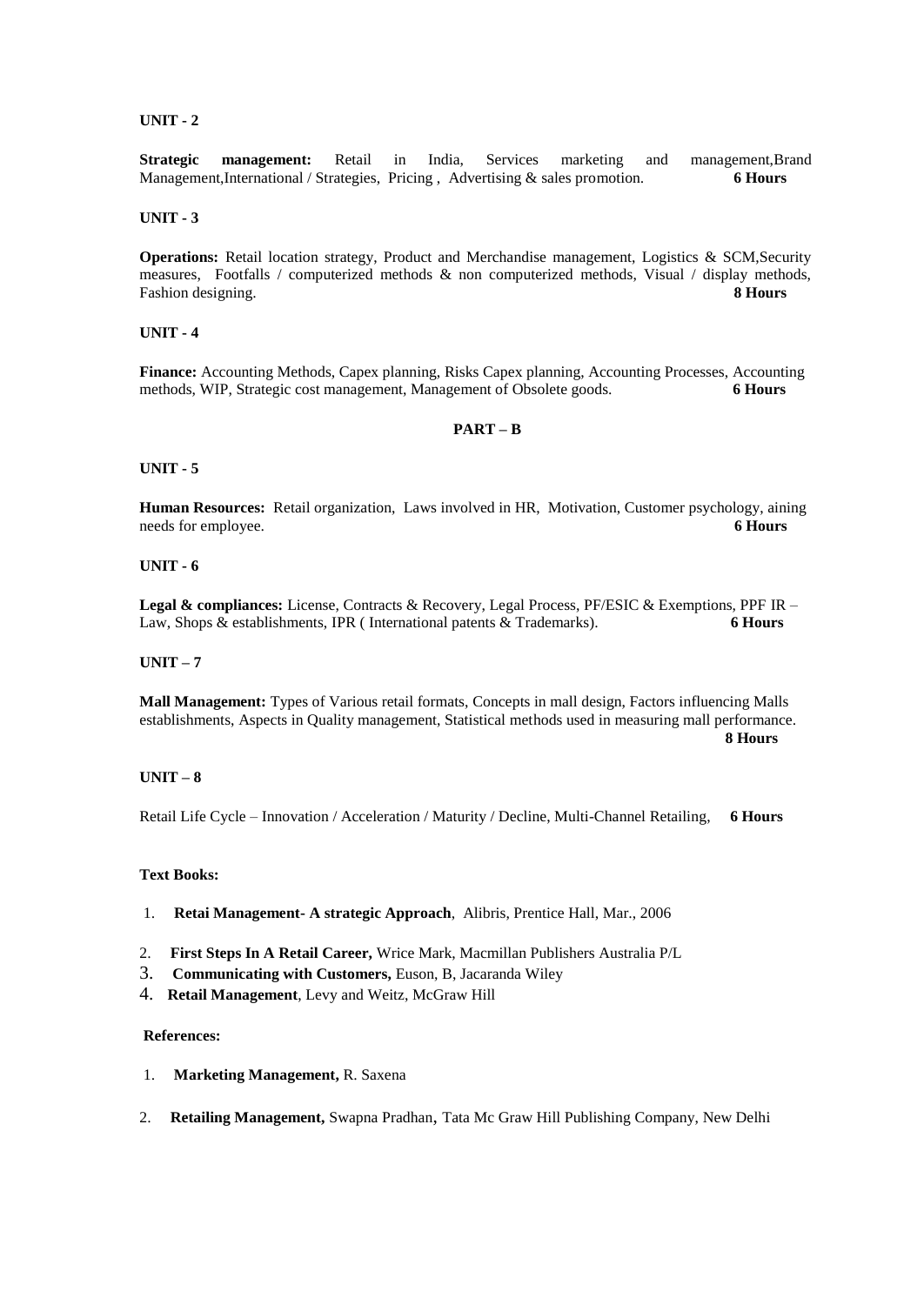**UNIT - 2**

**Strategic management:** Retail in India, Services marketing and management,Brand Management,International / Strategies, Pricing , Advertising & sales promotion. **6 Hours**

**UNIT - 3**

**Operations:** Retail location strategy, Product and Merchandise management, Logistics & SCM,Security measures, Footfalls / computerized methods & non computerized methods, Visual / display methods, Fashion designing. **8 Hours**

**UNIT - 4**

**Finance:** Accounting Methods, Capex planning, Risks Capex planning, Accounting Processes, Accounting methods, WIP, Strategic cost management, Management of Obsolete goods. **6 Hours**

## PART – B

**UNIT - 5**

**Human Resources:** Retail organization, Laws involved in HR, Motivation, Customer psychology, aining needs for employee. **6 Hours**

**UNIT - 6**

**Legal & compliances:** License, Contracts & Recovery, Legal Process, PF/ESIC & Exemptions, PPF IR – Law, Shops & establishments, IPR ( International patents & Trademarks). **6 Hours**

**UNIT – 7**

**Mall Management:** Types of Various retail formats, Concepts in mall design, Factors influencing Malls establishments, Aspects in Quality management, Statistical methods used in measuring mall performance. **8 Hours**

**UNIT – 8**

Retail Life Cycle – Innovation / Acceleration / Maturity / Decline, Multi-Channel Retailing, **6 Hours**

**Text Books:**

1. **Retai Management- A strategic Approach**, Alibris, Prentice Hall, Mar., 2006
2. **First Steps In A Retail Career,** Wrice Mark, Macmillan Publishers Australia P/L
3. **Communicating with Customers,** Euson, B, Jacaranda Wiley
4. **Retail Management**, Levy and Weitz, McGraw Hill

**References:**

1. **Marketing Management,** R. Saxena
2. **Retailing Management,** Swapna Pradhan, Tata Mc Graw Hill Publishing Company, New Delhi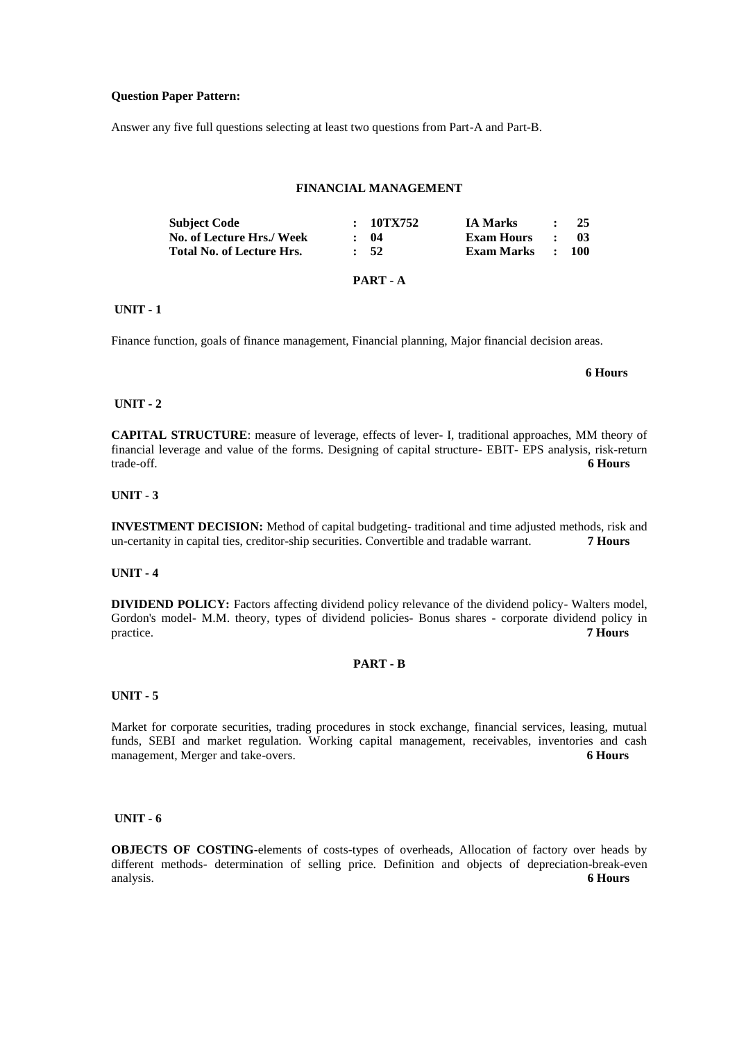**Question Paper Pattern:**

Answer any five full questions selecting at least two questions from Part-A and Part-B.

## FINANCIAL MANAGEMENT

| **Subject Code** | **: 10TX752** | **IA Marks** | **: 25** |
|---|---|---|---|
| **No. of Lecture Hrs./ Week** | **: 04** | **Exam Hours** | **: 03** |
| **Total No. of Lecture Hrs.** | **: 52** | **Exam Marks** | **: 100** |

### PART - A

**UNIT - 1**

Finance function, goals of finance management, Financial planning, Major financial decision areas.

**6 Hours**

**UNIT - 2**

**CAPITAL STRUCTURE**: measure of leverage, effects of lever- I, traditional approaches, MM theory of financial leverage and value of the forms. Designing of capital structure- EBIT- EPS analysis, risk-return trade-off. **6 Hours**

**UNIT - 3**

**INVESTMENT DECISION:** Method of capital budgeting- traditional and time adjusted methods, risk and un-certainty in capital ties, creditor-ship securities. Convertible and tradable warrant. **7 Hours**

**UNIT - 4**

**DIVIDEND POLICY:** Factors affecting dividend policy relevance of the dividend policy- Walters model, Gordon's model- M.M. theory, types of dividend policies- Bonus shares - corporate dividend policy in practice. **7 Hours**

### PART - B

**UNIT - 5**

Market for corporate securities, trading procedures in stock exchange, financial services, leasing, mutual funds, SEBI and market regulation. Working capital management, receivables, inventories and cash management, Merger and take-overs. **6 Hours**

**UNIT - 6**

**OBJECTS OF COSTING-**elements of costs-types of overheads, Allocation of factory over heads by different methods- determination of selling price. Definition and objects of depreciation-break-even analysis. **6 Hours**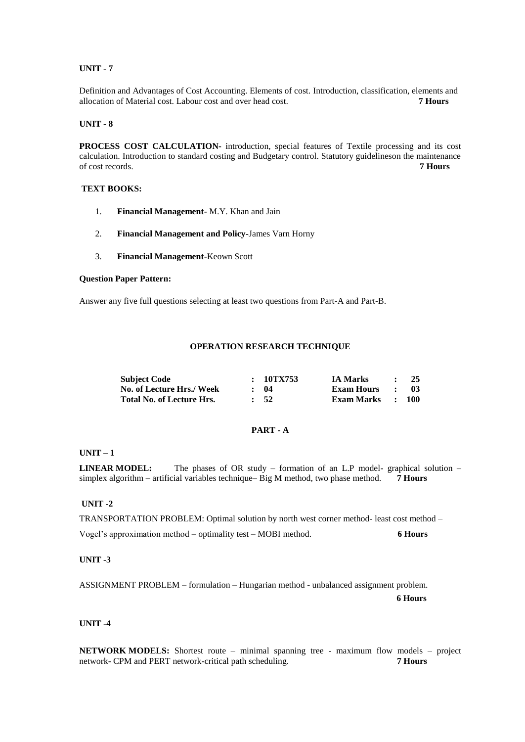**UNIT - 7**

Definition and Advantages of Cost Accounting. Elements of cost. Introduction, classification, elements and allocation of Material cost. Labour cost and over head cost. **7 Hours**

**UNIT - 8**

**PROCESS COST CALCULATION-** introduction, special features of Textile processing and its cost calculation. Introduction to standard costing and Budgetary control. Statutory guidelineson the maintenance of cost records. **7 Hours**

**TEXT BOOKS:**

1. **Financial Management-** M.Y. Khan and Jain
2. **Financial Management and Policy-**James Varn Horny
3. **Financial Management-**Keown Scott

**Question Paper Pattern:**

Answer any five full questions selecting at least two questions from Part-A and Part-B.

## OPERATION RESEARCH TECHNIQUE

| | | | | | |
|---|---|---|---|---|---|
| **Subject Code** | **: 10TX753** | **IA Marks** | **:** | **25** |
| **No. of Lecture Hrs./ Week** | **: 04** | **Exam Hours** | **:** | **03** |
| **Total No. of Lecture Hrs.** | **: 52** | **Exam Marks** | **:** | **100** |

### PART - A

**UNIT – 1**

**LINEAR MODEL:** The phases of OR study – formation of an L.P model- graphical solution – simplex algorithm – artificial variables technique– Big M method, two phase method. **7 Hours**

**UNIT -2**

TRANSPORTATION PROBLEM: Optimal solution by north west corner method- least cost method – Vogel's approximation method – optimality test – MOBI method. **6 Hours**

**UNIT -3**

ASSIGNMENT PROBLEM – formulation – Hungarian method - unbalanced assignment problem. **6 Hours**

**UNIT -4**

**NETWORK MODELS:** Shortest route – minimal spanning tree - maximum flow models – project network- CPM and PERT network-critical path scheduling. **7 Hours**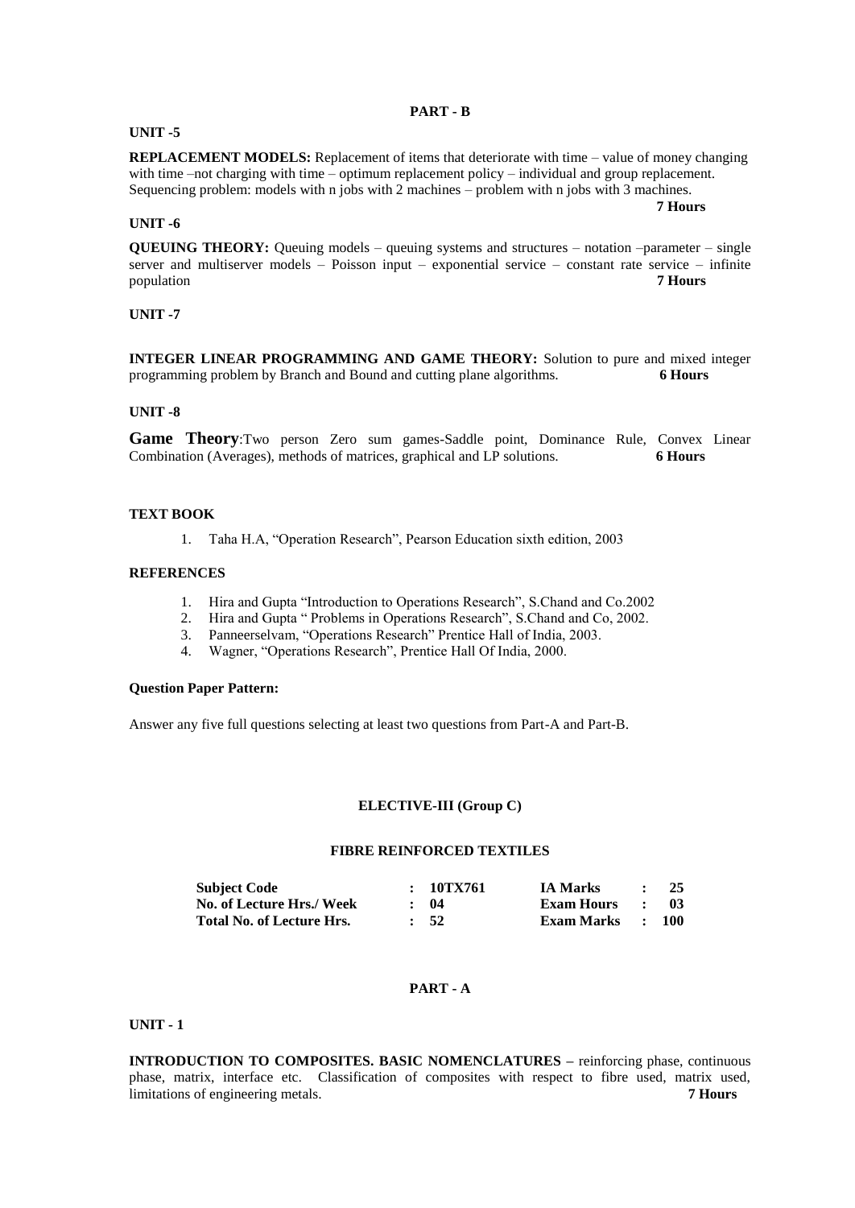## PART - B

**UNIT -5**

**REPLACEMENT MODELS:** Replacement of items that deteriorate with time – value of money changing with time –not charging with time – optimum replacement policy – individual and group replacement. Sequencing problem: models with n jobs with 2 machines – problem with n jobs with 3 machines.

**7 Hours**

**UNIT -6**

**QUEUING THEORY:** Queuing models – queuing systems and structures – notation –parameter – single server and multiserver models – Poisson input – exponential service – constant rate service – infinite population **7 Hours**

**UNIT -7**

**INTEGER LINEAR PROGRAMMING AND GAME THEORY:** Solution to pure and mixed integer programming problem by Branch and Bound and cutting plane algorithms. **6 Hours**

**UNIT -8**

**Game Theory**:Two person Zero sum games-Saddle point, Dominance Rule, Convex Linear Combination (Averages), methods of matrices, graphical and LP solutions. **6 Hours**

**TEXT BOOK**

1. Taha H.A, "Operation Research", Pearson Education sixth edition, 2003

**REFERENCES**

1. Hira and Gupta "Introduction to Operations Research", S.Chand and Co.2002
2. Hira and Gupta " Problems in Operations Research", S.Chand and Co, 2002.
3. Panneerselvam, "Operations Research" Prentice Hall of India, 2003.
4. Wagner, "Operations Research", Prentice Hall Of India, 2000.

**Question Paper Pattern:**

Answer any five full questions selecting at least two questions from Part-A and Part-B.

## ELECTIVE-III (Group C)

## FIBRE REINFORCED TEXTILES

| | | | |
|---|---|---|---|
| **Subject Code** | **: 10TX761** | **IA Marks** | **: 25** |
| **No. of Lecture Hrs./ Week** | **: 04** | **Exam Hours** | **: 03** |
| **Total No. of Lecture Hrs.** | **: 52** | **Exam Marks** | **: 100** |

## PART - A

**UNIT - 1**

**INTRODUCTION TO COMPOSITES. BASIC NOMENCLATURES –** reinforcing phase, continuous phase, matrix, interface etc. Classification of composites with respect to fibre used, matrix used, limitations of engineering metals. **7 Hours**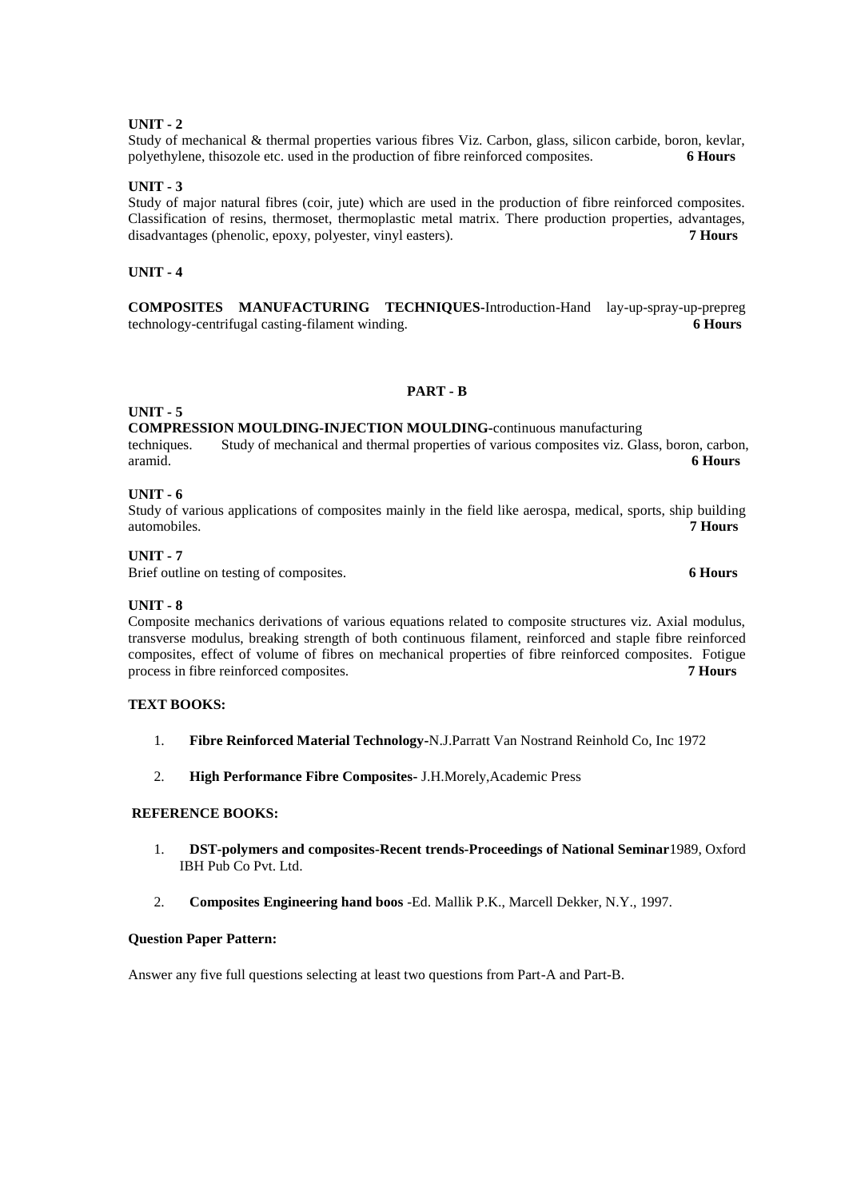**UNIT - 2**

Study of mechanical & thermal properties various fibres Viz. Carbon, glass, silicon carbide, boron, kevlar, polyethylene, thisozole etc. used in the production of fibre reinforced composites. **6 Hours**

**UNIT - 3**

Study of major natural fibres (coir, jute) which are used in the production of fibre reinforced composites. Classification of resins, thermoset, thermoplastic metal matrix. There production properties, advantages, disadvantages (phenolic, epoxy, polyester, vinyl easters). **7 Hours**

**UNIT - 4**

**COMPOSITES MANUFACTURING TECHNIQUES**-Introduction-Hand lay-up-spray-up-prepreg technology-centrifugal casting-filament winding. **6 Hours**

## PART - B

**UNIT - 5**

**COMPRESSION MOULDING-INJECTION MOULDING**-continuous manufacturing techniques. Study of mechanical and thermal properties of various composites viz. Glass, boron, carbon, aramid. **6 Hours**

**UNIT - 6**

Study of various applications of composites mainly in the field like aerospa, medical, sports, ship building automobiles. **7 Hours**

**UNIT - 7**

Brief outline on testing of composites. **6 Hours**

**UNIT - 8**

Composite mechanics derivations of various equations related to composite structures viz. Axial modulus, transverse modulus, breaking strength of both continuous filament, reinforced and staple fibre reinforced composites, effect of volume of fibres on mechanical properties of fibre reinforced composites. Fotigue process in fibre reinforced composites. **7 Hours**

**TEXT BOOKS:**

1. **Fibre Reinforced Material Technology**-N.J.Parratt Van Nostrand Reinhold Co, Inc 1972
2. **High Performance Fibre Composites-** J.H.Morely,Academic Press

**REFERENCE BOOKS:**

1. **DST-polymers and composites-Recent trends-Proceedings of National Seminar**1989, Oxford IBH Pub Co Pvt. Ltd.
2. **Composites Engineering hand boos** -Ed. Mallik P.K., Marcell Dekker, N.Y., 1997.

**Question Paper Pattern:**

Answer any five full questions selecting at least two questions from Part-A and Part-B.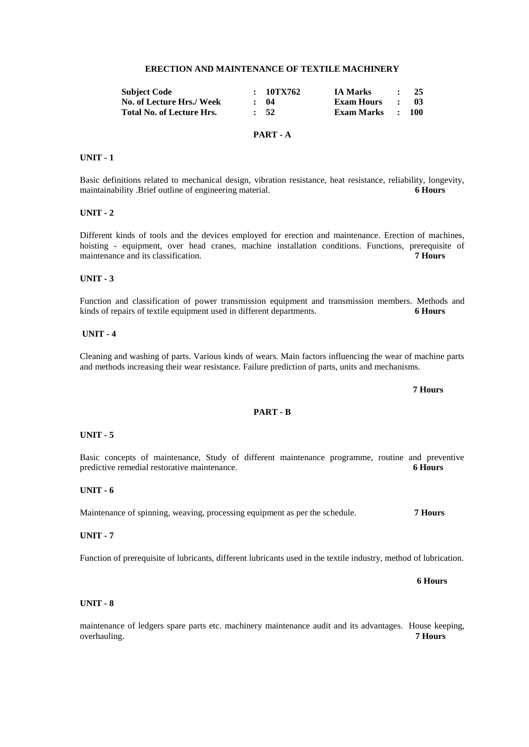# ERECTION AND MAINTENANCE OF TEXTILE MACHINERY

| **Subject Code** | **: 10TX762** | **IA Marks** | **: 25** |
|---|---|---|---|
| **No. of Lecture Hrs./ Week** | **: 04** | **Exam Hours** | **: 03** |
| **Total No. of Lecture Hrs.** | **: 52** | **Exam Marks** | **: 100** |

## PART - A

### UNIT - 1

Basic definitions related to mechanical design, vibration resistance, heat resistance, reliability, longevity, maintainability .Brief outline of engineering material. **6 Hours**

### UNIT - 2

Different kinds of tools and the devices employed for erection and maintenance. Erection of machines, hoisting - equipment, over head cranes, machine installation conditions. Functions, prerequisite of maintenance and its classification. **7 Hours**

### UNIT - 3

Function and classification of power transmission equipment and transmission members. Methods and kinds of repairs of textile equipment used in different departments. **6 Hours**

### UNIT - 4

Cleaning and washing of parts. Various kinds of wears. Main factors influencing the wear of machine parts and methods increasing their wear resistance. Failure prediction of parts, units and mechanisms.

**7 Hours**

## PART - B

### UNIT - 5

Basic concepts of maintenance, Study of different maintenance programme, routine and preventive predictive remedial restorative maintenance. **6 Hours**

### UNIT - 6

Maintenance of spinning, weaving, processing equipment as per the schedule. **7 Hours**

### UNIT - 7

Function of prerequisite of lubricants, different lubricants used in the textile industry, method of lubrication.

**6 Hours**

### UNIT - 8

maintenance of ledgers spare parts etc. machinery maintenance audit and its advantages. House keeping, overhauling. **7 Hours**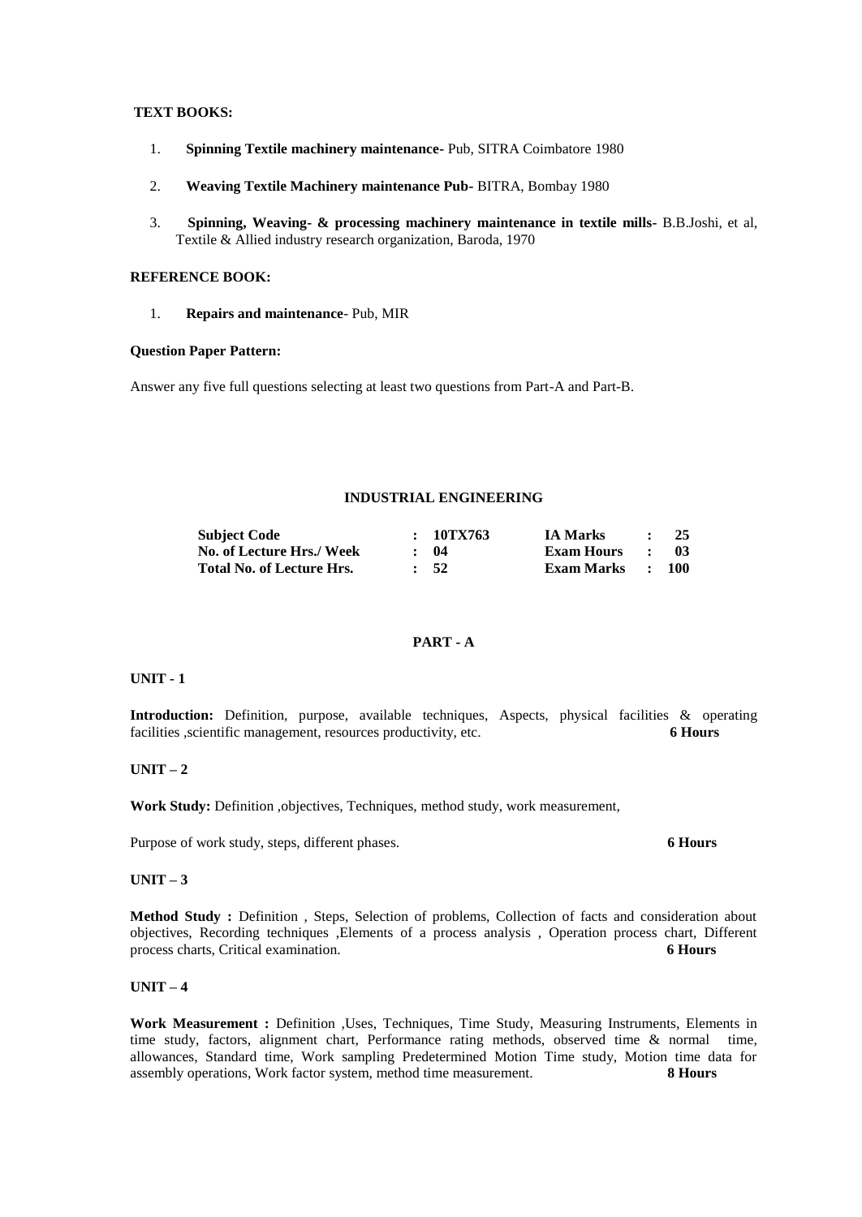**TEXT BOOKS:**

1. **Spinning Textile machinery maintenance-** Pub, SITRA Coimbatore 1980
2. **Weaving Textile Machinery maintenance Pub-** BITRA, Bombay 1980
3. **Spinning, Weaving- & processing machinery maintenance in textile mills-** B.B.Joshi, et al, Textile & Allied industry research organization, Baroda, 1970

**REFERENCE BOOK:**

1. **Repairs and maintenance**- Pub, MIR

**Question Paper Pattern:**

Answer any five full questions selecting at least two questions from Part-A and Part-B.

## INDUSTRIAL ENGINEERING

| | | | | | |
|---|---|---|---|---|---|
| **Subject Code** | **:** | **10TX763** | **IA Marks** | **:** | **25** |
| **No. of Lecture Hrs./ Week** | **:** | **04** | **Exam Hours** | **:** | **03** |
| **Total No. of Lecture Hrs.** | **:** | **52** | **Exam Marks** | **:** | **100** |

### PART - A

**UNIT - 1**

**Introduction:** Definition, purpose, available techniques, Aspects, physical facilities & operating facilities ,scientific management, resources productivity, etc. **6 Hours**

**UNIT – 2**

**Work Study:** Definition ,objectives, Techniques, method study, work measurement,

Purpose of work study, steps, different phases. **6 Hours**

**UNIT – 3**

**Method Study :** Definition , Steps, Selection of problems, Collection of facts and consideration about objectives, Recording techniques ,Elements of a process analysis , Operation process chart, Different process charts, Critical examination. **6 Hours**

**UNIT – 4**

**Work Measurement :** Definition ,Uses, Techniques, Time Study, Measuring Instruments, Elements in time study, factors, alignment chart, Performance rating methods, observed time & normal time, allowances, Standard time, Work sampling Predetermined Motion Time study, Motion time data for assembly operations, Work factor system, method time measurement. **8 Hours**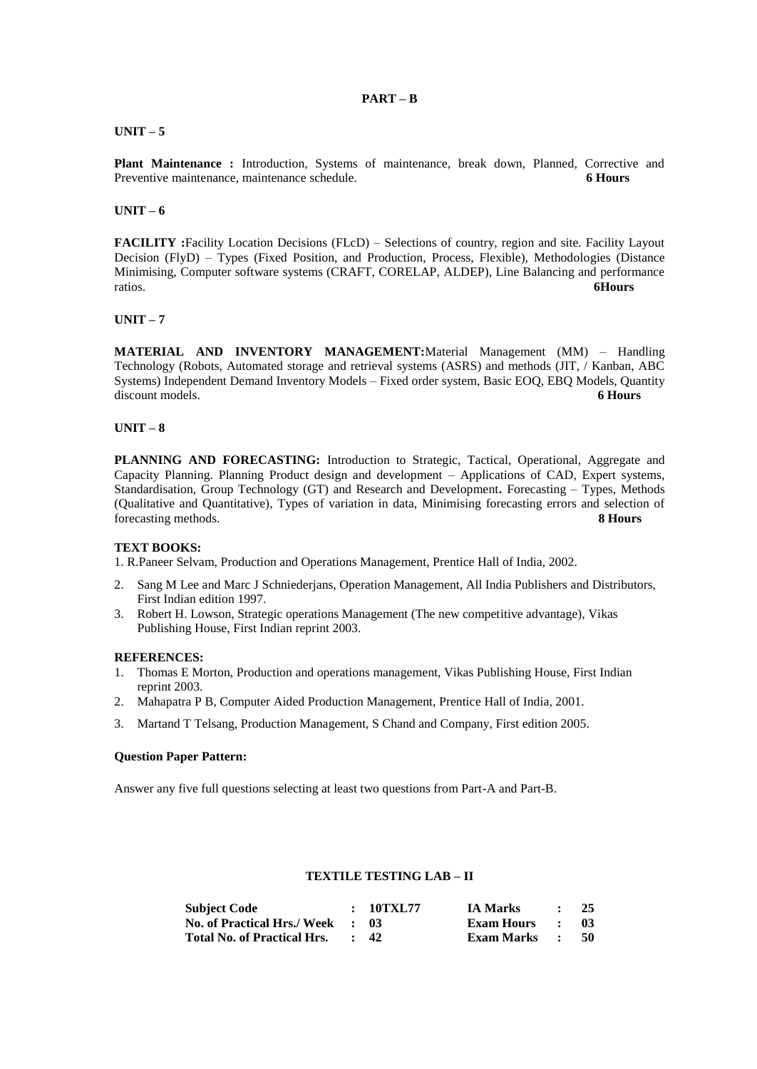## PART – B

### UNIT – 5

**Plant Maintenance :** Introduction, Systems of maintenance, break down, Planned, Corrective and Preventive maintenance, maintenance schedule. **6 Hours**

### UNIT – 6

**FACILITY :**Facility Location Decisions (FLcD) – Selections of country, region and site. Facility Layout Decision (FlyD) – Types (Fixed Position, and Production, Process, Flexible), Methodologies (Distance Minimising, Computer software systems (CRAFT, CORELAP, ALDEP), Line Balancing and performance ratios. **6Hours**

### UNIT – 7

**MATERIAL AND INVENTORY MANAGEMENT:**Material Management (MM) – Handling Technology (Robots, Automated storage and retrieval systems (ASRS) and methods (JIT, / Kanban, ABC Systems) Independent Demand Inventory Models – Fixed order system, Basic EOQ, EBQ Models, Quantity discount models. **6 Hours**

### UNIT – 8

**PLANNING AND FORECASTING:** Introduction to Strategic, Tactical, Operational, Aggregate and Capacity Planning. Planning Product design and development – Applications of CAD, Expert systems, Standardisation, Group Technology (GT) and Research and Development**.** Forecasting – Types, Methods (Qualitative and Quantitative), Types of variation in data, Minimising forecasting errors and selection of forecasting methods. **8 Hours**

**TEXT BOOKS:**

1. R.Paneer Selvam, Production and Operations Management, Prentice Hall of India, 2002.
2. Sang M Lee and Marc J Schniederjans, Operation Management, All India Publishers and Distributors, First Indian edition 1997.
3. Robert H. Lowson, Strategic operations Management (The new competitive advantage), Vikas Publishing House, First Indian reprint 2003.

**REFERENCES:**

1. Thomas E Morton, Production and operations management, Vikas Publishing House, First Indian reprint 2003.
2. Mahapatra P B, Computer Aided Production Management, Prentice Hall of India, 2001.
3. Martand T Telsang, Production Management, S Chand and Company, First edition 2005.

**Question Paper Pattern:**

Answer any five full questions selecting at least two questions from Part-A and Part-B.

## TEXTILE TESTING LAB – II

| | | | | | |
|---|---|---|---|---|---|
| **Subject Code** | : | **10TXL77** | **IA Marks** | : | **25** |
| **No. of Practical Hrs./ Week** | : | **03** | **Exam Hours** | : | **03** |
| **Total No. of Practical Hrs.** | : | **42** | **Exam Marks** | : | **50** |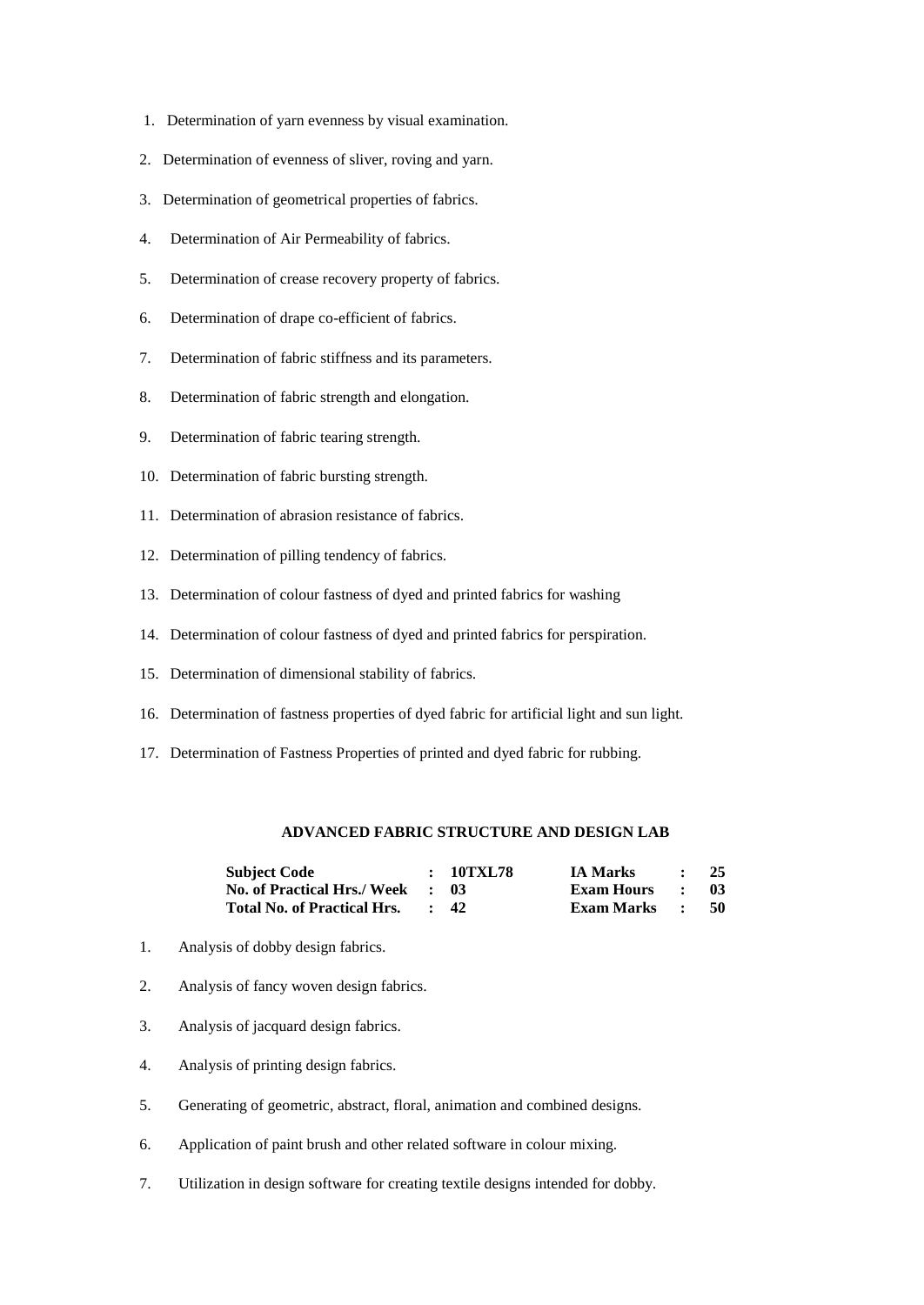1. Determination of yarn evenness by visual examination.
2. Determination of evenness of sliver, roving and yarn.
3. Determination of geometrical properties of fabrics.
4. Determination of Air Permeability of fabrics.
5. Determination of crease recovery property of fabrics.
6. Determination of drape co-efficient of fabrics.
7. Determination of fabric stiffness and its parameters.
8. Determination of fabric strength and elongation.
9. Determination of fabric tearing strength.
10. Determination of fabric bursting strength.
11. Determination of abrasion resistance of fabrics.
12. Determination of pilling tendency of fabrics.
13. Determination of colour fastness of dyed and printed fabrics for washing
14. Determination of colour fastness of dyed and printed fabrics for perspiration.
15. Determination of dimensional stability of fabrics.
16. Determination of fastness properties of dyed fabric for artificial light and sun light.
17. Determination of Fastness Properties of printed and dyed fabric for rubbing.

## ADVANCED FABRIC STRUCTURE AND DESIGN LAB

| | | | | | |
|---|---|---|---|---|---|
| **Subject Code** | **:** | **10TXL78** | **IA Marks** | **:** | **25** |
| **No. of Practical Hrs./ Week** | **:** | **03** | **Exam Hours** | **:** | **03** |
| **Total No. of Practical Hrs.** | **:** | **42** | **Exam Marks** | **:** | **50** |

1. Analysis of dobby design fabrics.
2. Analysis of fancy woven design fabrics.
3. Analysis of jacquard design fabrics.
4. Analysis of printing design fabrics.
5. Generating of geometric, abstract, floral, animation and combined designs.
6. Application of paint brush and other related software in colour mixing.
7. Utilization in design software for creating textile designs intended for dobby.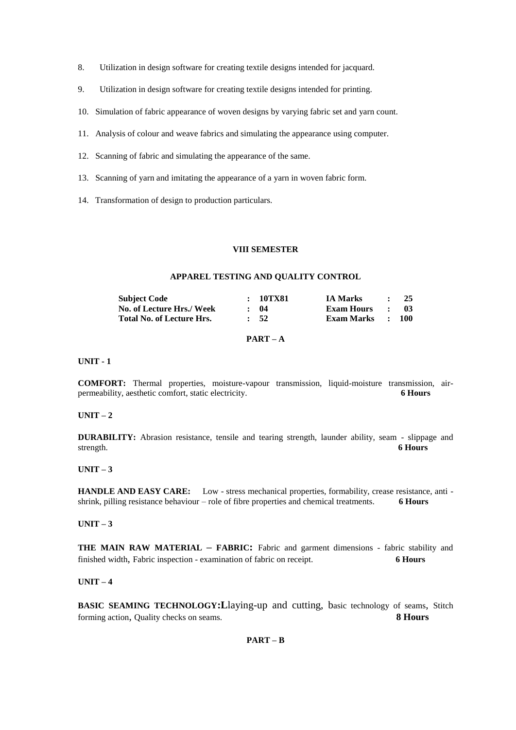8. Utilization in design software for creating textile designs intended for jacquard.

9. Utilization in design software for creating textile designs intended for printing.

10. Simulation of fabric appearance of woven designs by varying fabric set and yarn count.

11. Analysis of colour and weave fabrics and simulating the appearance using computer.

12. Scanning of fabric and simulating the appearance of the same.

13. Scanning of yarn and imitating the appearance of a yarn in woven fabric form.

14. Transformation of design to production particulars.

## VIII SEMESTER

## APPAREL TESTING AND QUALITY CONTROL

| | | | | | |
|---|---|---|---|---|---|
| **Subject Code** | **:** | **10TX81** | **IA Marks** | **:** | **25** |
| **No. of Lecture Hrs./ Week** | **:** | **04** | **Exam Hours** | **:** | **03** |
| **Total No. of Lecture Hrs.** | **:** | **52** | **Exam Marks** | **:** | **100** |

### PART – A

**UNIT - 1**

**COMFORT:** Thermal properties, moisture-vapour transmission, liquid-moisture transmission, air-permeability, aesthetic comfort, static electricity. **6 Hours**

**UNIT – 2**

**DURABILITY:** Abrasion resistance, tensile and tearing strength, launder ability, seam - slippage and strength. **6 Hours**

**UNIT – 3**

**HANDLE AND EASY CARE:** Low - stress mechanical properties, formability, crease resistance, anti - shrink, pilling resistance behaviour – role of fibre properties and chemical treatments. **6 Hours**

**UNIT – 3**

**THE MAIN RAW MATERIAL – FABRIC:** Fabric and garment dimensions - fabric stability and finished width, Fabric inspection - examination of fabric on receipt. **6 Hours**

**UNIT – 4**

**BASIC SEAMING TECHNOLOGY:L**laying-up and cutting, basic technology of seams, Stitch forming action, Quality checks on seams. **8 Hours**

### PART – B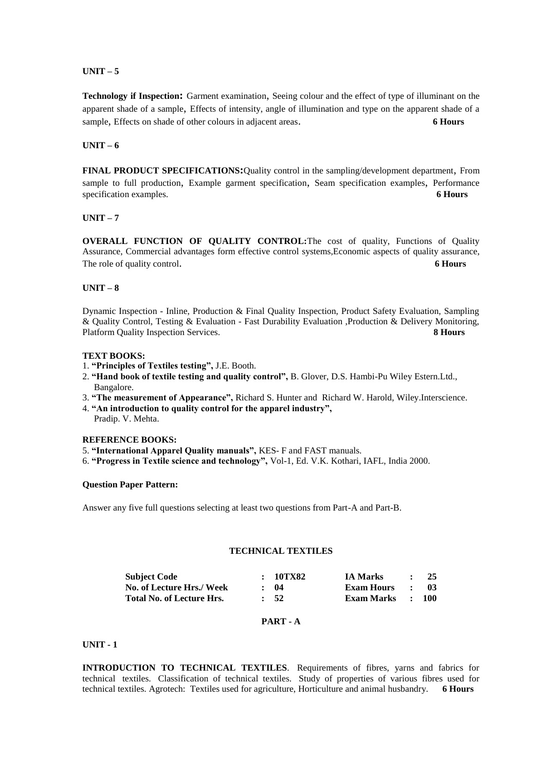**UNIT – 5**

**Technology if Inspection:** Garment examination, Seeing colour and the effect of type of illuminant on the apparent shade of a sample, Effects of intensity, angle of illumination and type on the apparent shade of a sample, Effects on shade of other colours in adjacent areas. **6 Hours**

**UNIT – 6**

**FINAL PRODUCT SPECIFICATIONS:**Quality control in the sampling/development department, From sample to full production, Example garment specification, Seam specification examples, Performance specification examples. **6 Hours**

**UNIT – 7**

**OVERALL FUNCTION OF QUALITY CONTROL:**The cost of quality, Functions of Quality Assurance, Commercial advantages form effective control systems,Economic aspects of quality assurance, The role of quality control. **6 Hours**

**UNIT – 8**

Dynamic Inspection - Inline, Production & Final Quality Inspection, Product Safety Evaluation, Sampling & Quality Control, Testing & Evaluation - Fast Durability Evaluation ,Production & Delivery Monitoring, Platform Quality Inspection Services. **8 Hours**

**TEXT BOOKS:**

1. **"Principles of Textiles testing",** J.E. Booth.
2. **"Hand book of textile testing and quality control",** B. Glover, D.S. Hambi-Pu Wiley Estern.Ltd., Bangalore.
3. **"The measurement of Appearance",** Richard S. Hunter and Richard W. Harold, Wiley.Interscience.
4. **"An introduction to quality control for the apparel industry",** Pradip. V. Mehta.

**REFERENCE BOOKS:**

5. **"International Apparel Quality manuals",** KES- F and FAST manuals.
6. **"Progress in Textile science and technology",** Vol-1, Ed. V.K. Kothari, IAFL, India 2000.

**Question Paper Pattern:**

Answer any five full questions selecting at least two questions from Part-A and Part-B.

## TECHNICAL TEXTILES

| | | | |
|---|---|---|---|
| **Subject Code** | **: 10TX82** | **IA Marks** | **: 25** |
| **No. of Lecture Hrs./ Week** | **: 04** | **Exam Hours** | **: 03** |
| **Total No. of Lecture Hrs.** | **: 52** | **Exam Marks** | **: 100** |

### PART - A

**UNIT - 1**

**INTRODUCTION TO TECHNICAL TEXTILES**. Requirements of fibres, yarns and fabrics for technical textiles. Classification of technical textiles. Study of properties of various fibres used for technical textiles. Agrotech: Textiles used for agriculture, Horticulture and animal husbandry. **6 Hours**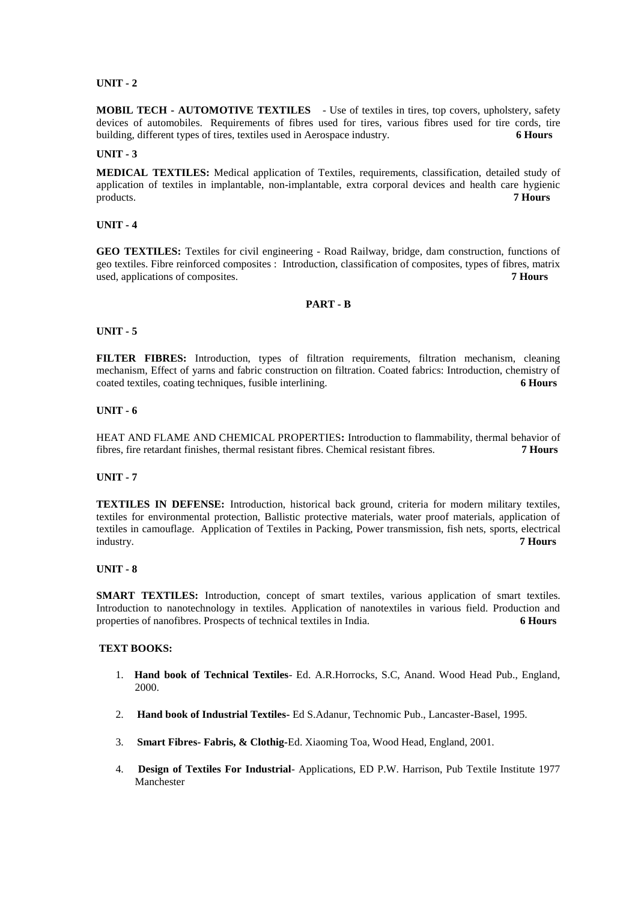**UNIT - 2**

**MOBIL TECH - AUTOMOTIVE TEXTILES** - Use of textiles in tires, top covers, upholstery, safety devices of automobiles. Requirements of fibres used for tires, various fibres used for tire cords, tire building, different types of tires, textiles used in Aerospace industry. **6 Hours**

**UNIT - 3**

**MEDICAL TEXTILES:** Medical application of Textiles, requirements, classification, detailed study of application of textiles in implantable, non-implantable, extra corporal devices and health care hygienic products. **7 Hours**

**UNIT - 4**

**GEO TEXTILES:** Textiles for civil engineering - Road Railway, bridge, dam construction, functions of geo textiles. Fibre reinforced composites : Introduction, classification of composites, types of fibres, matrix used, applications of composites. **7 Hours**

**PART - B**

**UNIT - 5**

**FILTER FIBRES:** Introduction, types of filtration requirements, filtration mechanism, cleaning mechanism, Effect of yarns and fabric construction on filtration. Coated fabrics: Introduction, chemistry of coated textiles, coating techniques, fusible interlining. **6 Hours**

**UNIT - 6**

HEAT AND FLAME AND CHEMICAL PROPERTIES**:** Introduction to flammability, thermal behavior of fibres, fire retardant finishes, thermal resistant fibres. Chemical resistant fibres. **7 Hours**

**UNIT - 7**

**TEXTILES IN DEFENSE:** Introduction, historical back ground, criteria for modern military textiles, textiles for environmental protection, Ballistic protective materials, water proof materials, application of textiles in camouflage. Application of Textiles in Packing, Power transmission, fish nets, sports, electrical industry. **7 Hours**

**UNIT - 8**

**SMART TEXTILES:** Introduction, concept of smart textiles, various application of smart textiles. Introduction to nanotechnology in textiles. Application of nanotextiles in various field. Production and properties of nanofibres. Prospects of technical textiles in India. **6 Hours**

**TEXT BOOKS:**

1. **Hand book of Technical Textiles**- Ed. A.R.Horrocks, S.C, Anand. Wood Head Pub., England, 2000.
2. **Hand book of Industrial Textiles-** Ed S.Adanur, Technomic Pub., Lancaster-Basel, 1995.
3. **Smart Fibres- Fabris, & Clothig**-Ed. Xiaoming Toa, Wood Head, England, 2001.
4. **Design of Textiles For Industrial**- Applications, ED P.W. Harrison, Pub Textile Institute 1977 Manchester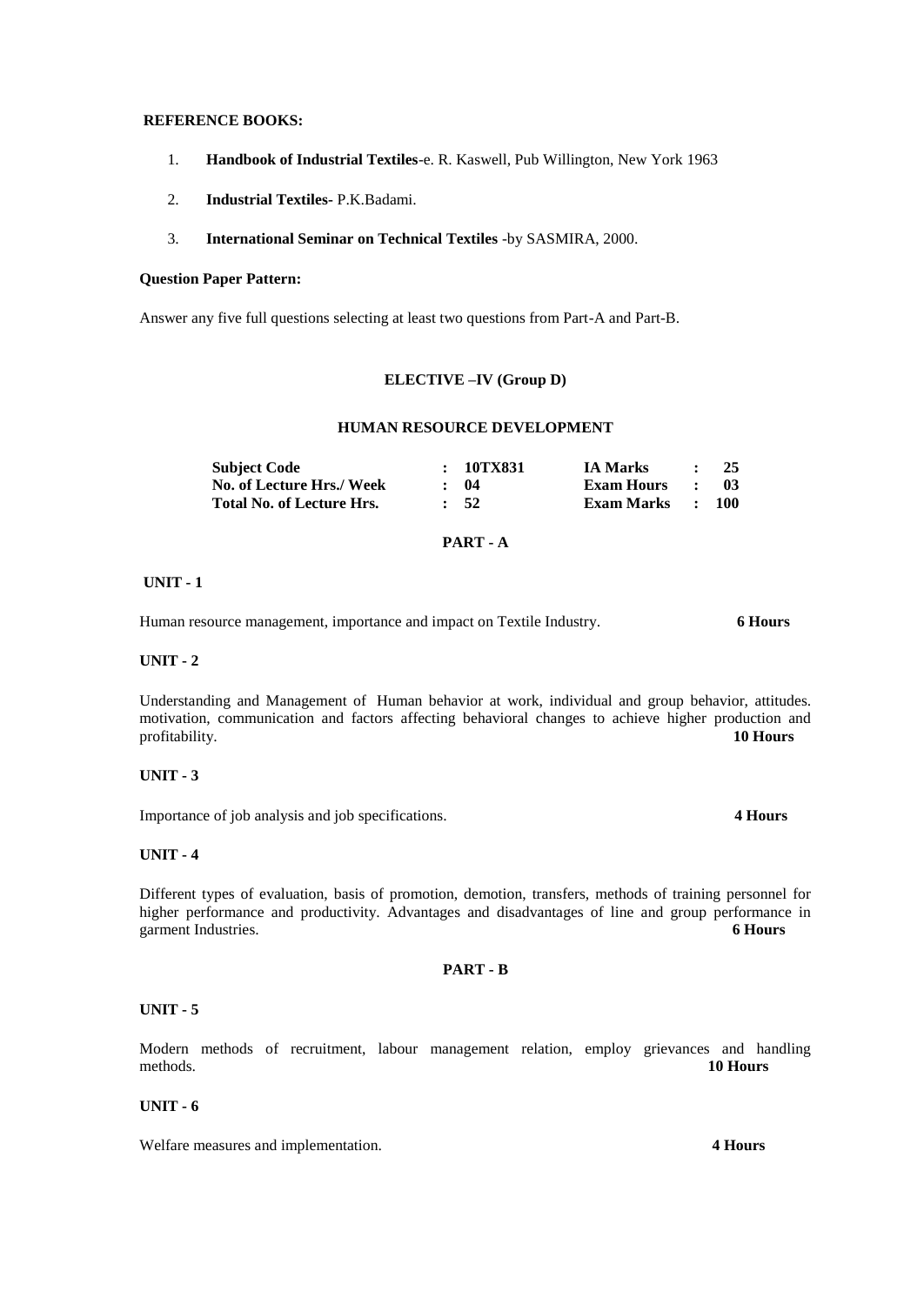**REFERENCE BOOKS:**

1. **Handbook of Industrial Textiles**-e. R. Kaswell, Pub Willington, New York 1963
2. **Industrial Textiles-** P.K.Badami.
3. **International Seminar on Technical Textiles** -by SASMIRA, 2000.

**Question Paper Pattern:**

Answer any five full questions selecting at least two questions from Part-A and Part-B.

**ELECTIVE –IV (Group D)**

**HUMAN RESOURCE DEVELOPMENT**

| | | | |
|---|---|---|---|
| **Subject Code** | **: 10TX831** | **IA Marks** | **: 25** |
| **No. of Lecture Hrs./ Week** | **: 04** | **Exam Hours** | **: 03** |
| **Total No. of Lecture Hrs.** | **: 52** | **Exam Marks** | **: 100** |

**PART - A**

**UNIT - 1**

Human resource management, importance and impact on Textile Industry. **6 Hours**

**UNIT - 2**

Understanding and Management of Human behavior at work, individual and group behavior, attitudes. motivation, communication and factors affecting behavioral changes to achieve higher production and profitability. **10 Hours**

**UNIT - 3**

Importance of job analysis and job specifications. **4 Hours**

**UNIT - 4**

Different types of evaluation, basis of promotion, demotion, transfers, methods of training personnel for higher performance and productivity. Advantages and disadvantages of line and group performance in garment Industries. **6 Hours**

**PART - B**

**UNIT - 5**

Modern methods of recruitment, labour management relation, employ grievances and handling methods. **10 Hours**

**UNIT - 6**

Welfare measures and implementation. **4 Hours**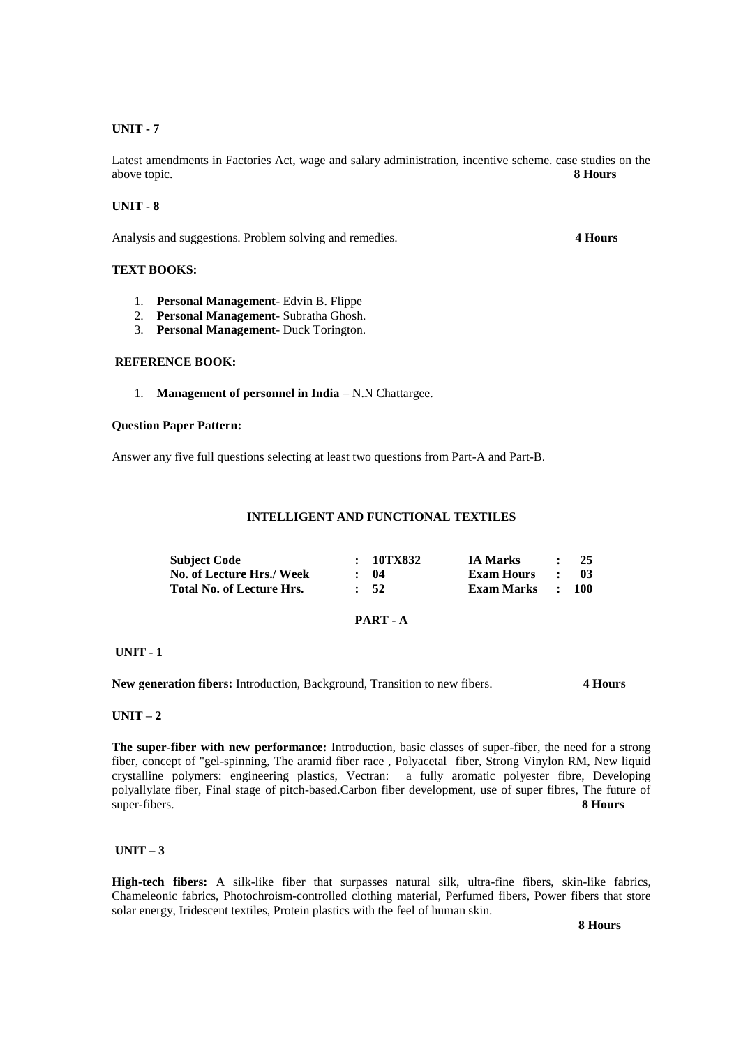**UNIT - 7**

Latest amendments in Factories Act, wage and salary administration, incentive scheme. case studies on the above topic. **8 Hours**

**UNIT - 8**

Analysis and suggestions. Problem solving and remedies. **4 Hours**

**TEXT BOOKS:**

1. **Personal Management**- Edvin B. Flippe
2. **Personal Management**- Subratha Ghosh.
3. **Personal Management**- Duck Torington.

**REFERENCE BOOK:**

1. **Management of personnel in India** – N.N Chattargee.

**Question Paper Pattern:**

Answer any five full questions selecting at least two questions from Part-A and Part-B.

## INTELLIGENT AND FUNCTIONAL TEXTILES

| | | | | | |
|---|---|---|---|---|---|
| **Subject Code** | : | **10TX832** | **IA Marks** | : | **25** |
| **No. of Lecture Hrs./ Week** | : | **04** | **Exam Hours** | : | **03** |
| **Total No. of Lecture Hrs.** | : | **52** | **Exam Marks** | : | **100** |

### PART - A

**UNIT - 1**

**New generation fibers:** Introduction, Background, Transition to new fibers. **4 Hours**

**UNIT – 2**

**The super-fiber with new performance:** Introduction, basic classes of super-fiber, the need for a strong fiber, concept of "gel-spinning, The aramid fiber race , Polyacetal fiber, Strong Vinylon RM, New liquid crystalline polymers: engineering plastics, Vectran: a fully aromatic polyester fibre, Developing polyallylate fiber, Final stage of pitch-based.Carbon fiber development, use of super fibres, The future of super-fibers. **8 Hours**

**UNIT – 3**

**High-tech fibers:** A silk-like fiber that surpasses natural silk, ultra-fine fibers, skin-like fabrics, Chameleonic fabrics, Photochroism-controlled clothing material, Perfumed fibers, Power fibers that store solar energy, Iridescent textiles, Protein plastics with the feel of human skin.

**8 Hours**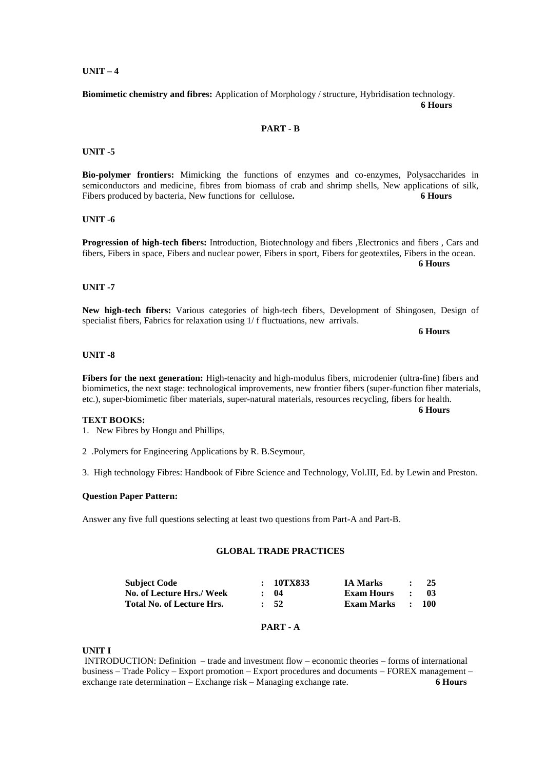**UNIT – 4**

**Biomimetic chemistry and fibres:** Application of Morphology / structure, Hybridisation technology. **6 Hours**

**PART - B**

**UNIT -5**

**Bio-polymer frontiers:** Mimicking the functions of enzymes and co-enzymes, Polysaccharides in semiconductors and medicine, fibres from biomass of crab and shrimp shells, New applications of silk, Fibers produced by bacteria, New functions for cellulose**.** **6 Hours**

**UNIT -6**

**Progression of high-tech fibers:** Introduction, Biotechnology and fibers ,Electronics and fibers , Cars and fibers, Fibers in space, Fibers and nuclear power, Fibers in sport, Fibers for geotextiles, Fibers in the ocean. **6 Hours**

**UNIT -7**

**New high-tech fibers:** Various categories of high-tech fibers, Development of Shingosen, Design of specialist fibers, Fabrics for relaxation using 1/ f fluctuations, new arrivals.

**6 Hours**

**UNIT -8**

**Fibers for the next generation:** High-tenacity and high-modulus fibers, microdenier (ultra-fine) fibers and biomimetics, the next stage: technological improvements, new frontier fibers (super-function fiber materials, etc.), super-biomimetic fiber materials, super-natural materials, resources recycling, fibers for health.

**6 Hours**

**TEXT BOOKS:**

1. New Fibres by Hongu and Phillips,

2 .Polymers for Engineering Applications by R. B.Seymour,

3. High technology Fibres: Handbook of Fibre Science and Technology, Vol.III, Ed. by Lewin and Preston.

**Question Paper Pattern:**

Answer any five full questions selecting at least two questions from Part-A and Part-B.

## GLOBAL TRADE PRACTICES

| | | | |
|---|---|---|---|
| **Subject Code** | : **10TX833** | **IA Marks** | : **25** |
| **No. of Lecture Hrs./ Week** | : **04** | **Exam Hours** | : **03** |
| **Total No. of Lecture Hrs.** | : **52** | **Exam Marks** | : **100** |

**PART - A**

**UNIT I**

INTRODUCTION: Definition – trade and investment flow – economic theories – forms of international business – Trade Policy – Export promotion – Export procedures and documents – FOREX management – exchange rate determination – Exchange risk – Managing exchange rate. **6 Hours**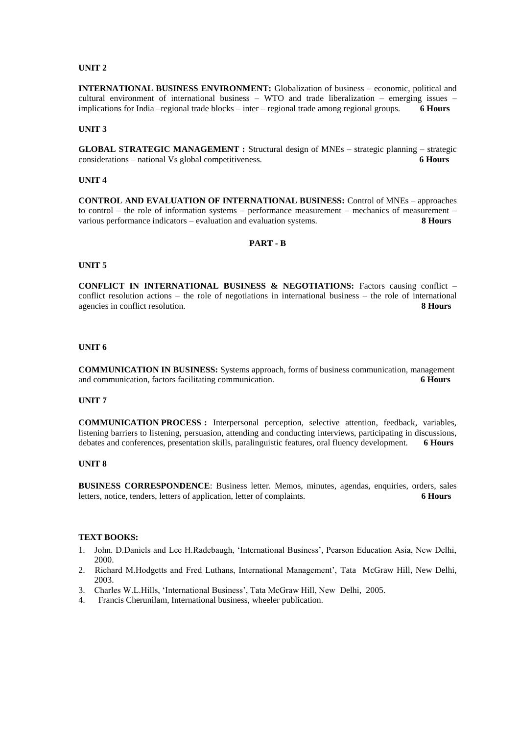**UNIT 2**

**INTERNATIONAL BUSINESS ENVIRONMENT:** Globalization of business – economic, political and cultural environment of international business – WTO and trade liberalization – emerging issues – implications for India –regional trade blocks – inter – regional trade among regional groups. **6 Hours**

**UNIT 3**

**GLOBAL STRATEGIC MANAGEMENT :** Structural design of MNEs – strategic planning – strategic considerations – national Vs global competitiveness. **6 Hours**

**UNIT 4**

**CONTROL AND EVALUATION OF INTERNATIONAL BUSINESS:** Control of MNEs – approaches to control – the role of information systems – performance measurement – mechanics of measurement – various performance indicators – evaluation and evaluation systems. **8 Hours**

**PART - B**

**UNIT 5**

**CONFLICT IN INTERNATIONAL BUSINESS & NEGOTIATIONS:** Factors causing conflict – conflict resolution actions – the role of negotiations in international business – the role of international agencies in conflict resolution. **8 Hours**

**UNIT 6**

**COMMUNICATION IN BUSINESS:** Systems approach, forms of business communication, management and communication, factors facilitating communication. **6 Hours**

**UNIT 7**

**COMMUNICATION PROCESS :** Interpersonal perception, selective attention, feedback, variables, listening barriers to listening, persuasion, attending and conducting interviews, participating in discussions, debates and conferences, presentation skills, paralinguistic features, oral fluency development. **6 Hours**

**UNIT 8**

**BUSINESS CORRESPONDENCE**: Business letter. Memos, minutes, agendas, enquiries, orders, sales letters, notice, tenders, letters of application, letter of complaints. **6 Hours**

**TEXT BOOKS:**

1. John. D.Daniels and Lee H.Radebaugh, 'International Business', Pearson Education Asia, New Delhi, 2000.
2. Richard M.Hodgetts and Fred Luthans, International Management', Tata McGraw Hill, New Delhi, 2003.
3. Charles W.L.Hills, 'International Business', Tata McGraw Hill, New Delhi, 2005.
4. Francis Cherunilam, International business, wheeler publication.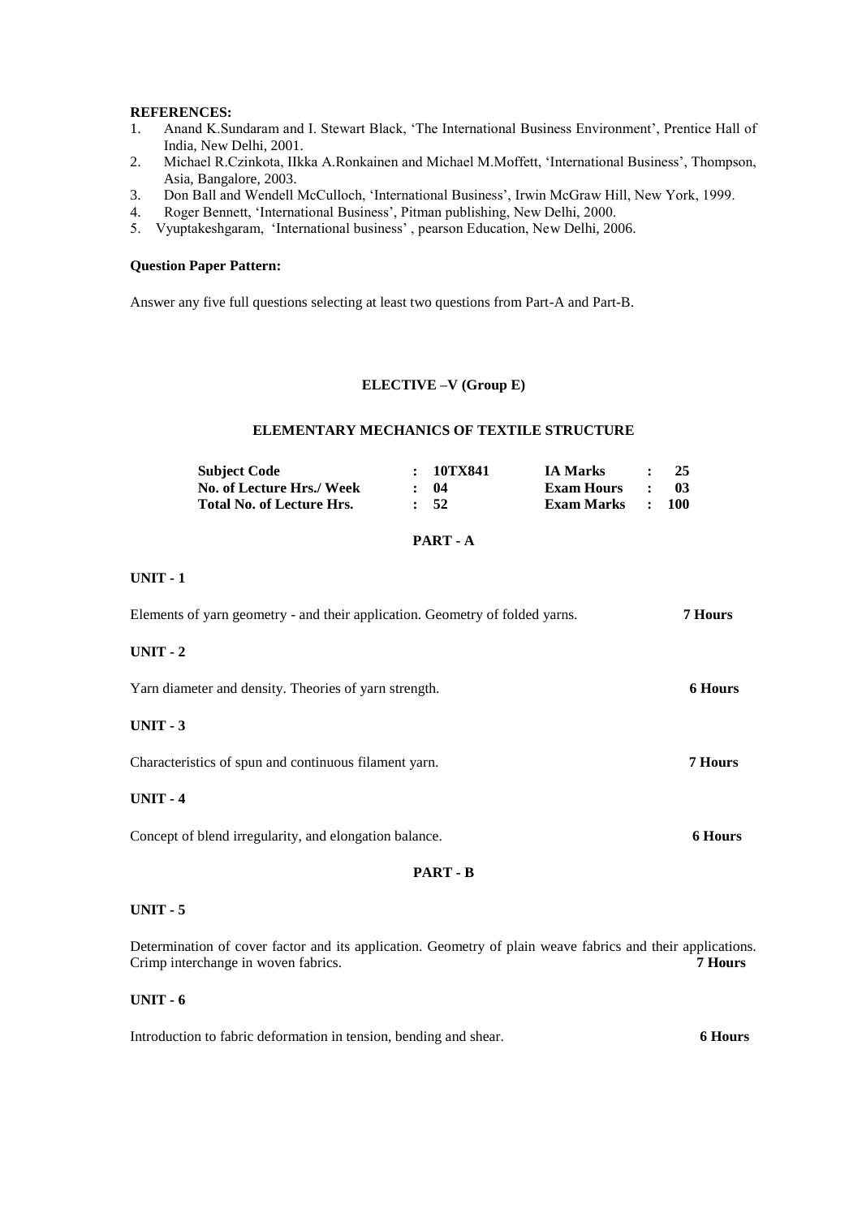**REFERENCES:**

1. Anand K.Sundaram and I. Stewart Black, 'The International Business Environment', Prentice Hall of India, New Delhi, 2001.
2. Michael R.Czinkota, IIkka A.Ronkainen and Michael M.Moffett, 'International Business', Thompson, Asia, Bangalore, 2003.
3. Don Ball and Wendell McCulloch, 'International Business', Irwin McGraw Hill, New York, 1999.
4. Roger Bennett, 'International Business', Pitman publishing, New Delhi, 2000.
5. Vyuptakeshgaram, 'International business' , pearson Education, New Delhi, 2006.

**Question Paper Pattern:**

Answer any five full questions selecting at least two questions from Part-A and Part-B.

## ELECTIVE –V (Group E)

## ELEMENTARY MECHANICS OF TEXTILE STRUCTURE

| | | | | | |
|---|---|---|---|---|---|
| **Subject Code** | **: 10TX841** | **IA Marks** | **:** | **25** |
| **No. of Lecture Hrs./ Week** | **: 04** | **Exam Hours** | **:** | **03** |
| **Total No. of Lecture Hrs.** | **: 52** | **Exam Marks** | **:** | **100** |

### PART - A

**UNIT - 1**

Elements of yarn geometry - and their application. Geometry of folded yarns. **7 Hours**

**UNIT - 2**

Yarn diameter and density. Theories of yarn strength. **6 Hours**

**UNIT - 3**

Characteristics of spun and continuous filament yarn. **7 Hours**

**UNIT - 4**

Concept of blend irregularity, and elongation balance. **6 Hours**

### PART - B

**UNIT - 5**

Determination of cover factor and its application. Geometry of plain weave fabrics and their applications. Crimp interchange in woven fabrics. **7 Hours**

**UNIT - 6**

Introduction to fabric deformation in tension, bending and shear. **6 Hours**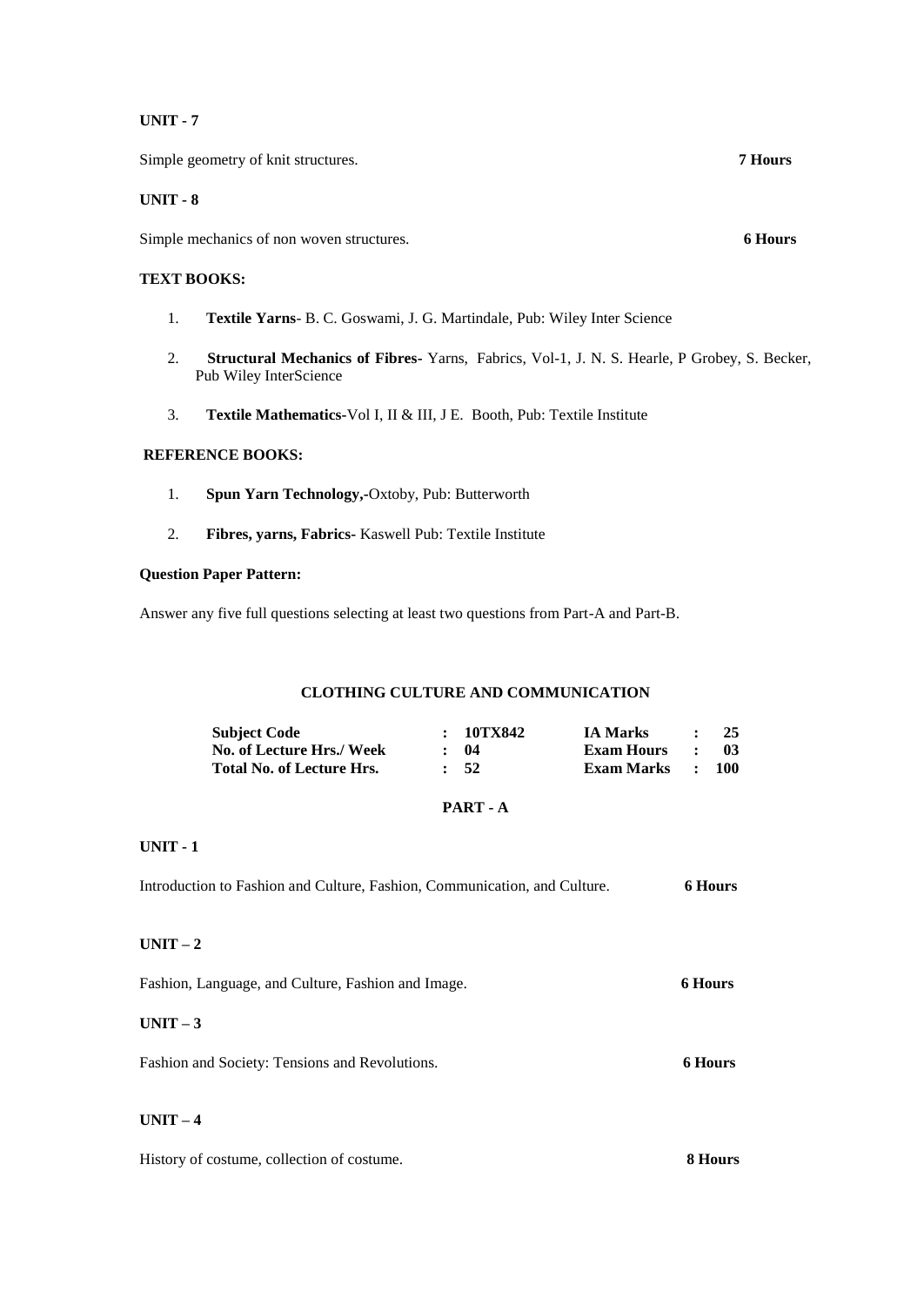**UNIT - 7**

Simple geometry of knit structures. **7 Hours**

**UNIT - 8**

Simple mechanics of non woven structures. **6 Hours**

**TEXT BOOKS:**

1. **Textile Yarns**- B. C. Goswami, J. G. Martindale, Pub: Wiley Inter Science
2. **Structural Mechanics of Fibres-** Yarns, Fabrics, Vol-1, J. N. S. Hearle, P Grobey, S. Becker, Pub Wiley InterScience
3. **Textile Mathematics-**Vol I, II & III, J E. Booth, Pub: Textile Institute

**REFERENCE BOOKS:**

1. **Spun Yarn Technology,-**Oxtoby, Pub: Butterworth
2. **Fibres, yarns, Fabrics-** Kaswell Pub: Textile Institute

**Question Paper Pattern:**

Answer any five full questions selecting at least two questions from Part-A and Part-B.

## CLOTHING CULTURE AND COMMUNICATION

| | | | | | |
|---|---|---|---|---|---|
| **Subject Code** | **:** | **10TX842** | **IA Marks** | **:** | **25** |
| **No. of Lecture Hrs./ Week** | **:** | **04** | **Exam Hours** | **:** | **03** |
| **Total No. of Lecture Hrs.** | **:** | **52** | **Exam Marks** | **:** | **100** |

**PART - A**

**UNIT - 1**

Introduction to Fashion and Culture, Fashion, Communication, and Culture. **6 Hours**

**UNIT – 2**

Fashion, Language, and Culture, Fashion and Image. **6 Hours**

**UNIT – 3**

Fashion and Society: Tensions and Revolutions. **6 Hours**

**UNIT – 4**

History of costume, collection of costume. **8 Hours**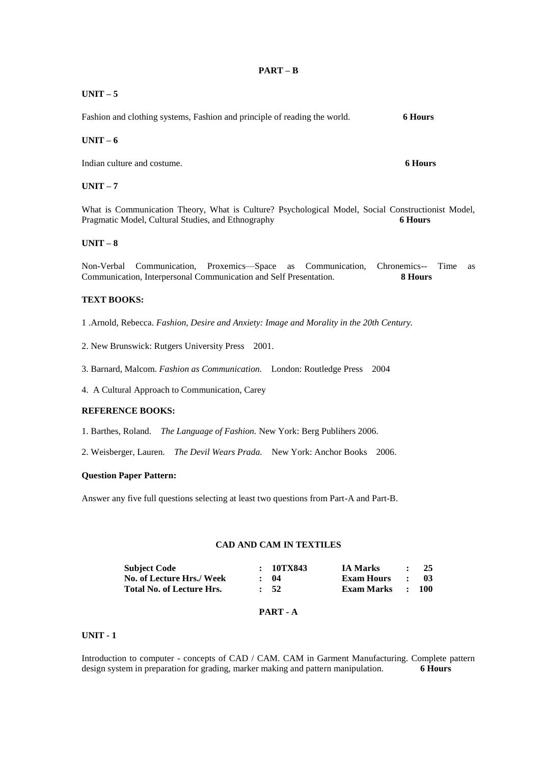## PART – B

### UNIT – 5

Fashion and clothing systems, Fashion and principle of reading the world. **6 Hours**

### UNIT – 6

Indian culture and costume. **6 Hours**

### UNIT – 7

What is Communication Theory, What is Culture? Psychological Model, Social Constructionist Model, Pragmatic Model, Cultural Studies, and Ethnography **6 Hours**

### UNIT – 8

Non-Verbal Communication, Proxemics—Space as Communication, Chronemics-- Time as Communication, Interpersonal Communication and Self Presentation. **8 Hours**

### TEXT BOOKS:

1 .Arnold, Rebecca. *Fashion, Desire and Anxiety: Image and Morality in the 20th Century.*

2. New Brunswick: Rutgers University Press 2001.

3. Barnard, Malcom. *Fashion as Communication.* London: Routledge Press 2004

4. A Cultural Approach to Communication, Carey

### REFERENCE BOOKS:

1. Barthes, Roland. *The Language of Fashion.* New York: Berg Publihers 2006.

2. Weisberger, Lauren. *The Devil Wears Prada.* New York: Anchor Books 2006.

### Question Paper Pattern:

Answer any five full questions selecting at least two questions from Part-A and Part-B.

## CAD AND CAM IN TEXTILES

| | | | | | |
|---|---|---|---|---|---|
| **Subject Code** | : | **10TX843** | **IA Marks** | : | **25** |
| **No. of Lecture Hrs./ Week** | : | **04** | **Exam Hours** | : | **03** |
| **Total No. of Lecture Hrs.** | : | **52** | **Exam Marks** | : | **100** |

## PART - A

### UNIT - 1

Introduction to computer - concepts of CAD / CAM. CAM in Garment Manufacturing. Complete pattern design system in preparation for grading, marker making and pattern manipulation. **6 Hours**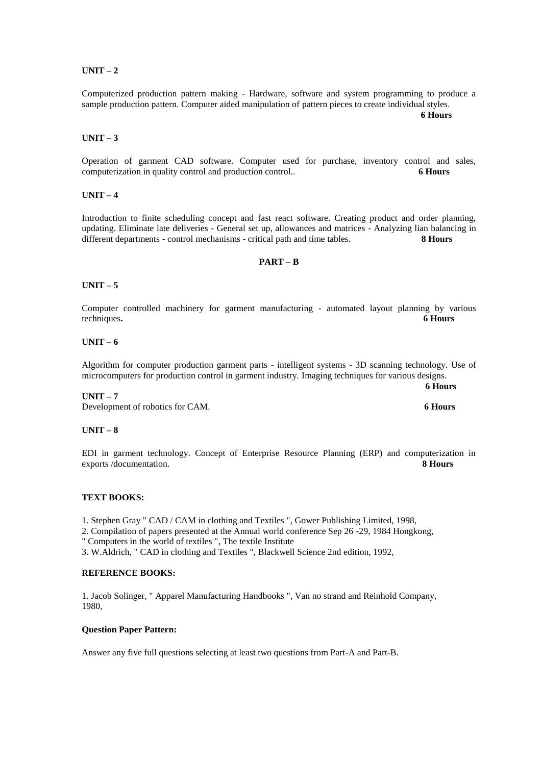**UNIT – 2**

Computerized production pattern making - Hardware, software and system programming to produce a sample production pattern. Computer aided manipulation of pattern pieces to create individual styles.
**6 Hours**

**UNIT – 3**

Operation of garment CAD software. Computer used for purchase, inventory control and sales, computerization in quality control and production control.. **6 Hours**

**UNIT – 4**

Introduction to finite scheduling concept and fast react software. Creating product and order planning, updating. Eliminate late deliveries - General set up, allowances and matrices - Analyzing lian balancing in different departments - control mechanisms - critical path and time tables. **8 Hours**

**PART – B**

**UNIT – 5**

Computer controlled machinery for garment manufacturing - automated layout planning by various techniques**.** **6 Hours**

**UNIT – 6**

Algorithm for computer production garment parts - intelligent systems - 3D scanning technology. Use of microcomputers for production control in garment industry. Imaging techniques for various designs.
**6 Hours**

**UNIT – 7**

Development of robotics for CAM. **6 Hours**

**UNIT – 8**

EDI in garment technology. Concept of Enterprise Resource Planning (ERP) and computerization in exports /documentation. **8 Hours**

**TEXT BOOKS:**

1. Stephen Gray " CAD / CAM in clothing and Textiles ", Gower Publishing Limited, 1998,
2. Compilation of papers presented at the Annual world conference Sep 26 -29, 1984 Hongkong, " Computers in the world of textiles ", The textile Institute
3. W.Aldrich, " CAD in clothing and Textiles ", Blackwell Science 2nd edition, 1992,

**REFERENCE BOOKS:**

1. Jacob Solinger, " Apparel Manufacturing Handbooks ", Van no strand and Reinhold Company, 1980,

**Question Paper Pattern:**

Answer any five full questions selecting at least two questions from Part-A and Part-B.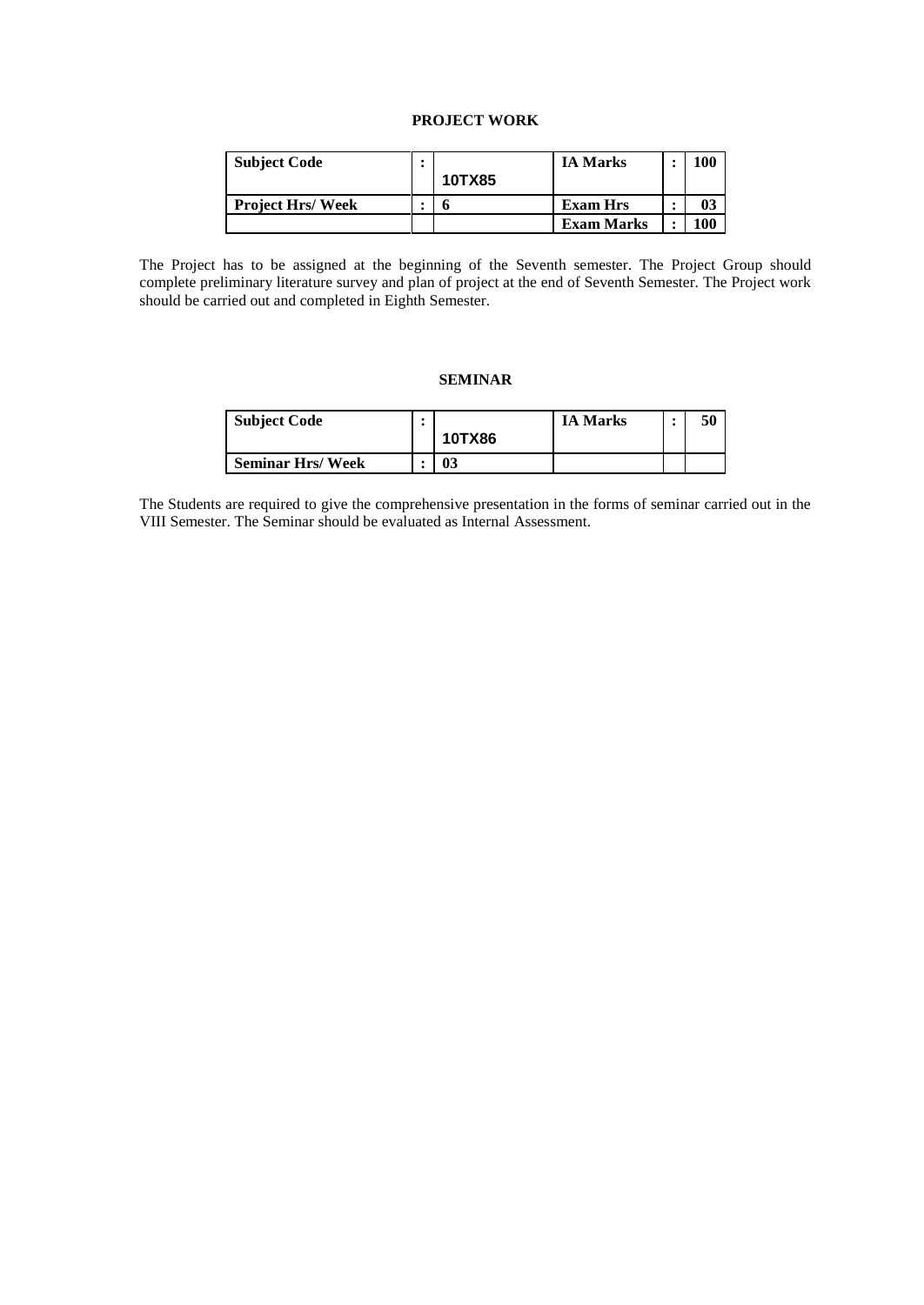## PROJECT WORK

| | | | | | |
|---|---|---|---|---|---|
| **Subject Code** | **:** | **10TX85** | **IA Marks** | **:** | **100** |
| **Project Hrs/ Week** | **:** | **6** | **Exam Hrs** | **:** | **03** |
| | | | **Exam Marks** | **:** | **100** |

The Project has to be assigned at the beginning of the Seventh semester. The Project Group should complete preliminary literature survey and plan of project at the end of Seventh Semester. The Project work should be carried out and completed in Eighth Semester.

## SEMINAR

| | | | | | |
|---|---|---|---|---|---|
| **Subject Code** | **:** | **10TX86** | **IA Marks** | **:** | **50** |
| **Seminar Hrs/ Week** | **:** | **03** | | | |

The Students are required to give the comprehensive presentation in the forms of seminar carried out in the VIII Semester. The Seminar should be evaluated as Internal Assessment.